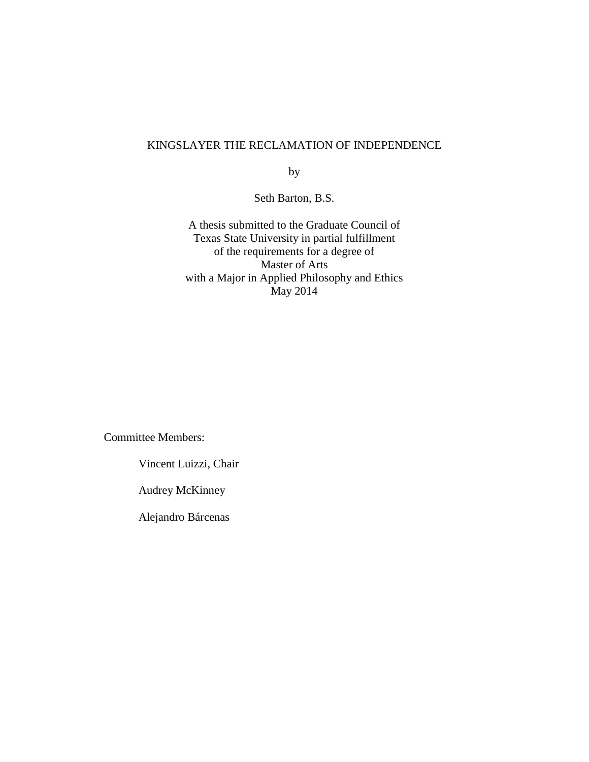# KINGSLAYER THE RECLAMATION OF INDEPENDENCE

by

Seth Barton, B.S.

A thesis submitted to the Graduate Council of
Texas State University in partial fulfillment
of the requirements for a degree of
Master of Arts
with a Major in Applied Philosophy and Ethics
May 2014

Committee Members:

Vincent Luizzi, Chair

Audrey McKinney

Alejandro Bárcenas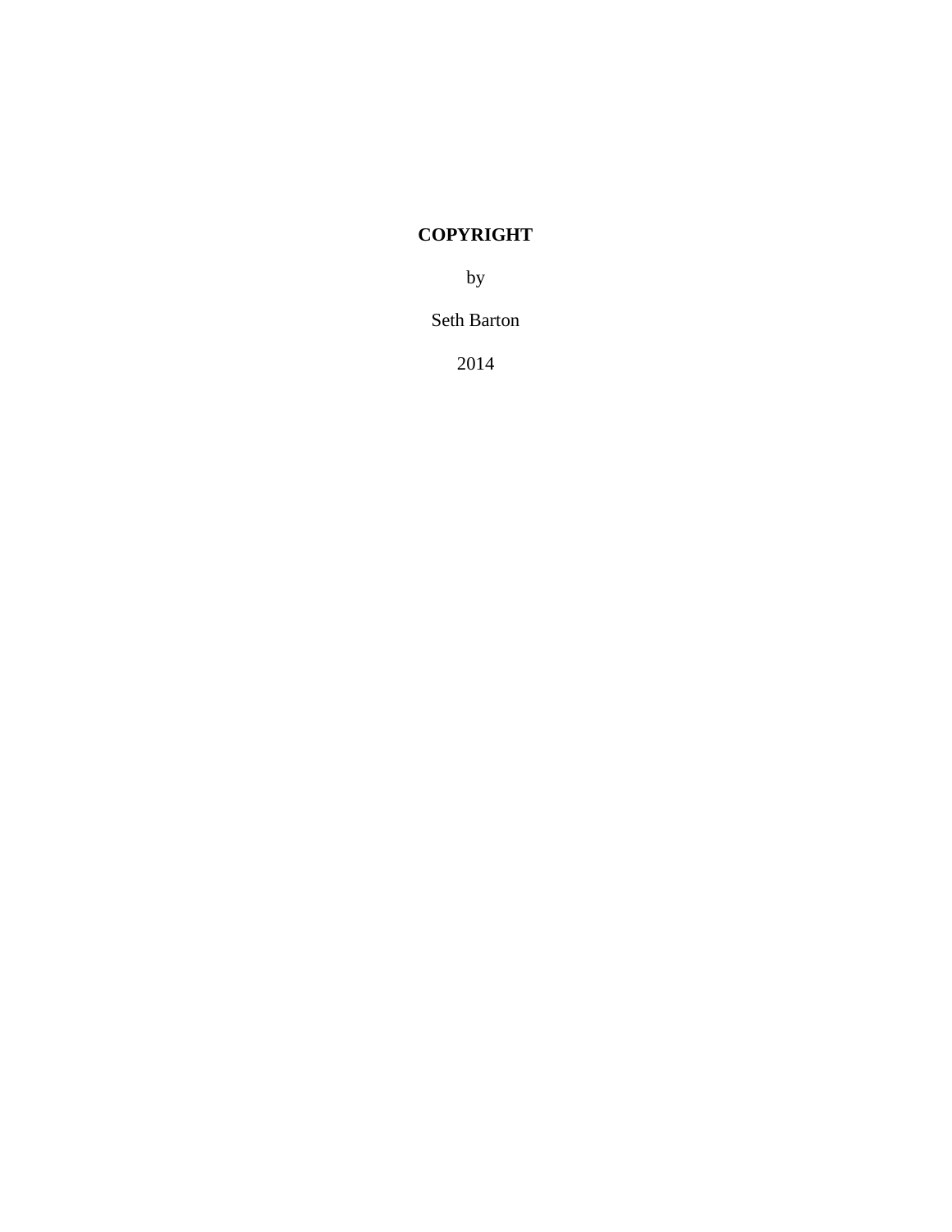**COPYRIGHT**

by

Seth Barton

2014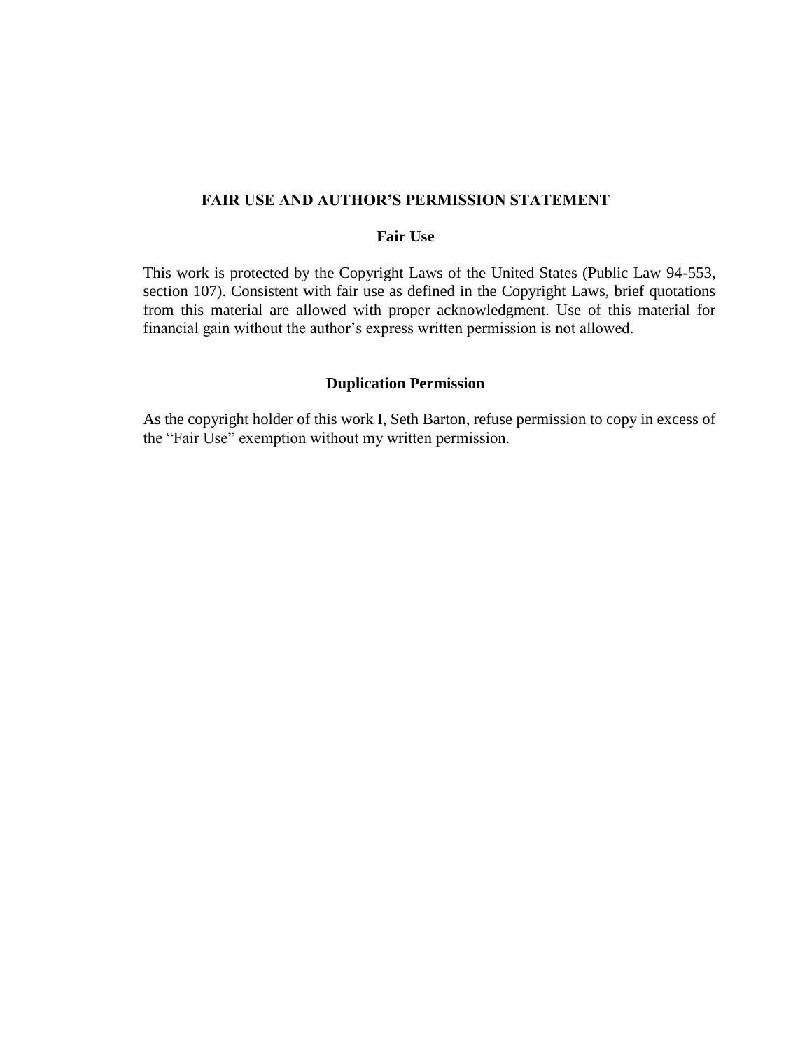# FAIR USE AND AUTHOR'S PERMISSION STATEMENT

## Fair Use

This work is protected by the Copyright Laws of the United States (Public Law 94-553, section 107). Consistent with fair use as defined in the Copyright Laws, brief quotations from this material are allowed with proper acknowledgment. Use of this material for financial gain without the author's express written permission is not allowed.

## Duplication Permission

As the copyright holder of this work I, Seth Barton, refuse permission to copy in excess of the "Fair Use" exemption without my written permission.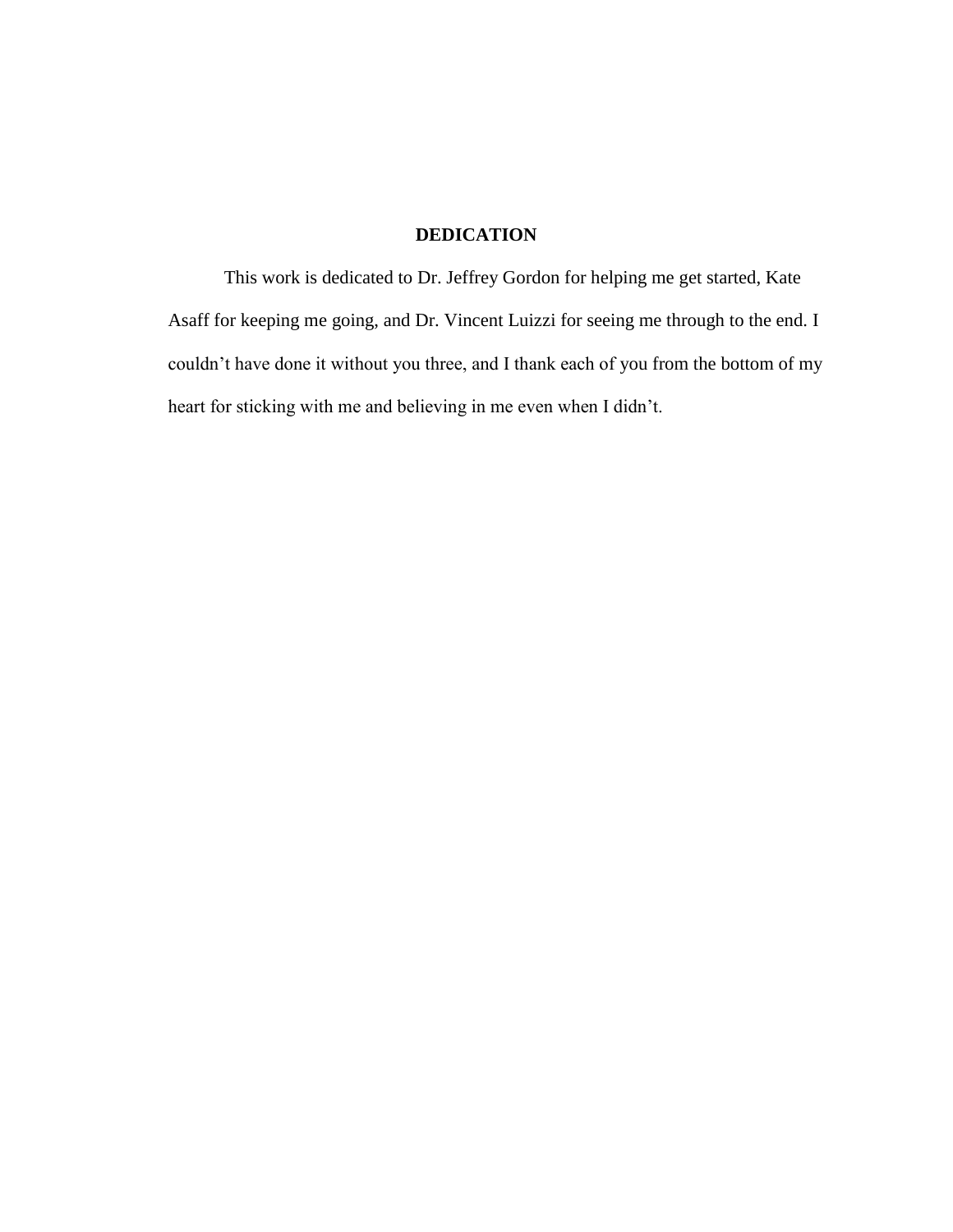# DEDICATION

This work is dedicated to Dr. Jeffrey Gordon for helping me get started, Kate Asaff for keeping me going, and Dr. Vincent Luizzi for seeing me through to the end. I couldn’t have done it without you three, and I thank each of you from the bottom of my heart for sticking with me and believing in me even when I didn’t.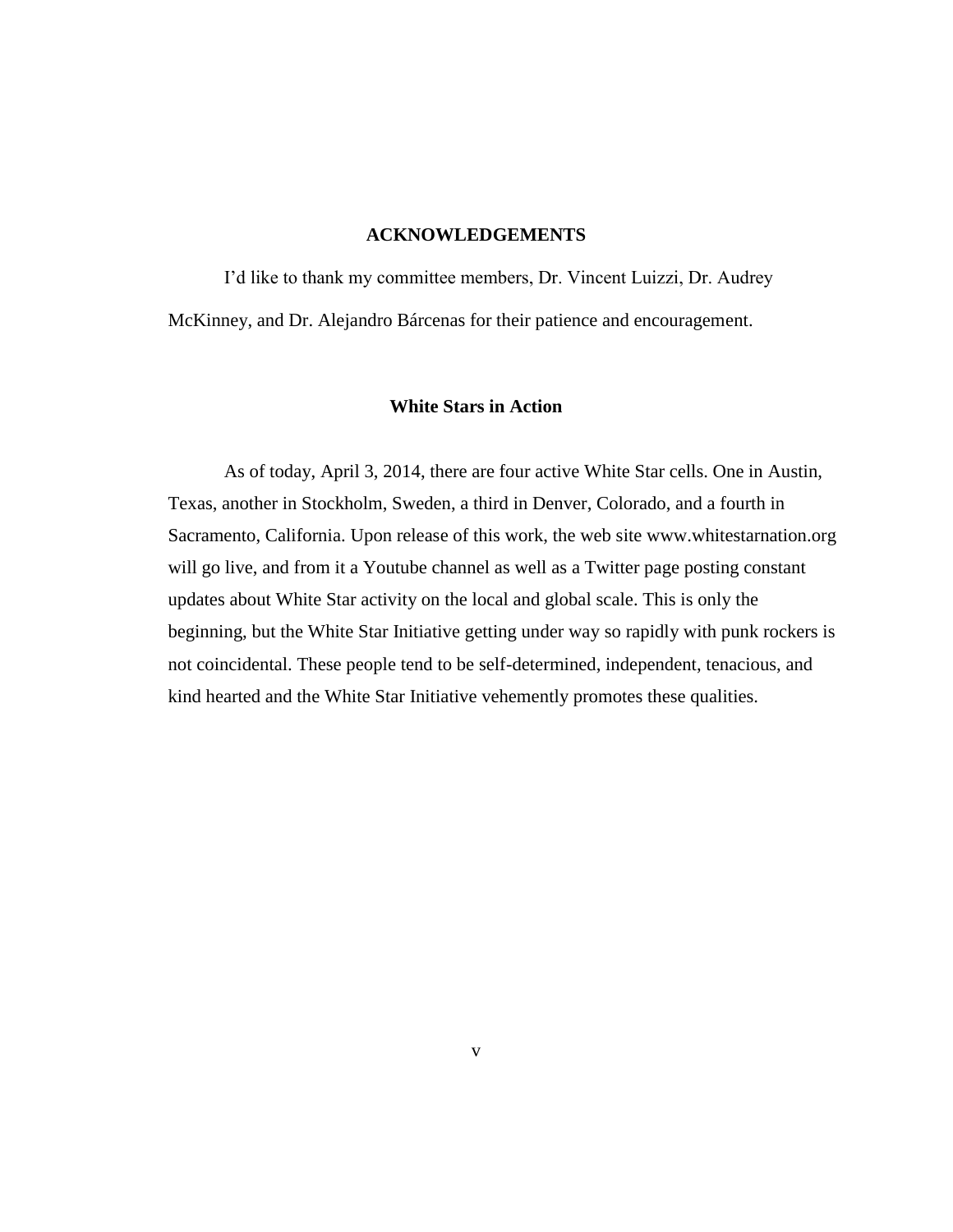## ACKNOWLEDGEMENTS

I'd like to thank my committee members, Dr. Vincent Luizzi, Dr. Audrey McKinney, and Dr. Alejandro Bárcenas for their patience and encouragement.

### White Stars in Action

As of today, April 3, 2014, there are four active White Star cells. One in Austin, Texas, another in Stockholm, Sweden, a third in Denver, Colorado, and a fourth in Sacramento, California. Upon release of this work, the web site www.whitestarnation.org will go live, and from it a Youtube channel as well as a Twitter page posting constant updates about White Star activity on the local and global scale. This is only the beginning, but the White Star Initiative getting under way so rapidly with punk rockers is not coincidental. These people tend to be self-determined, independent, tenacious, and kind hearted and the White Star Initiative vehemently promotes these qualities.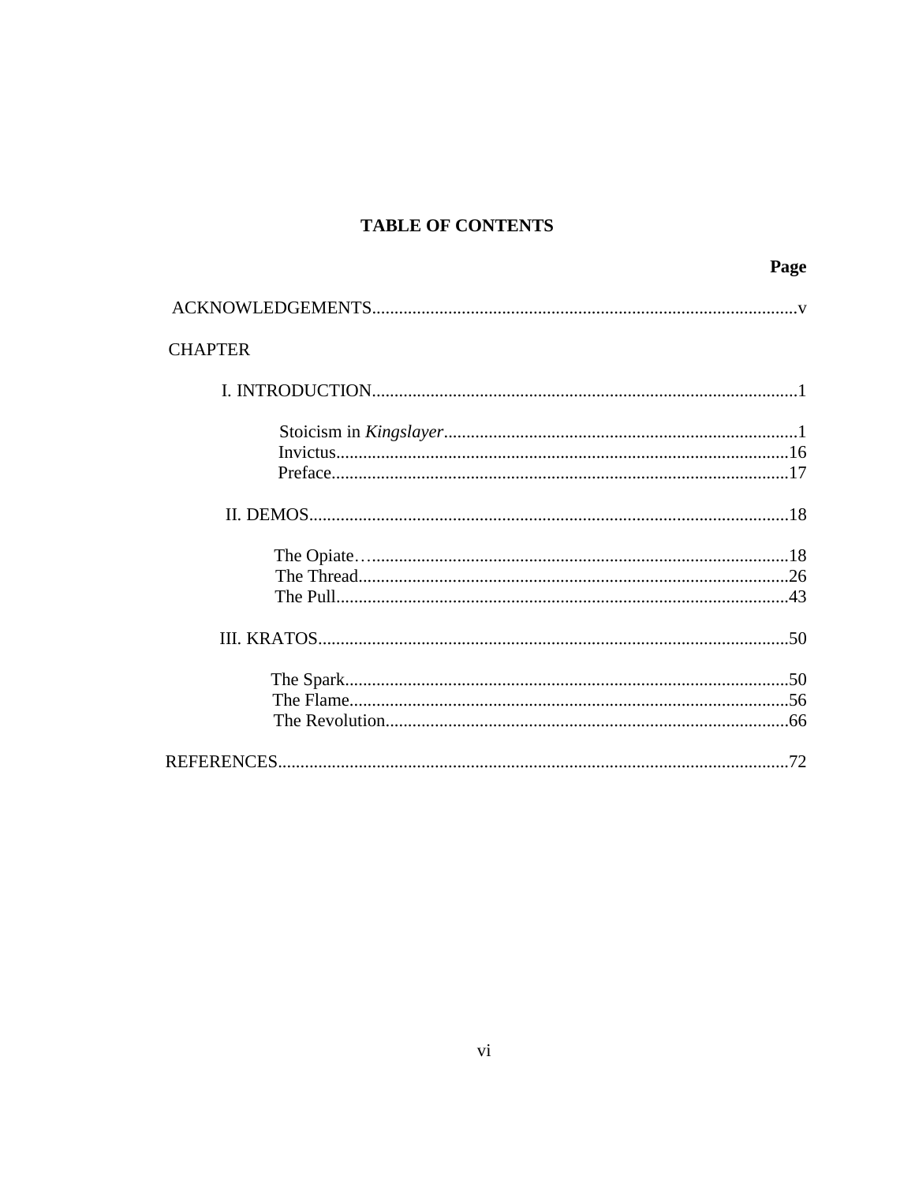# TABLE OF CONTENTS

**Page**

ACKNOWLEDGEMENTS.............................................................................................v

CHAPTER

I. INTRODUCTION..............................................................................................1

- Stoicism in *Kingslayer*..............................................................................1
- Invictus....................................................................................................16
- Preface.....................................................................................................17

II. DEMOS..........................................................................................................18

- The Opiate….............................................................................................18
- The Thread...............................................................................................26
- The Pull....................................................................................................43

III. KRATOS........................................................................................................50

- The Spark..................................................................................................50
- The Flame.................................................................................................56
- The Revolution.........................................................................................66

REFERENCES.................................................................................................................72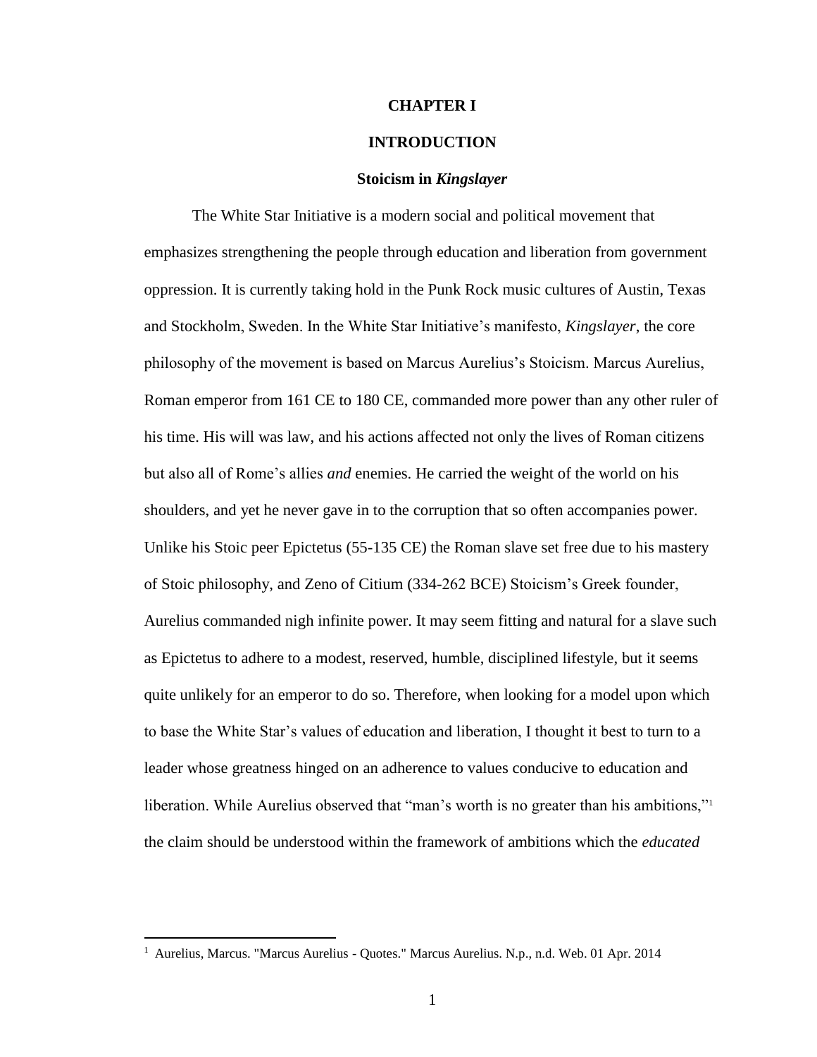# CHAPTER I

# INTRODUCTION

## Stoicism in *Kingslayer*

The White Star Initiative is a modern social and political movement that emphasizes strengthening the people through education and liberation from government oppression. It is currently taking hold in the Punk Rock music cultures of Austin, Texas and Stockholm, Sweden. In the White Star Initiative's manifesto, *Kingslayer*, the core philosophy of the movement is based on Marcus Aurelius's Stoicism. Marcus Aurelius, Roman emperor from 161 CE to 180 CE, commanded more power than any other ruler of his time. His will was law, and his actions affected not only the lives of Roman citizens but also all of Rome's allies *and* enemies. He carried the weight of the world on his shoulders, and yet he never gave in to the corruption that so often accompanies power. Unlike his Stoic peer Epictetus (55-135 CE) the Roman slave set free due to his mastery of Stoic philosophy, and Zeno of Citium (334-262 BCE) Stoicism's Greek founder, Aurelius commanded nigh infinite power. It may seem fitting and natural for a slave such as Epictetus to adhere to a modest, reserved, humble, disciplined lifestyle, but it seems quite unlikely for an emperor to do so. Therefore, when looking for a model upon which to base the White Star's values of education and liberation, I thought it best to turn to a leader whose greatness hinged on an adherence to values conducive to education and liberation. While Aurelius observed that "man's worth is no greater than his ambitions,"[1] the claim should be understood within the framework of ambitions which the *educated*

---

[1] Aurelius, Marcus. "Marcus Aurelius - Quotes." Marcus Aurelius. N.p., n.d. Web. 01 Apr. 2014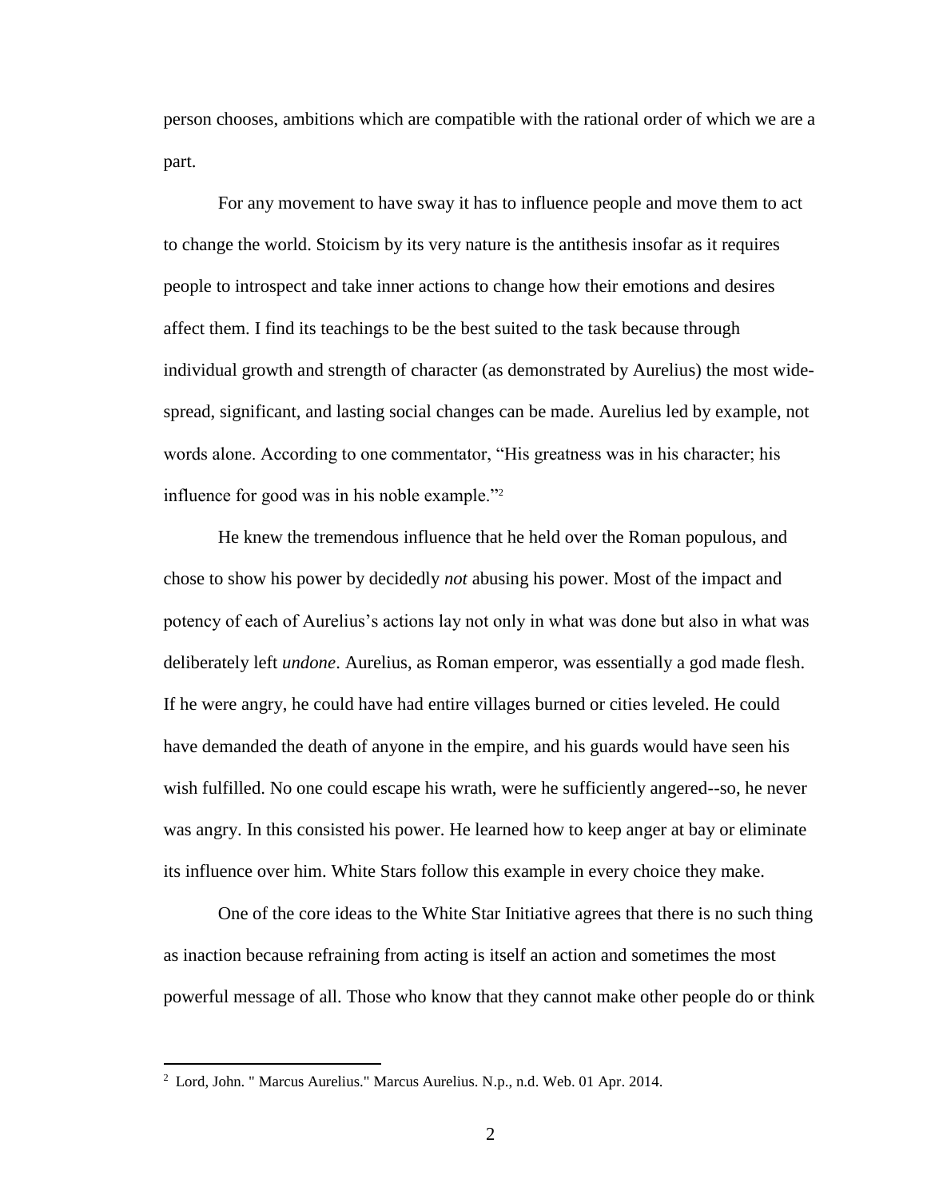person chooses, ambitions which are compatible with the rational order of which we are a part.

For any movement to have sway it has to influence people and move them to act to change the world. Stoicism by its very nature is the antithesis insofar as it requires people to introspect and take inner actions to change how their emotions and desires affect them. I find its teachings to be the best suited to the task because through individual growth and strength of character (as demonstrated by Aurelius) the most wide-spread, significant, and lasting social changes can be made. Aurelius led by example, not words alone. According to one commentator, "His greatness was in his character; his influence for good was in his noble example."[2]

He knew the tremendous influence that he held over the Roman populous, and chose to show his power by decidedly *not* abusing his power. Most of the impact and potency of each of Aurelius's actions lay not only in what was done but also in what was deliberately left *undone*. Aurelius, as Roman emperor, was essentially a god made flesh. If he were angry, he could have had entire villages burned or cities leveled. He could have demanded the death of anyone in the empire, and his guards would have seen his wish fulfilled. No one could escape his wrath, were he sufficiently angered--so, he never was angry. In this consisted his power. He learned how to keep anger at bay or eliminate its influence over him. White Stars follow this example in every choice they make.

One of the core ideas to the White Star Initiative agrees that there is no such thing as inaction because refraining from acting is itself an action and sometimes the most powerful message of all. Those who know that they cannot make other people do or think

---

[2] Lord, John. " Marcus Aurelius." Marcus Aurelius. N.p., n.d. Web. 01 Apr. 2014.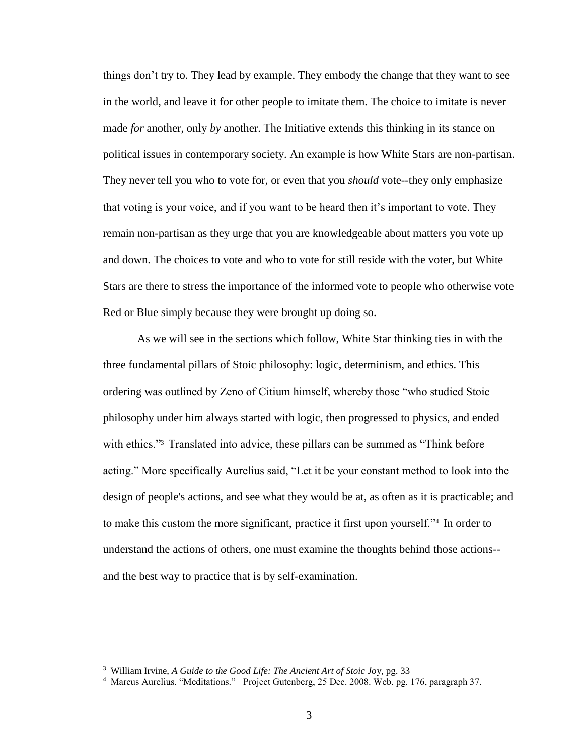things don't try to. They lead by example. They embody the change that they want to see in the world, and leave it for other people to imitate them. The choice to imitate is never made *for* another, only *by* another. The Initiative extends this thinking in its stance on political issues in contemporary society. An example is how White Stars are non-partisan. They never tell you who to vote for, or even that you *should* vote--they only emphasize that voting is your voice, and if you want to be heard then it's important to vote. They remain non-partisan as they urge that you are knowledgeable about matters you vote up and down. The choices to vote and who to vote for still reside with the voter, but White Stars are there to stress the importance of the informed vote to people who otherwise vote Red or Blue simply because they were brought up doing so.

As we will see in the sections which follow, White Star thinking ties in with the three fundamental pillars of Stoic philosophy: logic, determinism, and ethics. This ordering was outlined by Zeno of Citium himself, whereby those "who studied Stoic philosophy under him always started with logic, then progressed to physics, and ended with ethics."[3] Translated into advice, these pillars can be summed as "Think before acting." More specifically Aurelius said, "Let it be your constant method to look into the design of people's actions, and see what they would be at, as often as it is practicable; and to make this custom the more significant, practice it first upon yourself."[4] In order to understand the actions of others, one must examine the thoughts behind those actions--and the best way to practice that is by self-examination.

---

[3] William Irvine, *A Guide to the Good Life: The Ancient Art of Stoic Joy*, pg. 33

[4] Marcus Aurelius. "Meditations." Project Gutenberg, 25 Dec. 2008. Web. pg. 176, paragraph 37.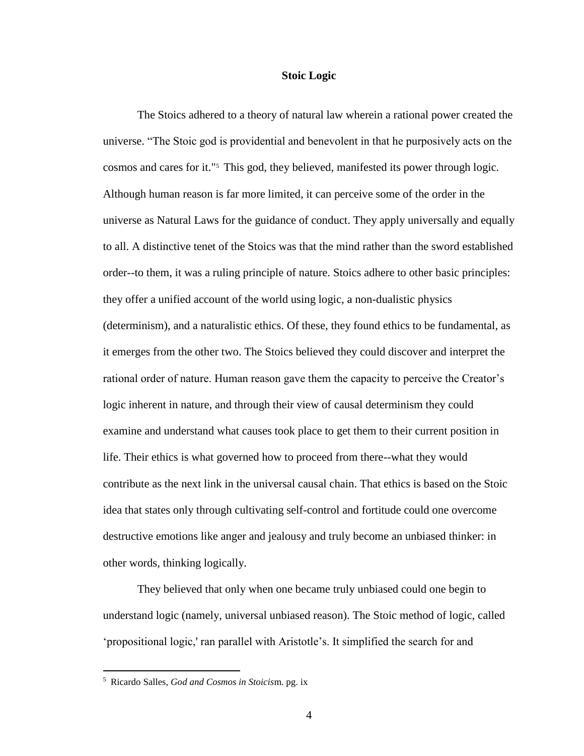## Stoic Logic

The Stoics adhered to a theory of natural law wherein a rational power created the universe. "The Stoic god is providential and benevolent in that he purposively acts on the cosmos and cares for it."[5] This god, they believed, manifested its power through logic. Although human reason is far more limited, it can perceive some of the order in the universe as Natural Laws for the guidance of conduct. They apply universally and equally to all. A distinctive tenet of the Stoics was that the mind rather than the sword established order--to them, it was a ruling principle of nature. Stoics adhere to other basic principles: they offer a unified account of the world using logic, a non-dualistic physics (determinism), and a naturalistic ethics. Of these, they found ethics to be fundamental, as it emerges from the other two. The Stoics believed they could discover and interpret the rational order of nature. Human reason gave them the capacity to perceive the Creator's logic inherent in nature, and through their view of causal determinism they could examine and understand what causes took place to get them to their current position in life. Their ethics is what governed how to proceed from there--what they would contribute as the next link in the universal causal chain. That ethics is based on the Stoic idea that states only through cultivating self-control and fortitude could one overcome destructive emotions like anger and jealousy and truly become an unbiased thinker: in other words, thinking logically.

They believed that only when one became truly unbiased could one begin to understand logic (namely, universal unbiased reason). The Stoic method of logic, called 'propositional logic,' ran parallel with Aristotle's. It simplified the search for and

---

[5] Ricardo Salles, *God and Cosmos in Stoicism*. pg. ix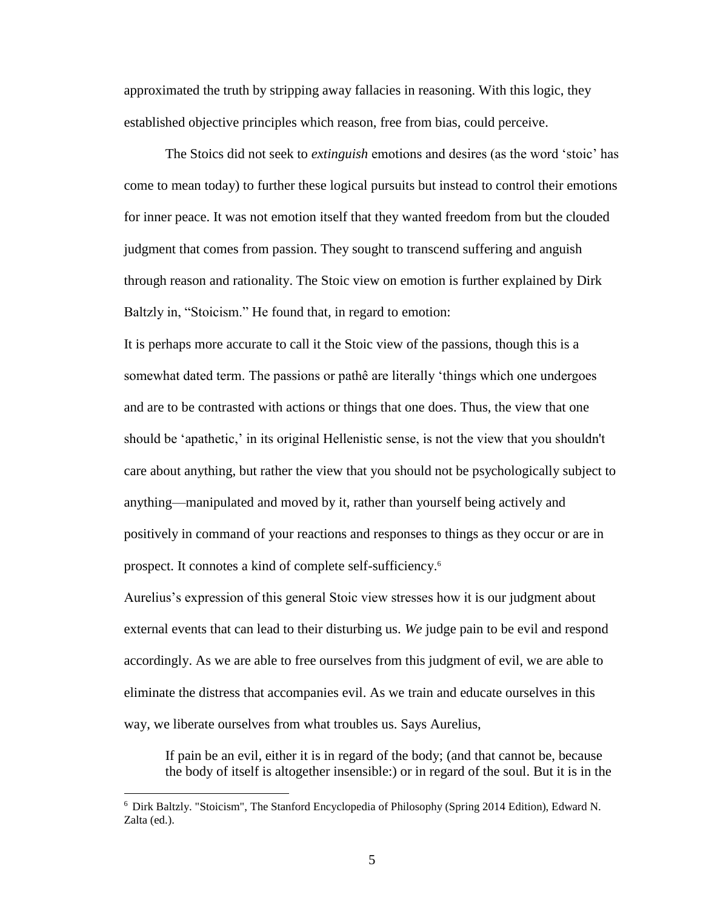approximated the truth by stripping away fallacies in reasoning. With this logic, they established objective principles which reason, free from bias, could perceive.

The Stoics did not seek to *extinguish* emotions and desires (as the word 'stoic' has come to mean today) to further these logical pursuits but instead to control their emotions for inner peace. It was not emotion itself that they wanted freedom from but the clouded judgment that comes from passion. They sought to transcend suffering and anguish through reason and rationality. The Stoic view on emotion is further explained by Dirk Baltzly in, "Stoicism." He found that, in regard to emotion:

> It is perhaps more accurate to call it the Stoic view of the passions, though this is a somewhat dated term. The passions or pathê are literally 'things which one undergoes and are to be contrasted with actions or things that one does. Thus, the view that one should be 'apathetic,' in its original Hellenistic sense, is not the view that you shouldn't care about anything, but rather the view that you should not be psychologically subject to anything—manipulated and moved by it, rather than yourself being actively and positively in command of your reactions and responses to things as they occur or are in prospect. It connotes a kind of complete self-sufficiency.[6]

Aurelius's expression of this general Stoic view stresses how it is our judgment about external events that can lead to their disturbing us. *We* judge pain to be evil and respond accordingly. As we are able to free ourselves from this judgment of evil, we are able to eliminate the distress that accompanies evil. As we train and educate ourselves in this way, we liberate ourselves from what troubles us. Says Aurelius,

> If pain be an evil, either it is in regard of the body; (and that cannot be, because the body of itself is altogether insensible:) or in regard of the soul. But it is in the

---

[6] Dirk Baltzly. "Stoicism", The Stanford Encyclopedia of Philosophy (Spring 2014 Edition), Edward N. Zalta (ed.).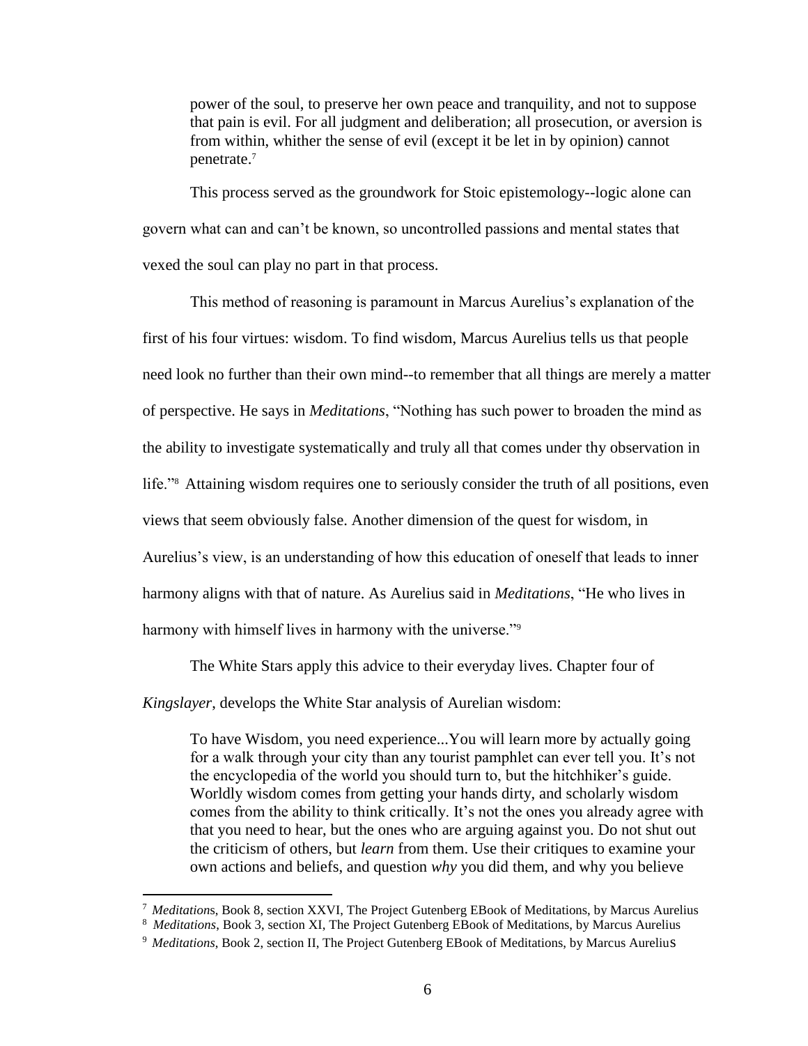> power of the soul, to preserve her own peace and tranquility, and not to suppose that pain is evil. For all judgment and deliberation; all prosecution, or aversion is from within, whither the sense of evil (except it be let in by opinion) cannot penetrate.[7]

This process served as the groundwork for Stoic epistemology--logic alone can govern what can and can't be known, so uncontrolled passions and mental states that vexed the soul can play no part in that process.

This method of reasoning is paramount in Marcus Aurelius's explanation of the first of his four virtues: wisdom. To find wisdom, Marcus Aurelius tells us that people need look no further than their own mind--to remember that all things are merely a matter of perspective. He says in *Meditations*, "Nothing has such power to broaden the mind as the ability to investigate systematically and truly all that comes under thy observation in life."[8] Attaining wisdom requires one to seriously consider the truth of all positions, even views that seem obviously false. Another dimension of the quest for wisdom, in Aurelius's view, is an understanding of how this education of oneself that leads to inner harmony aligns with that of nature. As Aurelius said in *Meditations*, "He who lives in harmony with himself lives in harmony with the universe."[9]

The White Stars apply this advice to their everyday lives. Chapter four of *Kingslayer*, develops the White Star analysis of Aurelian wisdom:

> To have Wisdom, you need experience...You will learn more by actually going for a walk through your city than any tourist pamphlet can ever tell you. It's not the encyclopedia of the world you should turn to, but the hitchhiker's guide. Worldly wisdom comes from getting your hands dirty, and scholarly wisdom comes from the ability to think critically. It's not the ones you already agree with that you need to hear, but the ones who are arguing against you. Do not shut out the criticism of others, but *learn* from them. Use their critiques to examine your own actions and beliefs, and question *why* you did them, and why you believe

---

[7] *Meditations*, Book 8, section XXVI, The Project Gutenberg EBook of Meditations, by Marcus Aurelius

[8] *Meditations*, Book 3, section XI, The Project Gutenberg EBook of Meditations, by Marcus Aurelius

[9] *Meditations*, Book 2, section II, The Project Gutenberg EBook of Meditations, by Marcus Aurelius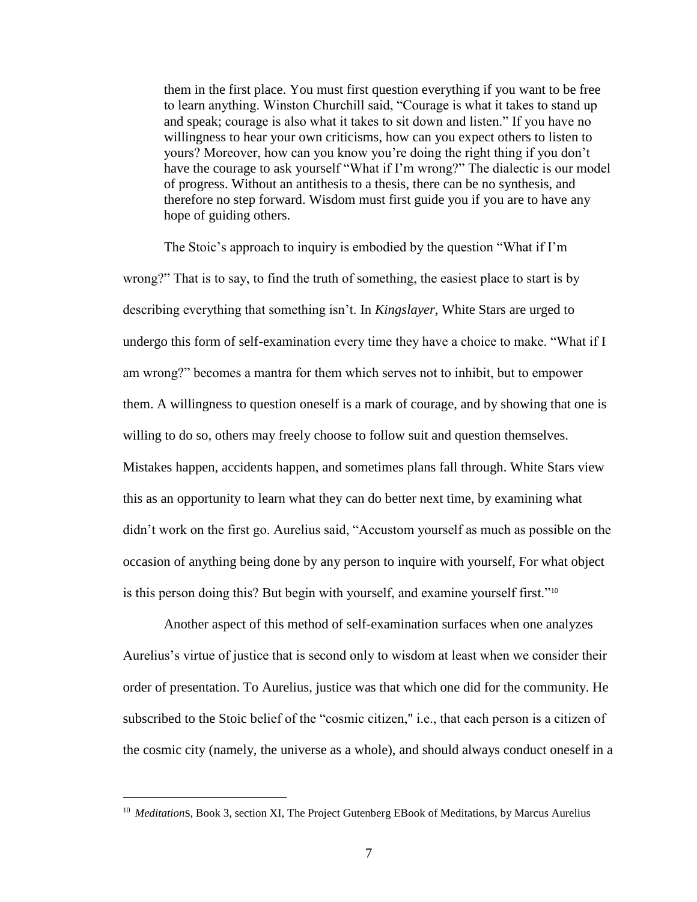> them in the first place. You must first question everything if you want to be free to learn anything. Winston Churchill said, "Courage is what it takes to stand up and speak; courage is also what it takes to sit down and listen." If you have no willingness to hear your own criticisms, how can you expect others to listen to yours? Moreover, how can you know you're doing the right thing if you don't have the courage to ask yourself "What if I'm wrong?" The dialectic is our model of progress. Without an antithesis to a thesis, there can be no synthesis, and therefore no step forward. Wisdom must first guide you if you are to have any hope of guiding others.

The Stoic's approach to inquiry is embodied by the question "What if I'm wrong?" That is to say, to find the truth of something, the easiest place to start is by describing everything that something isn't. In *Kingslayer*, White Stars are urged to undergo this form of self-examination every time they have a choice to make. "What if I am wrong?" becomes a mantra for them which serves not to inhibit, but to empower them. A willingness to question oneself is a mark of courage, and by showing that one is willing to do so, others may freely choose to follow suit and question themselves. Mistakes happen, accidents happen, and sometimes plans fall through. White Stars view this as an opportunity to learn what they can do better next time, by examining what didn't work on the first go. Aurelius said, "Accustom yourself as much as possible on the occasion of anything being done by any person to inquire with yourself, For what object is this person doing this? But begin with yourself, and examine yourself first."[10]

Another aspect of this method of self-examination surfaces when one analyzes Aurelius's virtue of justice that is second only to wisdom at least when we consider their order of presentation. To Aurelius, justice was that which one did for the community. He subscribed to the Stoic belief of the "cosmic citizen," i.e., that each person is a citizen of the cosmic city (namely, the universe as a whole), and should always conduct oneself in a

---

[10] *Meditation*s, Book 3, section XI, The Project Gutenberg EBook of Meditations, by Marcus Aurelius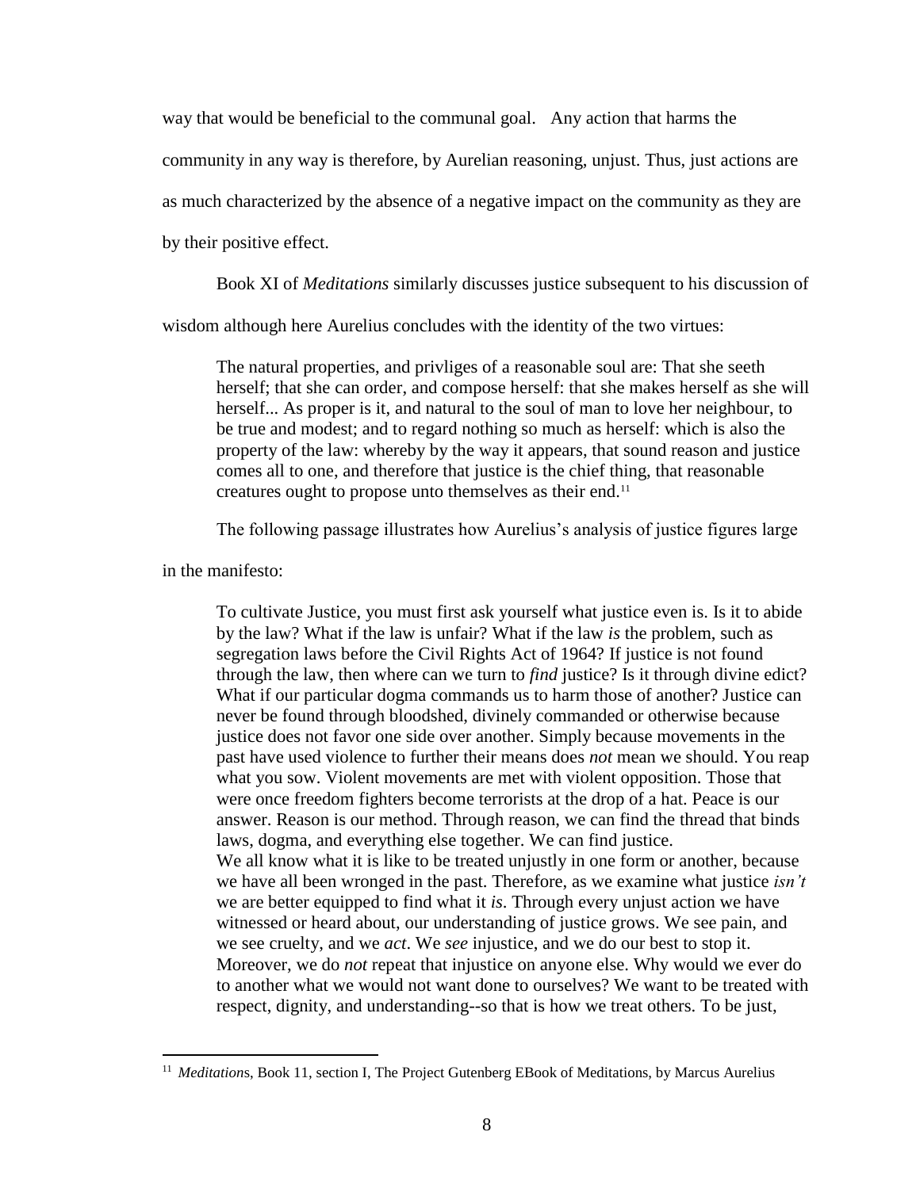way that would be beneficial to the communal goal. Any action that harms the community in any way is therefore, by Aurelian reasoning, unjust. Thus, just actions are as much characterized by the absence of a negative impact on the community as they are by their positive effect.

Book XI of *Meditations* similarly discusses justice subsequent to his discussion of wisdom although here Aurelius concludes with the identity of the two virtues:

> The natural properties, and privliges of a reasonable soul are: That she seeth herself; that she can order, and compose herself: that she makes herself as she will herself... As proper is it, and natural to the soul of man to love her neighbour, to be true and modest; and to regard nothing so much as herself: which is also the property of the law: whereby by the way it appears, that sound reason and justice comes all to one, and therefore that justice is the chief thing, that reasonable creatures ought to propose unto themselves as their end.[11]

The following passage illustrates how Aurelius's analysis of justice figures large in the manifesto:

> To cultivate Justice, you must first ask yourself what justice even is. Is it to abide by the law? What if the law is unfair? What if the law *is* the problem, such as segregation laws before the Civil Rights Act of 1964? If justice is not found through the law, then where can we turn to *find* justice? Is it through divine edict? What if our particular dogma commands us to harm those of another? Justice can never be found through bloodshed, divinely commanded or otherwise because justice does not favor one side over another. Simply because movements in the past have used violence to further their means does *not* mean we should. You reap what you sow. Violent movements are met with violent opposition. Those that were once freedom fighters become terrorists at the drop of a hat. Peace is our answer. Reason is our method. Through reason, we can find the thread that binds laws, dogma, and everything else together. We can find justice.
> We all know what it is like to be treated unjustly in one form or another, because we have all been wronged in the past. Therefore, as we examine what justice *isn't* we are better equipped to find what it *is*. Through every unjust action we have witnessed or heard about, our understanding of justice grows. We see pain, and we see cruelty, and we *act*. We *see* injustice, and we do our best to stop it. Moreover, we do *not* repeat that injustice on anyone else. Why would we ever do to another what we would not want done to ourselves? We want to be treated with respect, dignity, and understanding--so that is how we treat others. To be just,

---

[11] *Meditation*s, Book 11, section I, The Project Gutenberg EBook of Meditations, by Marcus Aurelius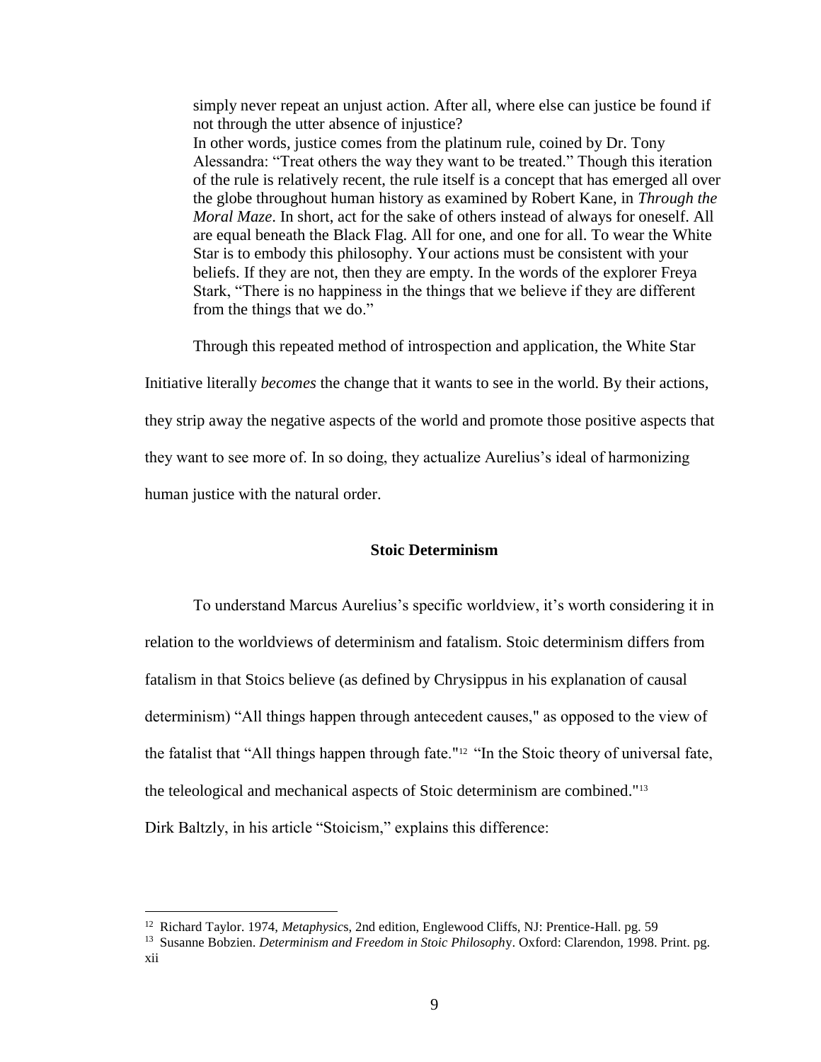> simply never repeat an unjust action. After all, where else can justice be found if not through the utter absence of injustice?
> In other words, justice comes from the platinum rule, coined by Dr. Tony Alessandra: "Treat others the way they want to be treated." Though this iteration of the rule is relatively recent, the rule itself is a concept that has emerged all over the globe throughout human history as examined by Robert Kane, in *Through the Moral Maze*. In short, act for the sake of others instead of always for oneself. All are equal beneath the Black Flag. All for one, and one for all. To wear the White Star is to embody this philosophy. Your actions must be consistent with your beliefs. If they are not, then they are empty. In the words of the explorer Freya Stark, "There is no happiness in the things that we believe if they are different from the things that we do."

Through this repeated method of introspection and application, the White Star Initiative literally *becomes* the change that it wants to see in the world. By their actions, they strip away the negative aspects of the world and promote those positive aspects that they want to see more of. In so doing, they actualize Aurelius's ideal of harmonizing human justice with the natural order.

### Stoic Determinism

To understand Marcus Aurelius's specific worldview, it's worth considering it in relation to the worldviews of determinism and fatalism. Stoic determinism differs from fatalism in that Stoics believe (as defined by Chrysippus in his explanation of causal determinism) "All things happen through antecedent causes," as opposed to the view of the fatalist that "All things happen through fate."[12] "In the Stoic theory of universal fate, the teleological and mechanical aspects of Stoic determinism are combined."[13] Dirk Baltzly, in his article "Stoicism," explains this difference:

---

[12] Richard Taylor. 1974, *Metaphysics*, 2nd edition, Englewood Cliffs, NJ: Prentice-Hall. pg. 59

[13] Susanne Bobzien. *Determinism and Freedom in Stoic Philosophy*. Oxford: Clarendon, 1998. Print. pg. xii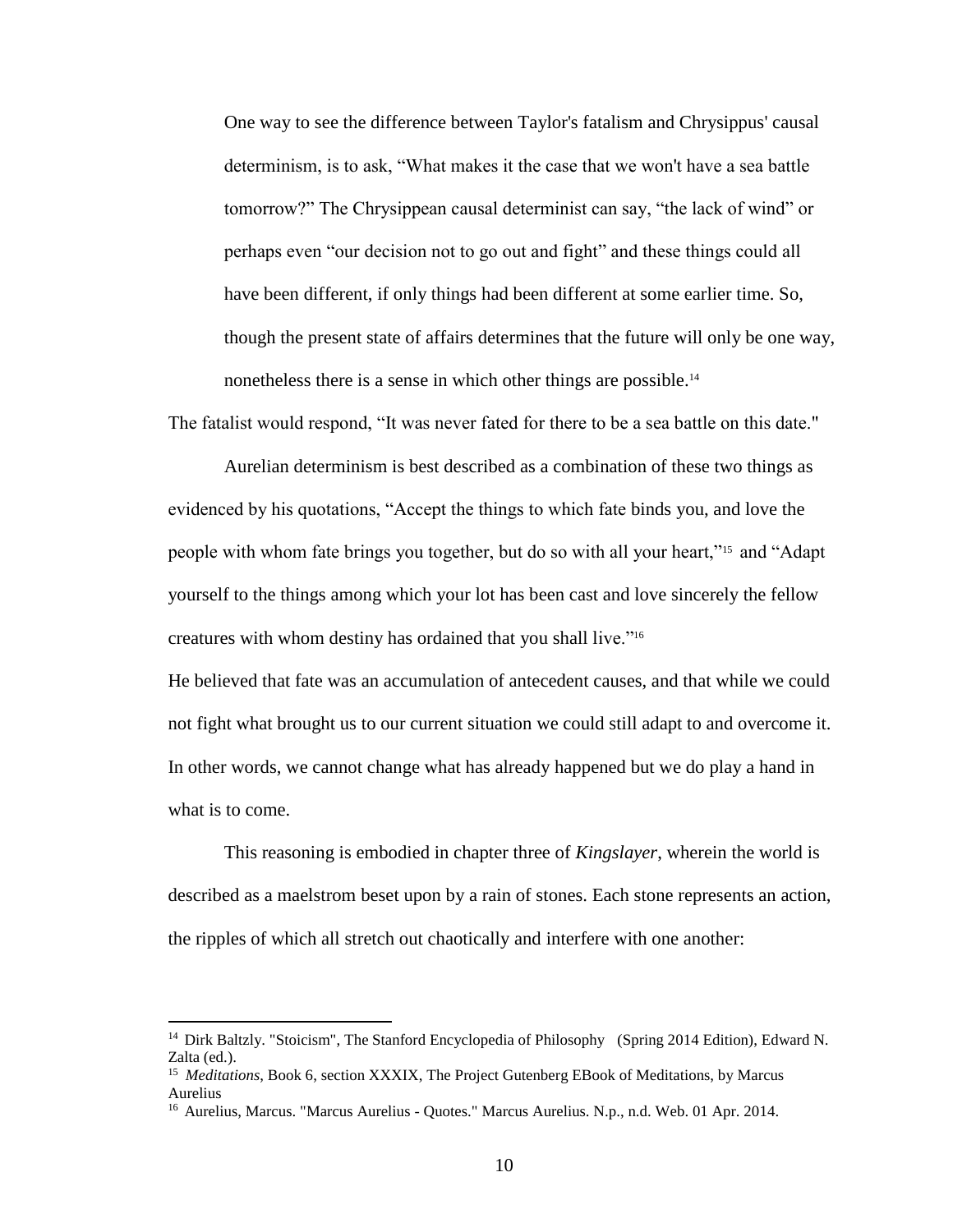> One way to see the difference between Taylor's fatalism and Chrysippus' causal determinism, is to ask, "What makes it the case that we won't have a sea battle tomorrow?" The Chrysippean causal determinist can say, "the lack of wind" or perhaps even "our decision not to go out and fight" and these things could all have been different, if only things had been different at some earlier time. So, though the present state of affairs determines that the future will only be one way, nonetheless there is a sense in which other things are possible.[14]

The fatalist would respond, "It was never fated for there to be a sea battle on this date."

Aurelian determinism is best described as a combination of these two things as evidenced by his quotations, "Accept the things to which fate binds you, and love the people with whom fate brings you together, but do so with all your heart,"[15] and "Adapt yourself to the things among which your lot has been cast and love sincerely the fellow creatures with whom destiny has ordained that you shall live."[16]

He believed that fate was an accumulation of antecedent causes, and that while we could not fight what brought us to our current situation we could still adapt to and overcome it. In other words, we cannot change what has already happened but we do play a hand in what is to come.

This reasoning is embodied in chapter three of *Kingslayer*, wherein the world is described as a maelstrom beset upon by a rain of stones. Each stone represents an action, the ripples of which all stretch out chaotically and interfere with one another:

---

[14] Dirk Baltzly. "Stoicism", The Stanford Encyclopedia of Philosophy (Spring 2014 Edition), Edward N. Zalta (ed.).

[15] *Meditations*, Book 6, section XXXIX, The Project Gutenberg EBook of Meditations, by Marcus Aurelius

[16] Aurelius, Marcus. "Marcus Aurelius - Quotes." Marcus Aurelius. N.p., n.d. Web. 01 Apr. 2014.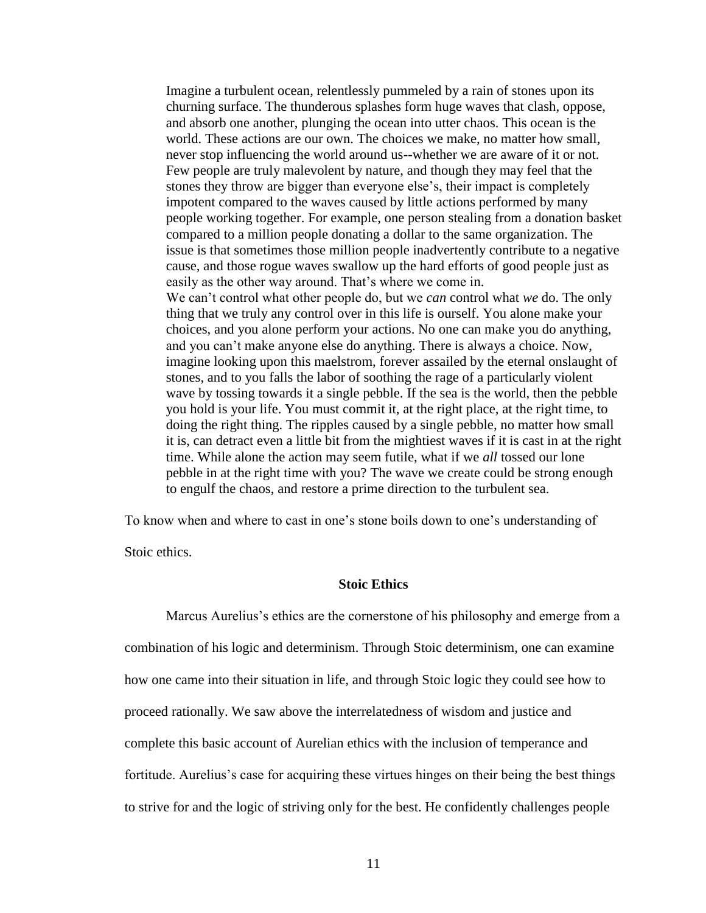> Imagine a turbulent ocean, relentlessly pummeled by a rain of stones upon its churning surface. The thunderous splashes form huge waves that clash, oppose, and absorb one another, plunging the ocean into utter chaos. This ocean is the world. These actions are our own. The choices we make, no matter how small, never stop influencing the world around us--whether we are aware of it or not. Few people are truly malevolent by nature, and though they may feel that the stones they throw are bigger than everyone else's, their impact is completely impotent compared to the waves caused by little actions performed by many people working together. For example, one person stealing from a donation basket compared to a million people donating a dollar to the same organization. The issue is that sometimes those million people inadvertently contribute to a negative cause, and those rogue waves swallow up the hard efforts of good people just as easily as the other way around. That's where we come in.
>
> We can't control what other people do, but we *can* control what *we* do. The only thing that we truly any control over in this life is ourself. You alone make your choices, and you alone perform your actions. No one can make you do anything, and you can't make anyone else do anything. There is always a choice. Now, imagine looking upon this maelstrom, forever assailed by the eternal onslaught of stones, and to you falls the labor of soothing the rage of a particularly violent wave by tossing towards it a single pebble. If the sea is the world, then the pebble you hold is your life. You must commit it, at the right place, at the right time, to doing the right thing. The ripples caused by a single pebble, no matter how small it is, can detract even a little bit from the mightiest waves if it is cast in at the right time. While alone the action may seem futile, what if we *all* tossed our lone pebble in at the right time with you? The wave we create could be strong enough to engulf the chaos, and restore a prime direction to the turbulent sea.

To know when and where to cast in one's stone boils down to one's understanding of Stoic ethics.

## Stoic Ethics

Marcus Aurelius's ethics are the cornerstone of his philosophy and emerge from a combination of his logic and determinism. Through Stoic determinism, one can examine how one came into their situation in life, and through Stoic logic they could see how to proceed rationally. We saw above the interrelatedness of wisdom and justice and complete this basic account of Aurelian ethics with the inclusion of temperance and fortitude. Aurelius's case for acquiring these virtues hinges on their being the best things to strive for and the logic of striving only for the best. He confidently challenges people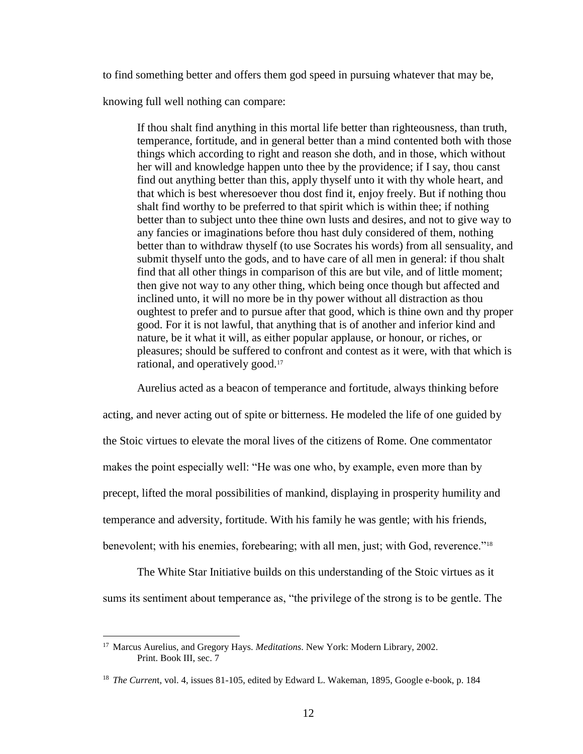to find something better and offers them god speed in pursuing whatever that may be, knowing full well nothing can compare:

> If thou shalt find anything in this mortal life better than righteousness, than truth, temperance, fortitude, and in general better than a mind contented both with those things which according to right and reason she doth, and in those, which without her will and knowledge happen unto thee by the providence; if I say, thou canst find out anything better than this, apply thyself unto it with thy whole heart, and that which is best wheresoever thou dost find it, enjoy freely. But if nothing thou shalt find worthy to be preferred to that spirit which is within thee; if nothing better than to subject unto thee thine own lusts and desires, and not to give way to any fancies or imaginations before thou hast duly considered of them, nothing better than to withdraw thyself (to use Socrates his words) from all sensuality, and submit thyself unto the gods, and to have care of all men in general: if thou shalt find that all other things in comparison of this are but vile, and of little moment; then give not way to any other thing, which being once though but affected and inclined unto, it will no more be in thy power without all distraction as thou oughtest to prefer and to pursue after that good, which is thine own and thy proper good. For it is not lawful, that anything that is of another and inferior kind and nature, be it what it will, as either popular applause, or honour, or riches, or pleasures; should be suffered to confront and contest as it were, with that which is rational, and operatively good.[17]

Aurelius acted as a beacon of temperance and fortitude, always thinking before acting, and never acting out of spite or bitterness. He modeled the life of one guided by the Stoic virtues to elevate the moral lives of the citizens of Rome. One commentator makes the point especially well: "He was one who, by example, even more than by precept, lifted the moral possibilities of mankind, displaying in prosperity humility and temperance and adversity, fortitude. With his family he was gentle; with his friends, benevolent; with his enemies, forebearing; with all men, just; with God, reverence."[18]

The White Star Initiative builds on this understanding of the Stoic virtues as it sums its sentiment about temperance as, "the privilege of the strong is to be gentle. The

---

[17] Marcus Aurelius, and Gregory Hays. *Meditations*. New York: Modern Library, 2002. Print. Book III, sec. 7

[18] *The Current*, vol. 4, issues 81-105, edited by Edward L. Wakeman, 1895, Google e-book, p. 184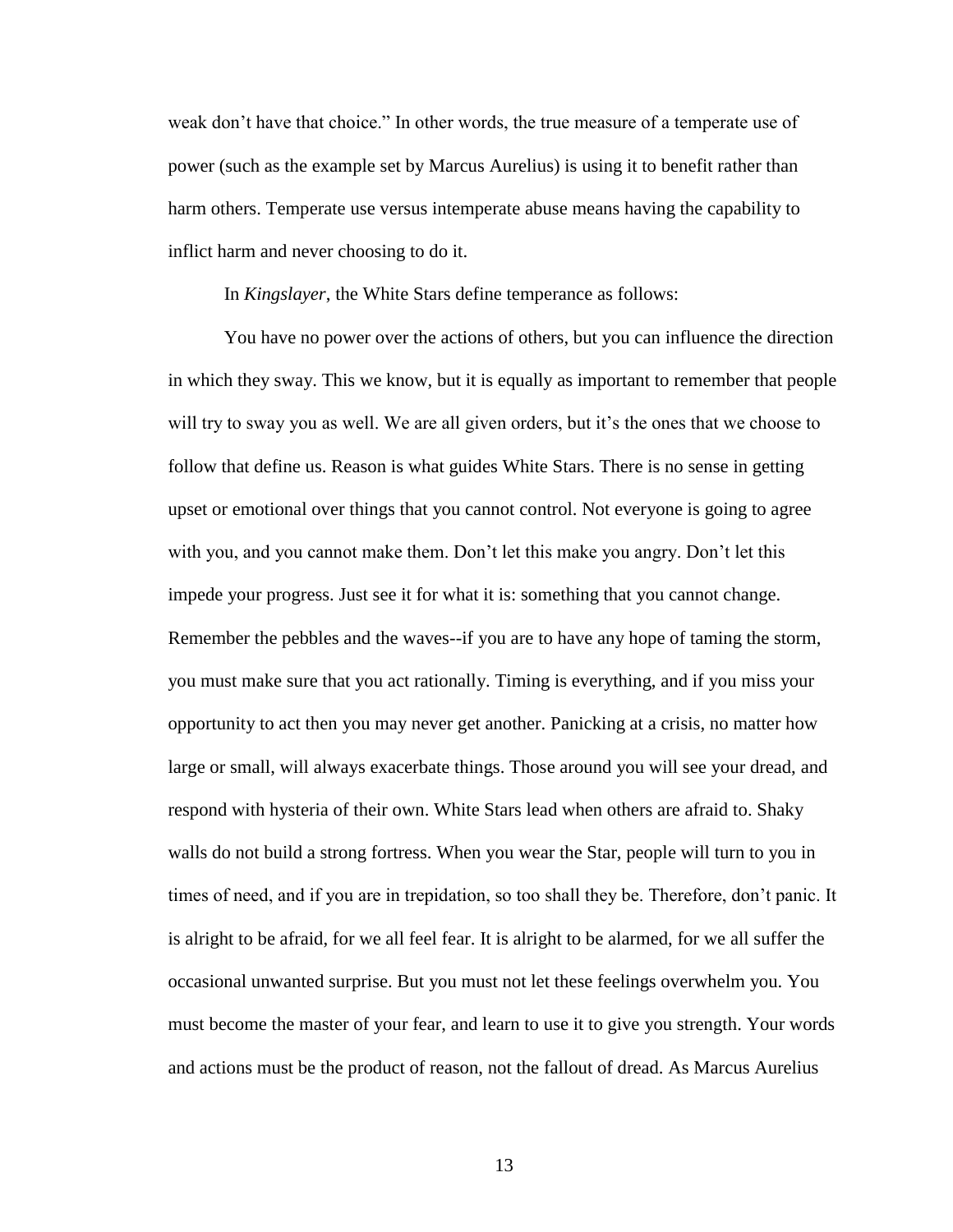weak don't have that choice." In other words, the true measure of a temperate use of power (such as the example set by Marcus Aurelius) is using it to benefit rather than harm others. Temperate use versus intemperate abuse means having the capability to inflict harm and never choosing to do it.

In *Kingslayer*, the White Stars define temperance as follows:

> You have no power over the actions of others, but you can influence the direction in which they sway. This we know, but it is equally as important to remember that people will try to sway you as well. We are all given orders, but it's the ones that we choose to follow that define us. Reason is what guides White Stars. There is no sense in getting upset or emotional over things that you cannot control. Not everyone is going to agree with you, and you cannot make them. Don't let this make you angry. Don't let this impede your progress. Just see it for what it is: something that you cannot change. Remember the pebbles and the waves--if you are to have any hope of taming the storm, you must make sure that you act rationally. Timing is everything, and if you miss your opportunity to act then you may never get another. Panicking at a crisis, no matter how large or small, will always exacerbate things. Those around you will see your dread, and respond with hysteria of their own. White Stars lead when others are afraid to. Shaky walls do not build a strong fortress. When you wear the Star, people will turn to you in times of need, and if you are in trepidation, so too shall they be. Therefore, don't panic. It is alright to be afraid, for we all feel fear. It is alright to be alarmed, for we all suffer the occasional unwanted surprise. But you must not let these feelings overwhelm you. You must become the master of your fear, and learn to use it to give you strength. Your words and actions must be the product of reason, not the fallout of dread. As Marcus Aurelius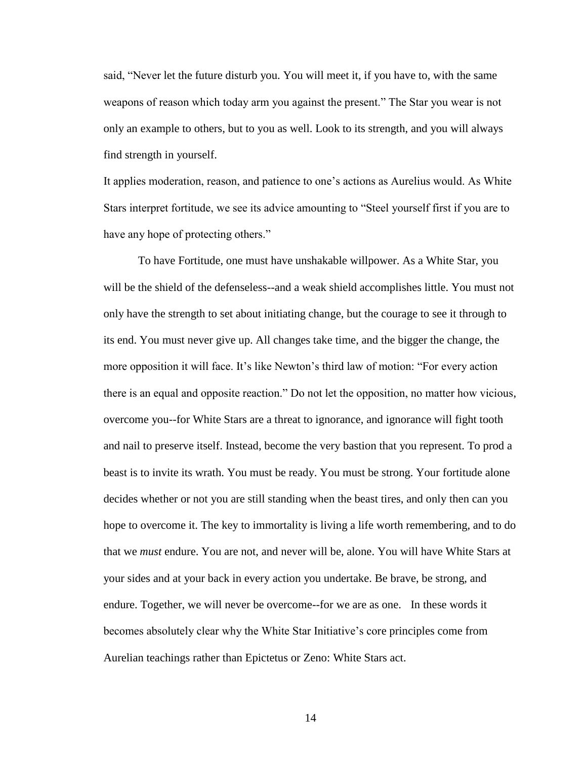said, "Never let the future disturb you. You will meet it, if you have to, with the same weapons of reason which today arm you against the present." The Star you wear is not only an example to others, but to you as well. Look to its strength, and you will always find strength in yourself.

It applies moderation, reason, and patience to one's actions as Aurelius would. As White Stars interpret fortitude, we see its advice amounting to "Steel yourself first if you are to have any hope of protecting others."

To have Fortitude, one must have unshakable willpower. As a White Star, you will be the shield of the defenseless--and a weak shield accomplishes little. You must not only have the strength to set about initiating change, but the courage to see it through to its end. You must never give up. All changes take time, and the bigger the change, the more opposition it will face. It's like Newton's third law of motion: "For every action there is an equal and opposite reaction." Do not let the opposition, no matter how vicious, overcome you--for White Stars are a threat to ignorance, and ignorance will fight tooth and nail to preserve itself. Instead, become the very bastion that you represent. To prod a beast is to invite its wrath. You must be ready. You must be strong. Your fortitude alone decides whether or not you are still standing when the beast tires, and only then can you hope to overcome it. The key to immortality is living a life worth remembering, and to do that we *must* endure. You are not, and never will be, alone. You will have White Stars at your sides and at your back in every action you undertake. Be brave, be strong, and endure. Together, we will never be overcome--for we are as one. In these words it becomes absolutely clear why the White Star Initiative's core principles come from Aurelian teachings rather than Epictetus or Zeno: White Stars act.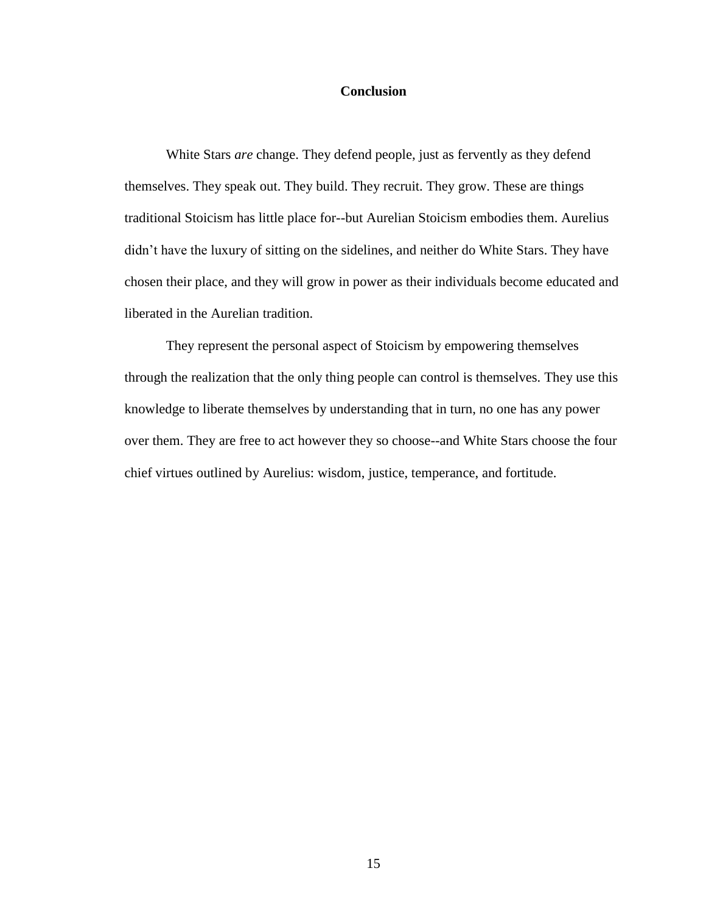## Conclusion

White Stars *are* change. They defend people, just as fervently as they defend themselves. They speak out. They build. They recruit. They grow. These are things traditional Stoicism has little place for--but Aurelian Stoicism embodies them. Aurelius didn't have the luxury of sitting on the sidelines, and neither do White Stars. They have chosen their place, and they will grow in power as their individuals become educated and liberated in the Aurelian tradition.

They represent the personal aspect of Stoicism by empowering themselves through the realization that the only thing people can control is themselves. They use this knowledge to liberate themselves by understanding that in turn, no one has any power over them. They are free to act however they so choose--and White Stars choose the four chief virtues outlined by Aurelius: wisdom, justice, temperance, and fortitude.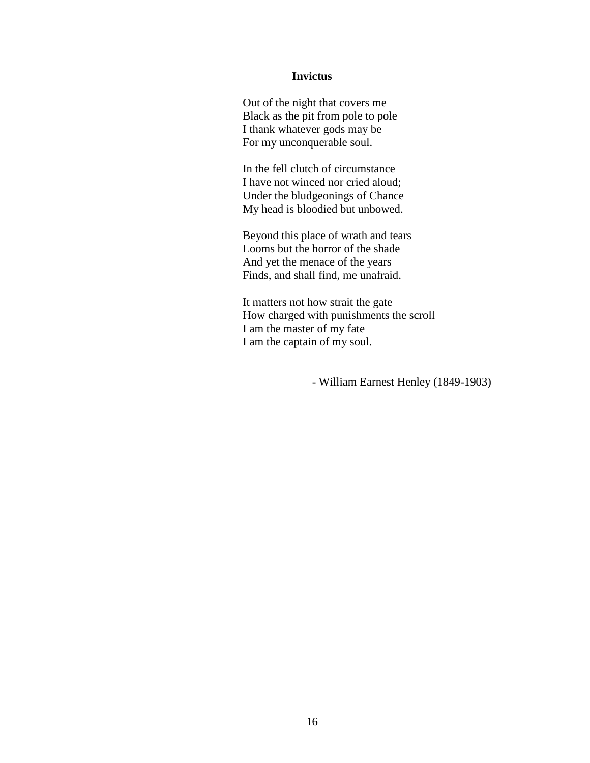**Invictus**

Out of the night that covers me  
Black as the pit from pole to pole  
I thank whatever gods may be  
For my unconquerable soul.

In the fell clutch of circumstance  
I have not winced nor cried aloud;  
Under the bludgeonings of Chance  
My head is bloodied but unbowed.

Beyond this place of wrath and tears  
Looms but the horror of the shade  
And yet the menace of the years  
Finds, and shall find, me unafraid.

It matters not how strait the gate  
How charged with punishments the scroll  
I am the master of my fate  
I am the captain of my soul.

- William Earnest Henley (1849-1903)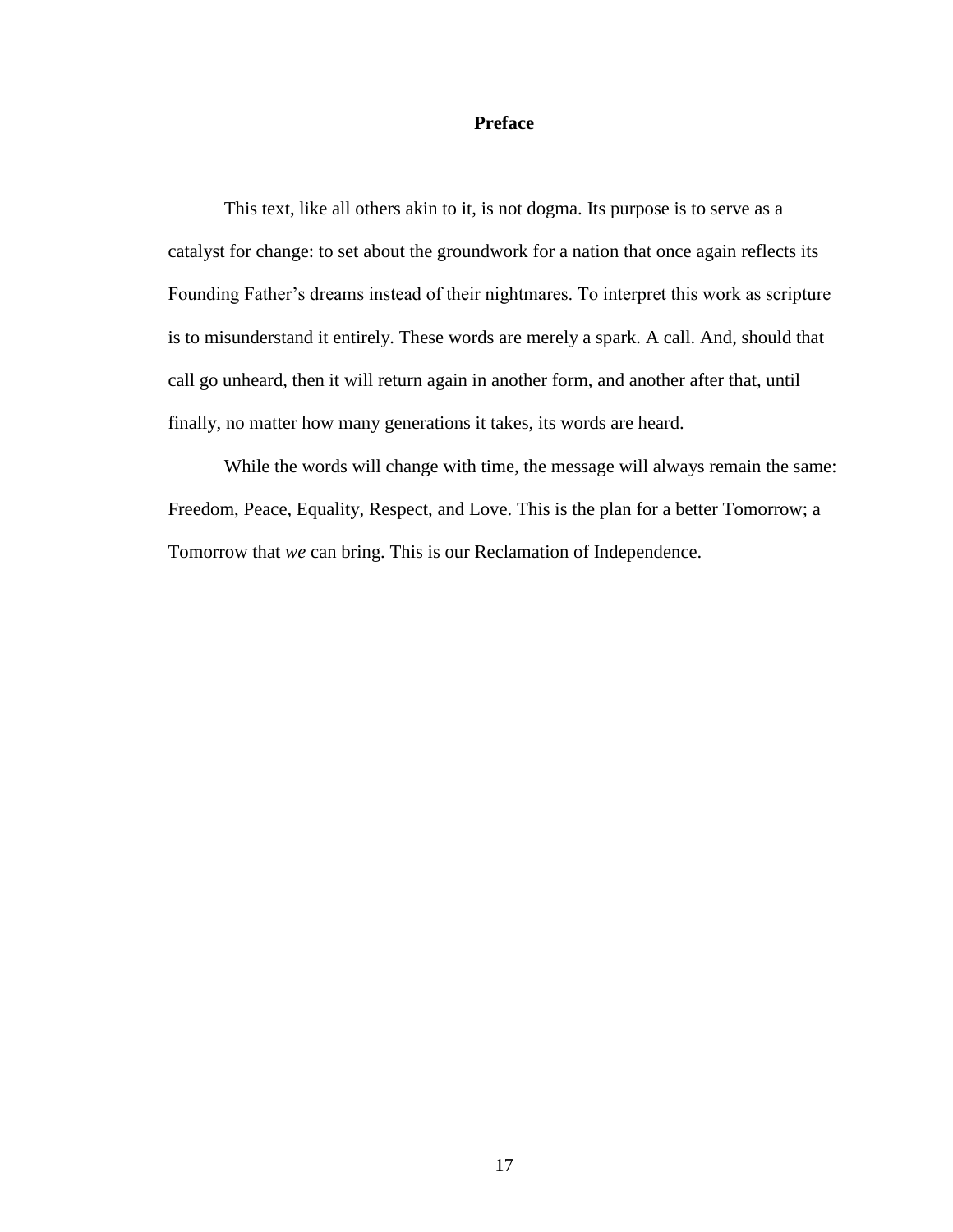# Preface

This text, like all others akin to it, is not dogma. Its purpose is to serve as a catalyst for change: to set about the groundwork for a nation that once again reflects its Founding Father's dreams instead of their nightmares. To interpret this work as scripture is to misunderstand it entirely. These words are merely a spark. A call. And, should that call go unheard, then it will return again in another form, and another after that, until finally, no matter how many generations it takes, its words are heard.

While the words will change with time, the message will always remain the same: Freedom, Peace, Equality, Respect, and Love. This is the plan for a better Tomorrow; a Tomorrow that *we* can bring. This is our Reclamation of Independence.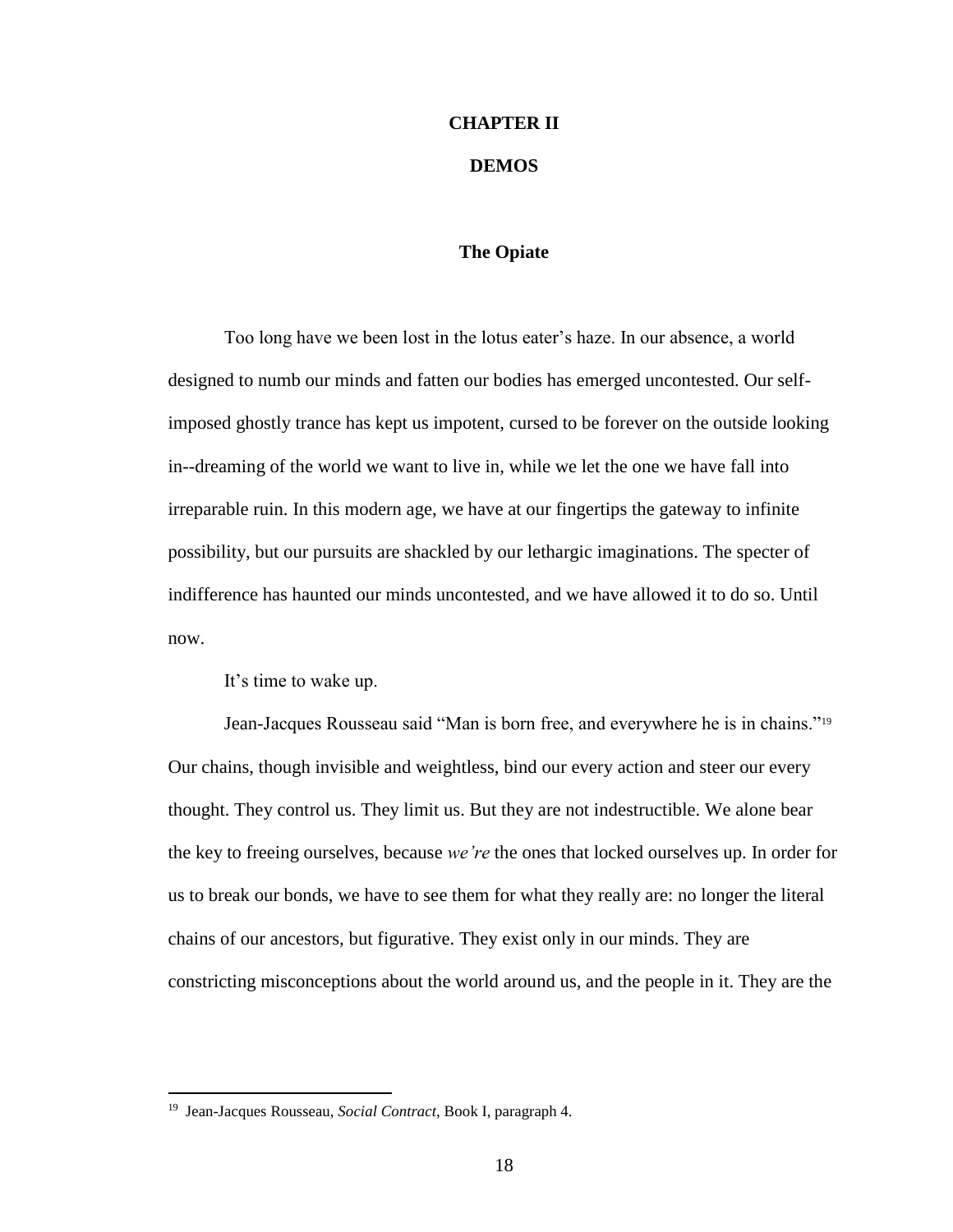# CHAPTER II

# DEMOS

## The Opiate

Too long have we been lost in the lotus eater's haze. In our absence, a world designed to numb our minds and fatten our bodies has emerged uncontested. Our self-imposed ghostly trance has kept us impotent, cursed to be forever on the outside looking in--dreaming of the world we want to live in, while we let the one we have fall into irreparable ruin. In this modern age, we have at our fingertips the gateway to infinite possibility, but our pursuits are shackled by our lethargic imaginations. The specter of indifference has haunted our minds uncontested, and we have allowed it to do so. Until now.

It's time to wake up.

Jean-Jacques Rousseau said "Man is born free, and everywhere he is in chains."[19] Our chains, though invisible and weightless, bind our every action and steer our every thought. They control us. They limit us. But they are not indestructible. We alone bear the key to freeing ourselves, because *we're* the ones that locked ourselves up. In order for us to break our bonds, we have to see them for what they really are: no longer the literal chains of our ancestors, but figurative. They exist only in our minds. They are constricting misconceptions about the world around us, and the people in it. They are the

[19] Jean-Jacques Rousseau, *Social Contract*, Book I, paragraph 4.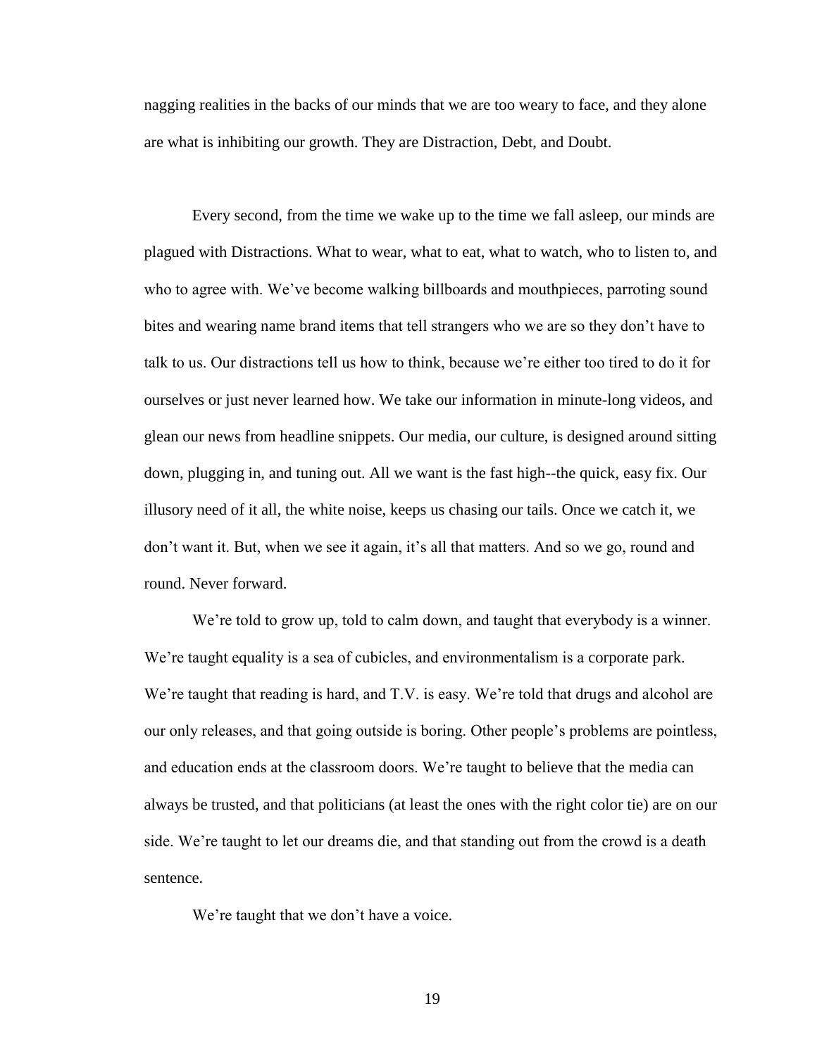nagging realities in the backs of our minds that we are too weary to face, and they alone are what is inhibiting our growth. They are Distraction, Debt, and Doubt.

Every second, from the time we wake up to the time we fall asleep, our minds are plagued with Distractions. What to wear, what to eat, what to watch, who to listen to, and who to agree with. We've become walking billboards and mouthpieces, parroting sound bites and wearing name brand items that tell strangers who we are so they don't have to talk to us. Our distractions tell us how to think, because we're either too tired to do it for ourselves or just never learned how. We take our information in minute-long videos, and glean our news from headline snippets. Our media, our culture, is designed around sitting down, plugging in, and tuning out. All we want is the fast high--the quick, easy fix. Our illusory need of it all, the white noise, keeps us chasing our tails. Once we catch it, we don't want it. But, when we see it again, it's all that matters. And so we go, round and round. Never forward.

We're told to grow up, told to calm down, and taught that everybody is a winner. We're taught equality is a sea of cubicles, and environmentalism is a corporate park. We're taught that reading is hard, and T.V. is easy. We're told that drugs and alcohol are our only releases, and that going outside is boring. Other people's problems are pointless, and education ends at the classroom doors. We're taught to believe that the media can always be trusted, and that politicians (at least the ones with the right color tie) are on our side. We're taught to let our dreams die, and that standing out from the crowd is a death sentence.

We're taught that we don't have a voice.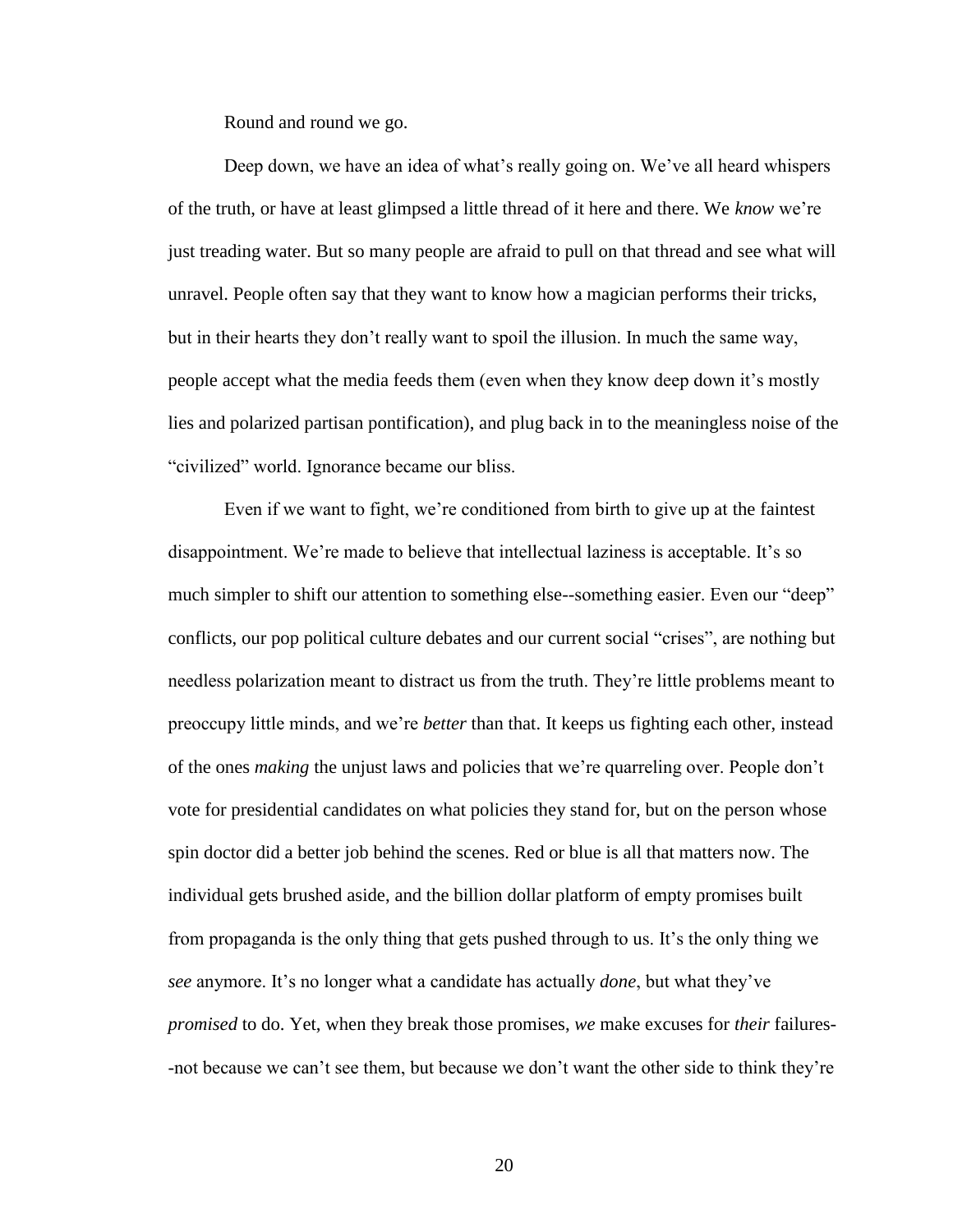Round and round we go.

Deep down, we have an idea of what's really going on. We've all heard whispers of the truth, or have at least glimpsed a little thread of it here and there. We *know* we're just treading water. But so many people are afraid to pull on that thread and see what will unravel. People often say that they want to know how a magician performs their tricks, but in their hearts they don't really want to spoil the illusion. In much the same way, people accept what the media feeds them (even when they know deep down it's mostly lies and polarized partisan pontification), and plug back in to the meaningless noise of the "civilized" world. Ignorance became our bliss.

Even if we want to fight, we're conditioned from birth to give up at the faintest disappointment. We're made to believe that intellectual laziness is acceptable. It's so much simpler to shift our attention to something else--something easier. Even our "deep" conflicts, our pop political culture debates and our current social "crises", are nothing but needless polarization meant to distract us from the truth. They're little problems meant to preoccupy little minds, and we're *better* than that. It keeps us fighting each other, instead of the ones *making* the unjust laws and policies that we're quarreling over. People don't vote for presidential candidates on what policies they stand for, but on the person whose spin doctor did a better job behind the scenes. Red or blue is all that matters now. The individual gets brushed aside, and the billion dollar platform of empty promises built from propaganda is the only thing that gets pushed through to us. It's the only thing we *see* anymore. It's no longer what a candidate has actually *done*, but what they've *promised* to do. Yet, when they break those promises, *we* make excuses for *their* failures--not because we can't see them, but because we don't want the other side to think they're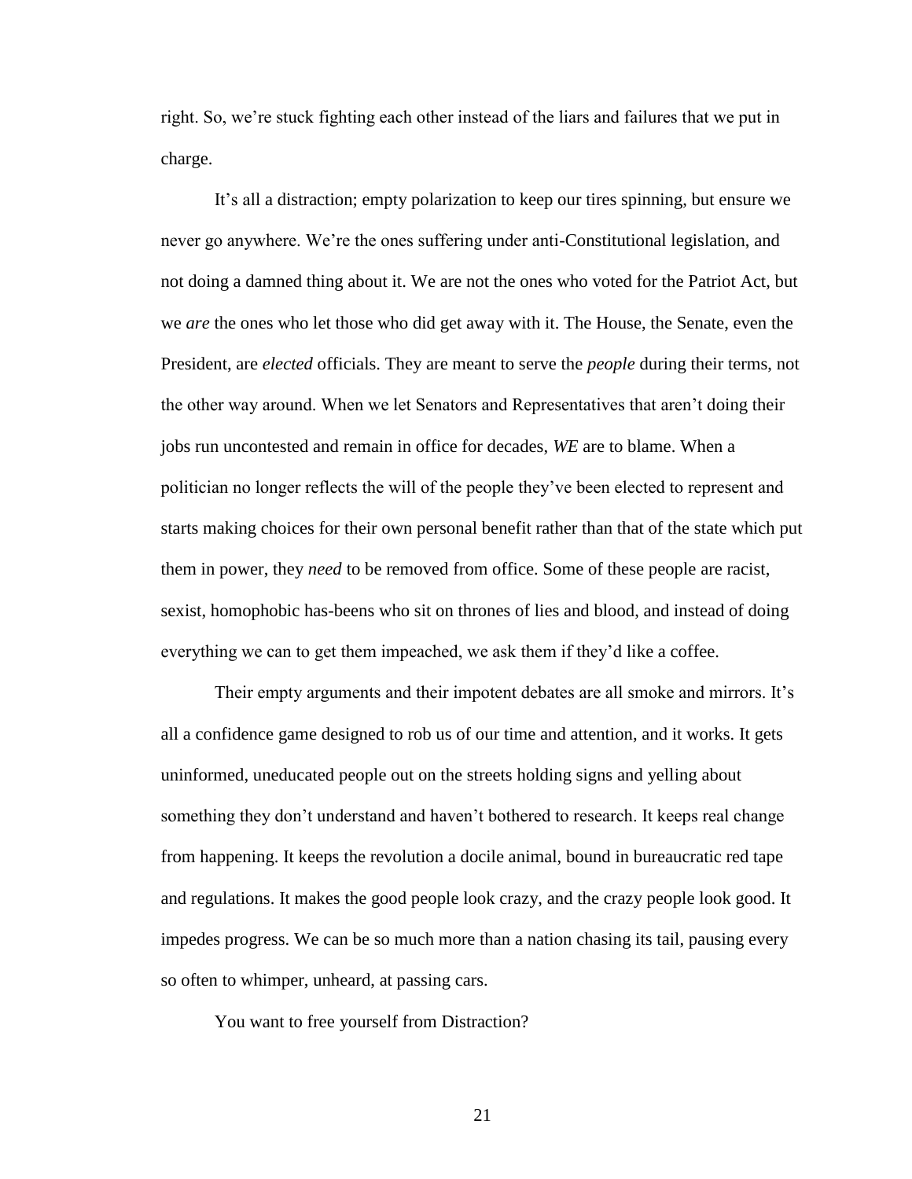right. So, we're stuck fighting each other instead of the liars and failures that we put in charge.

It's all a distraction; empty polarization to keep our tires spinning, but ensure we never go anywhere. We're the ones suffering under anti-Constitutional legislation, and not doing a damned thing about it. We are not the ones who voted for the Patriot Act, but we *are* the ones who let those who did get away with it. The House, the Senate, even the President, are *elected* officials. They are meant to serve the *people* during their terms, not the other way around. When we let Senators and Representatives that aren't doing their jobs run uncontested and remain in office for decades, *WE* are to blame. When a politician no longer reflects the will of the people they've been elected to represent and starts making choices for their own personal benefit rather than that of the state which put them in power, they *need* to be removed from office. Some of these people are racist, sexist, homophobic has-beens who sit on thrones of lies and blood, and instead of doing everything we can to get them impeached, we ask them if they'd like a coffee.

Their empty arguments and their impotent debates are all smoke and mirrors. It's all a confidence game designed to rob us of our time and attention, and it works. It gets uninformed, uneducated people out on the streets holding signs and yelling about something they don't understand and haven't bothered to research. It keeps real change from happening. It keeps the revolution a docile animal, bound in bureaucratic red tape and regulations. It makes the good people look crazy, and the crazy people look good. It impedes progress. We can be so much more than a nation chasing its tail, pausing every so often to whimper, unheard, at passing cars.

You want to free yourself from Distraction?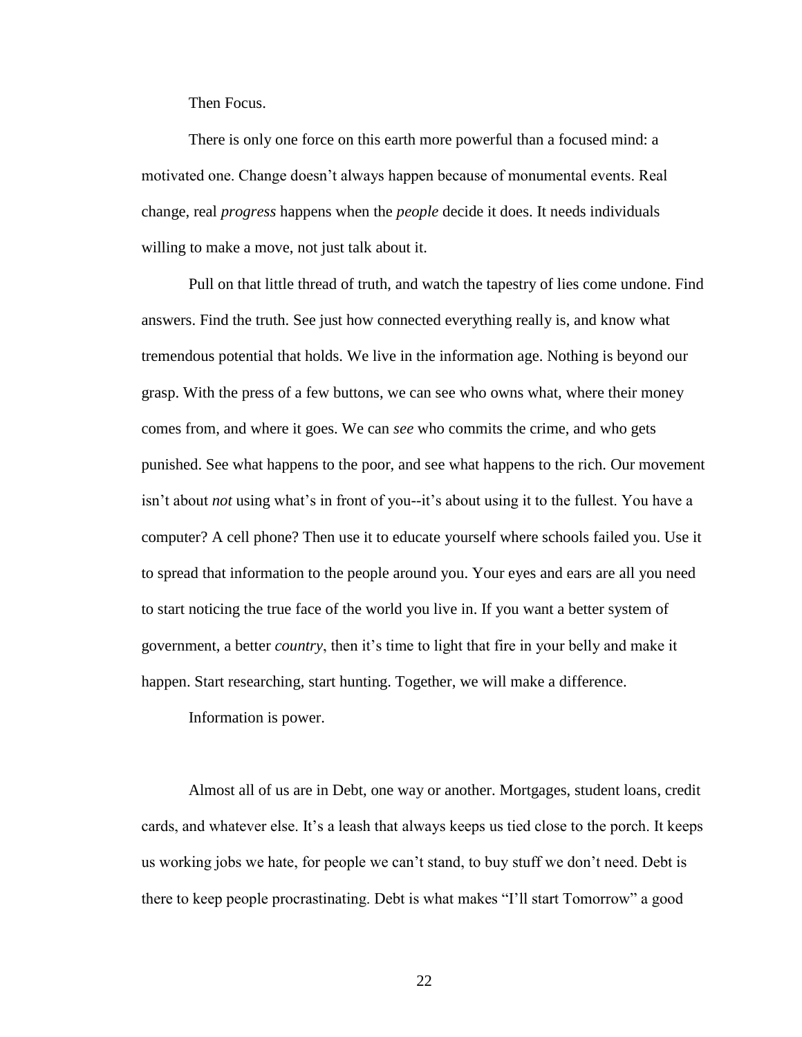Then Focus.

There is only one force on this earth more powerful than a focused mind: a motivated one. Change doesn't always happen because of monumental events. Real change, real *progress* happens when the *people* decide it does. It needs individuals willing to make a move, not just talk about it.

Pull on that little thread of truth, and watch the tapestry of lies come undone. Find answers. Find the truth. See just how connected everything really is, and know what tremendous potential that holds. We live in the information age. Nothing is beyond our grasp. With the press of a few buttons, we can see who owns what, where their money comes from, and where it goes. We can *see* who commits the crime, and who gets punished. See what happens to the poor, and see what happens to the rich. Our movement isn't about *not* using what's in front of you--it's about using it to the fullest. You have a computer? A cell phone? Then use it to educate yourself where schools failed you. Use it to spread that information to the people around you. Your eyes and ears are all you need to start noticing the true face of the world you live in. If you want a better system of government, a better *country*, then it's time to light that fire in your belly and make it happen. Start researching, start hunting. Together, we will make a difference.

Information is power.

Almost all of us are in Debt, one way or another. Mortgages, student loans, credit cards, and whatever else. It's a leash that always keeps us tied close to the porch. It keeps us working jobs we hate, for people we can't stand, to buy stuff we don't need. Debt is there to keep people procrastinating. Debt is what makes "I'll start Tomorrow" a good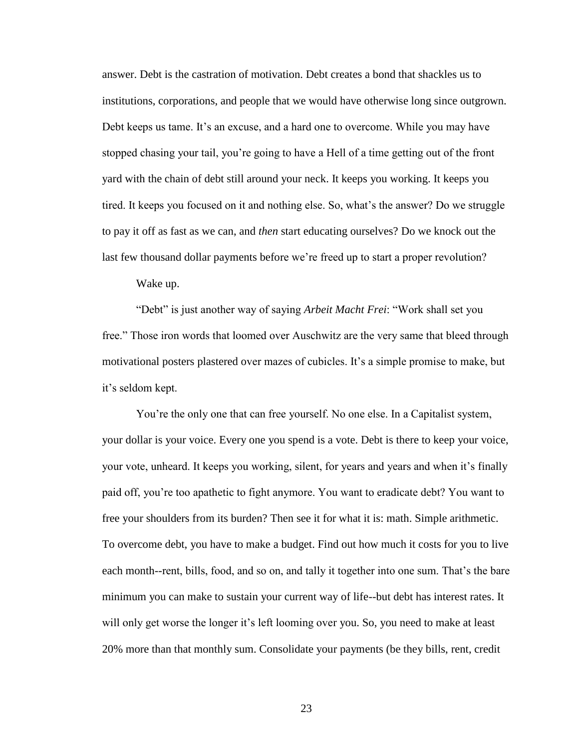answer. Debt is the castration of motivation. Debt creates a bond that shackles us to institutions, corporations, and people that we would have otherwise long since outgrown. Debt keeps us tame. It's an excuse, and a hard one to overcome. While you may have stopped chasing your tail, you're going to have a Hell of a time getting out of the front yard with the chain of debt still around your neck. It keeps you working. It keeps you tired. It keeps you focused on it and nothing else. So, what's the answer? Do we struggle to pay it off as fast as we can, and *then* start educating ourselves? Do we knock out the last few thousand dollar payments before we're freed up to start a proper revolution?

Wake up.

"Debt" is just another way of saying *Arbeit Macht Frei*: "Work shall set you free." Those iron words that loomed over Auschwitz are the very same that bleed through motivational posters plastered over mazes of cubicles. It's a simple promise to make, but it's seldom kept.

You're the only one that can free yourself. No one else. In a Capitalist system, your dollar is your voice. Every one you spend is a vote. Debt is there to keep your voice, your vote, unheard. It keeps you working, silent, for years and years and when it's finally paid off, you're too apathetic to fight anymore. You want to eradicate debt? You want to free your shoulders from its burden? Then see it for what it is: math. Simple arithmetic. To overcome debt, you have to make a budget. Find out how much it costs for you to live each month--rent, bills, food, and so on, and tally it together into one sum. That's the bare minimum you can make to sustain your current way of life--but debt has interest rates. It will only get worse the longer it's left looming over you. So, you need to make at least 20% more than that monthly sum. Consolidate your payments (be they bills, rent, credit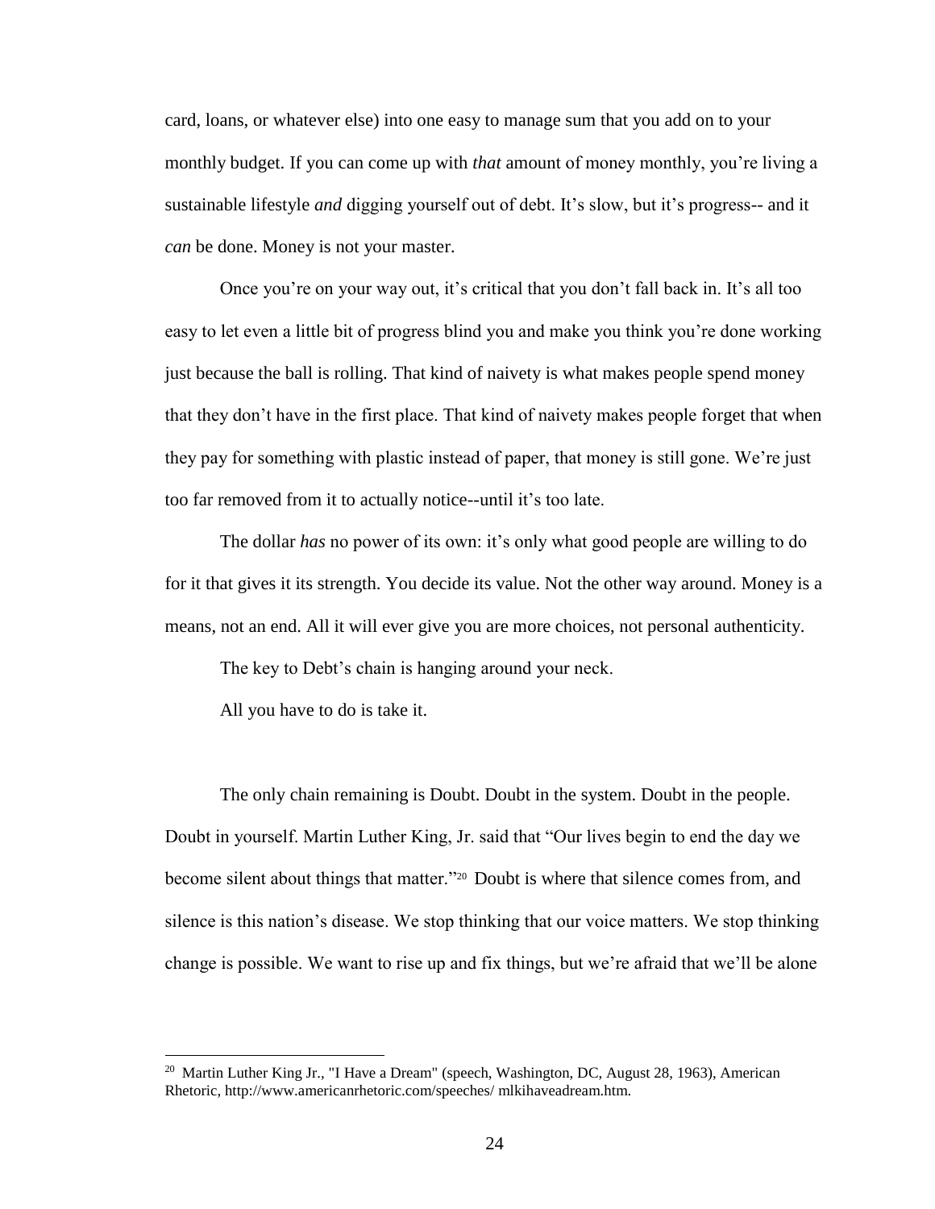card, loans, or whatever else) into one easy to manage sum that you add on to your monthly budget. If you can come up with *that* amount of money monthly, you're living a sustainable lifestyle *and* digging yourself out of debt. It's slow, but it's progress-- and it *can* be done. Money is not your master.

Once you're on your way out, it's critical that you don't fall back in. It's all too easy to let even a little bit of progress blind you and make you think you're done working just because the ball is rolling. That kind of naivety is what makes people spend money that they don't have in the first place. That kind of naivety makes people forget that when they pay for something with plastic instead of paper, that money is still gone. We're just too far removed from it to actually notice--until it's too late.

The dollar *has* no power of its own: it's only what good people are willing to do for it that gives it its strength. You decide its value. Not the other way around. Money is a means, not an end. All it will ever give you are more choices, not personal authenticity.

The key to Debt's chain is hanging around your neck.

All you have to do is take it.

The only chain remaining is Doubt. Doubt in the system. Doubt in the people. Doubt in yourself. Martin Luther King, Jr. said that "Our lives begin to end the day we become silent about things that matter."[20] Doubt is where that silence comes from, and silence is this nation's disease. We stop thinking that our voice matters. We stop thinking change is possible. We want to rise up and fix things, but we're afraid that we'll be alone

---

[20] Martin Luther King Jr., "I Have a Dream" (speech, Washington, DC, August 28, 1963), American Rhetoric, http://www.americanrhetoric.com/speeches/ mlkihaveadream.htm.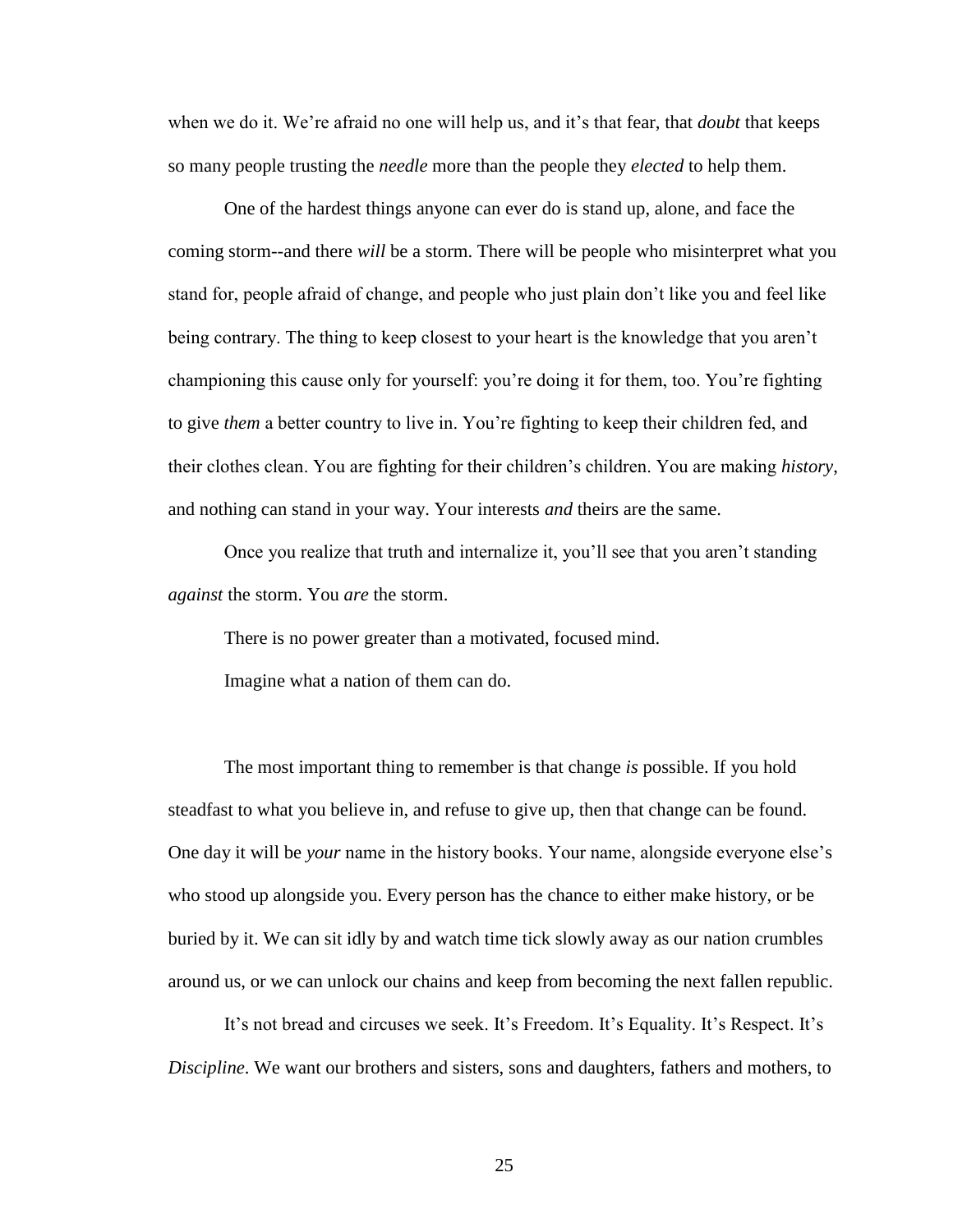when we do it. We’re afraid no one will help us, and it’s that fear, that *doubt* that keeps so many people trusting the *needle* more than the people they *elected* to help them.

One of the hardest things anyone can ever do is stand up, alone, and face the coming storm--and there *will* be a storm. There will be people who misinterpret what you stand for, people afraid of change, and people who just plain don’t like you and feel like being contrary. The thing to keep closest to your heart is the knowledge that you aren’t championing this cause only for yourself: you’re doing it for them, too. You’re fighting to give *them* a better country to live in. You’re fighting to keep their children fed, and their clothes clean. You are fighting for their children’s children. You are making *history*, and nothing can stand in your way. Your interests *and* theirs are the same.

Once you realize that truth and internalize it, you’ll see that you aren’t standing *against* the storm. You *are* the storm.

There is no power greater than a motivated, focused mind.

Imagine what a nation of them can do.

The most important thing to remember is that change *is* possible. If you hold steadfast to what you believe in, and refuse to give up, then that change can be found. One day it will be *your* name in the history books. Your name, alongside everyone else’s who stood up alongside you. Every person has the chance to either make history, or be buried by it. We can sit idly by and watch time tick slowly away as our nation crumbles around us, or we can unlock our chains and keep from becoming the next fallen republic.

It’s not bread and circuses we seek. It’s Freedom. It’s Equality. It’s Respect. It’s *Discipline*. We want our brothers and sisters, sons and daughters, fathers and mothers, to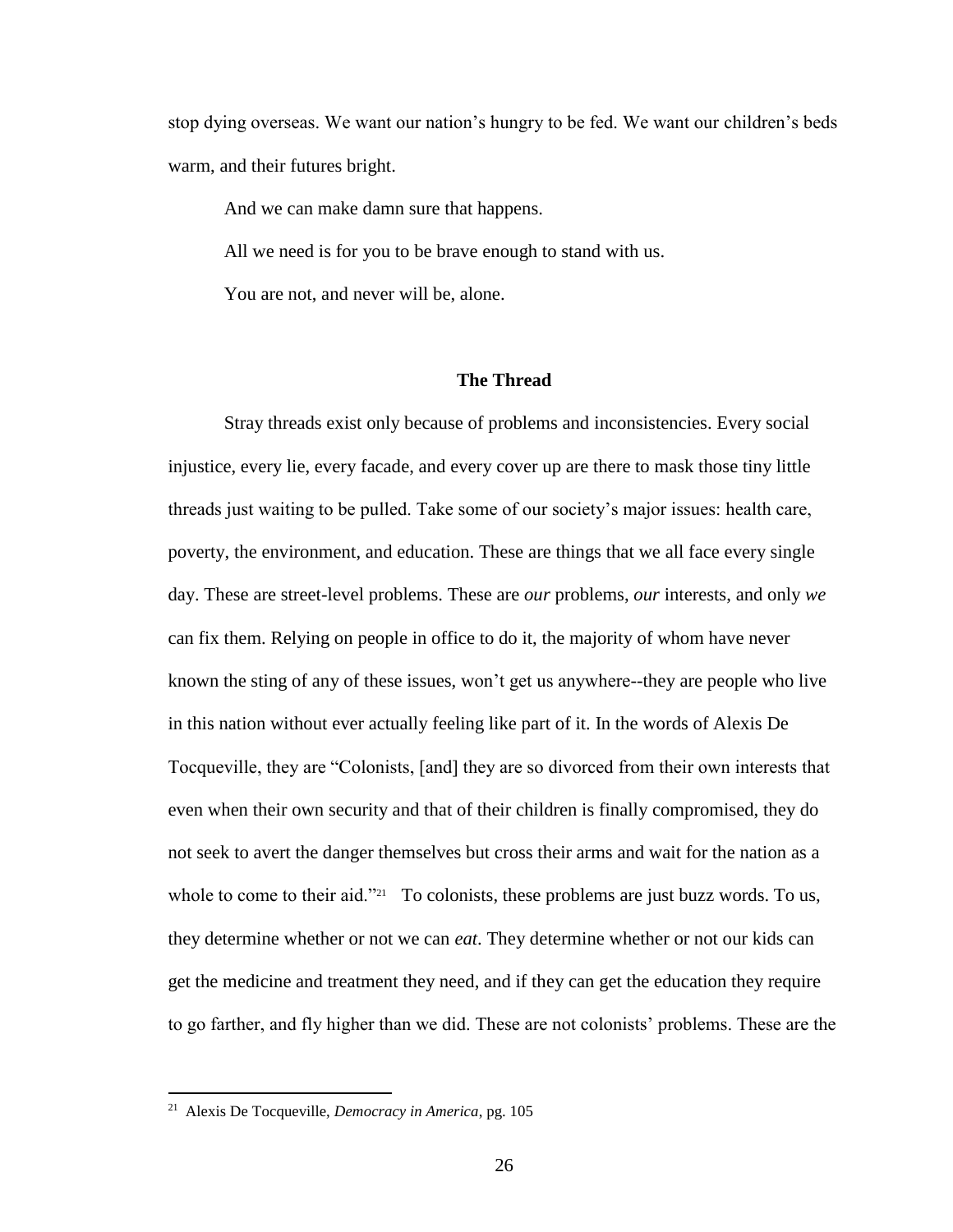stop dying overseas. We want our nation's hungry to be fed. We want our children's beds warm, and their futures bright.

And we can make damn sure that happens.

All we need is for you to be brave enough to stand with us.

You are not, and never will be, alone.

## The Thread

Stray threads exist only because of problems and inconsistencies. Every social injustice, every lie, every facade, and every cover up are there to mask those tiny little threads just waiting to be pulled. Take some of our society's major issues: health care, poverty, the environment, and education. These are things that we all face every single day. These are street-level problems. These are *our* problems, *our* interests, and only *we* can fix them. Relying on people in office to do it, the majority of whom have never known the sting of any of these issues, won't get us anywhere--they are people who live in this nation without ever actually feeling like part of it. In the words of Alexis De Tocqueville, they are "Colonists, [and] they are so divorced from their own interests that even when their own security and that of their children is finally compromised, they do not seek to avert the danger themselves but cross their arms and wait for the nation as a whole to come to their aid."[21] To colonists, these problems are just buzz words. To us, they determine whether or not we can *eat*. They determine whether or not our kids can get the medicine and treatment they need, and if they can get the education they require to go farther, and fly higher than we did. These are not colonists' problems. These are the

[21] Alexis De Tocqueville, *Democracy in America*, pg. 105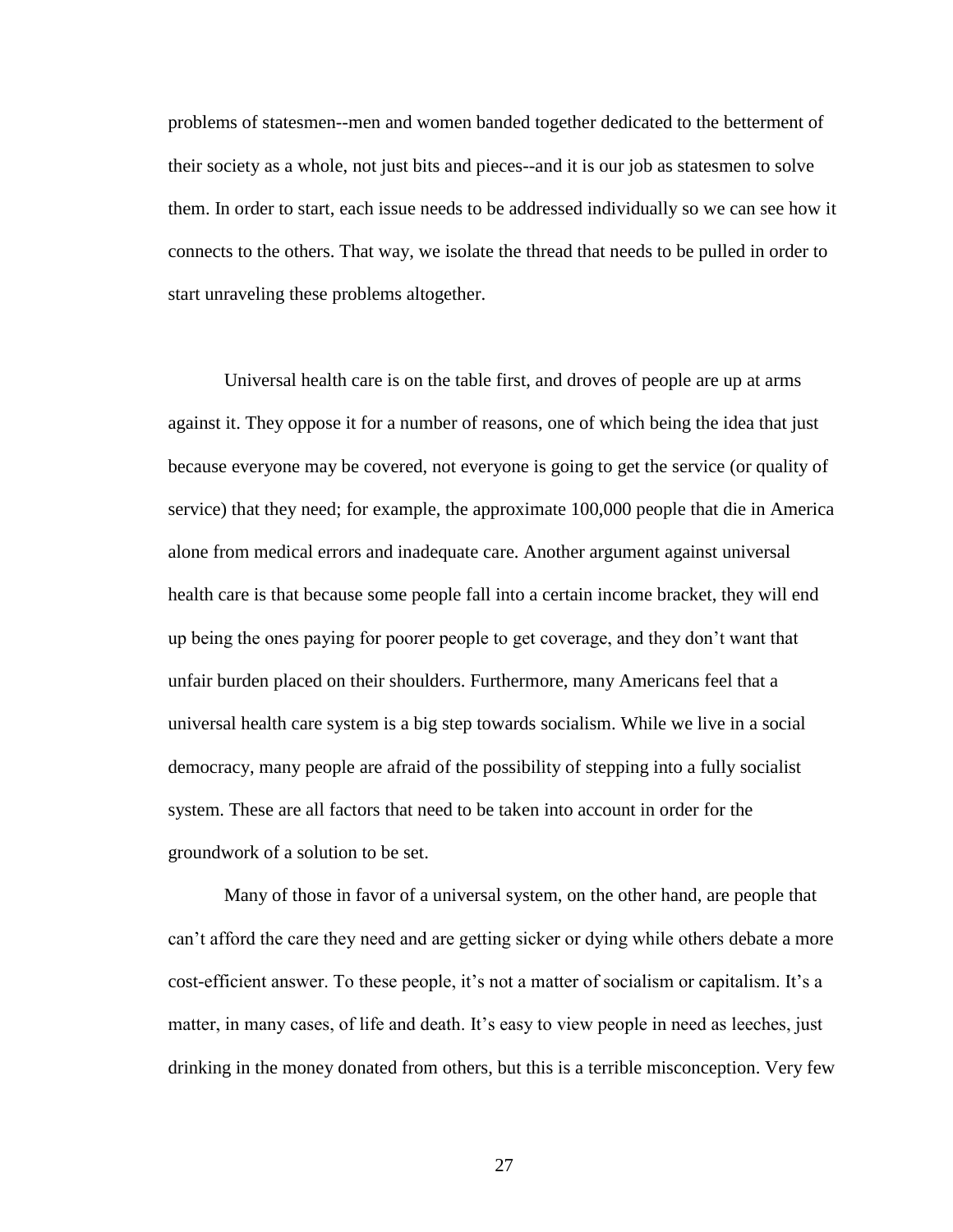problems of statesmen--men and women banded together dedicated to the betterment of their society as a whole, not just bits and pieces--and it is our job as statesmen to solve them. In order to start, each issue needs to be addressed individually so we can see how it connects to the others. That way, we isolate the thread that needs to be pulled in order to start unraveling these problems altogether.

Universal health care is on the table first, and droves of people are up at arms against it. They oppose it for a number of reasons, one of which being the idea that just because everyone may be covered, not everyone is going to get the service (or quality of service) that they need; for example, the approximate 100,000 people that die in America alone from medical errors and inadequate care. Another argument against universal health care is that because some people fall into a certain income bracket, they will end up being the ones paying for poorer people to get coverage, and they don't want that unfair burden placed on their shoulders. Furthermore, many Americans feel that a universal health care system is a big step towards socialism. While we live in a social democracy, many people are afraid of the possibility of stepping into a fully socialist system. These are all factors that need to be taken into account in order for the groundwork of a solution to be set.

Many of those in favor of a universal system, on the other hand, are people that can't afford the care they need and are getting sicker or dying while others debate a more cost-efficient answer. To these people, it's not a matter of socialism or capitalism. It's a matter, in many cases, of life and death. It's easy to view people in need as leeches, just drinking in the money donated from others, but this is a terrible misconception. Very few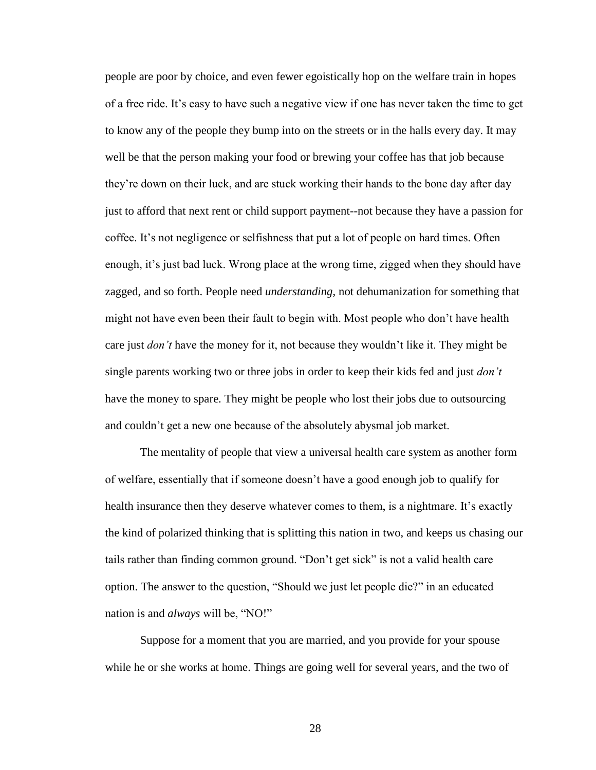people are poor by choice, and even fewer egoistically hop on the welfare train in hopes of a free ride. It's easy to have such a negative view if one has never taken the time to get to know any of the people they bump into on the streets or in the halls every day. It may well be that the person making your food or brewing your coffee has that job because they're down on their luck, and are stuck working their hands to the bone day after day just to afford that next rent or child support payment--not because they have a passion for coffee. It's not negligence or selfishness that put a lot of people on hard times. Often enough, it's just bad luck. Wrong place at the wrong time, zigged when they should have zagged, and so forth. People need *understanding*, not dehumanization for something that might not have even been their fault to begin with. Most people who don't have health care just *don't* have the money for it, not because they wouldn't like it. They might be single parents working two or three jobs in order to keep their kids fed and just *don't* have the money to spare. They might be people who lost their jobs due to outsourcing and couldn't get a new one because of the absolutely abysmal job market.

The mentality of people that view a universal health care system as another form of welfare, essentially that if someone doesn't have a good enough job to qualify for health insurance then they deserve whatever comes to them, is a nightmare. It's exactly the kind of polarized thinking that is splitting this nation in two, and keeps us chasing our tails rather than finding common ground. "Don't get sick" is not a valid health care option. The answer to the question, "Should we just let people die?" in an educated nation is and *always* will be, "NO!"

Suppose for a moment that you are married, and you provide for your spouse while he or she works at home. Things are going well for several years, and the two of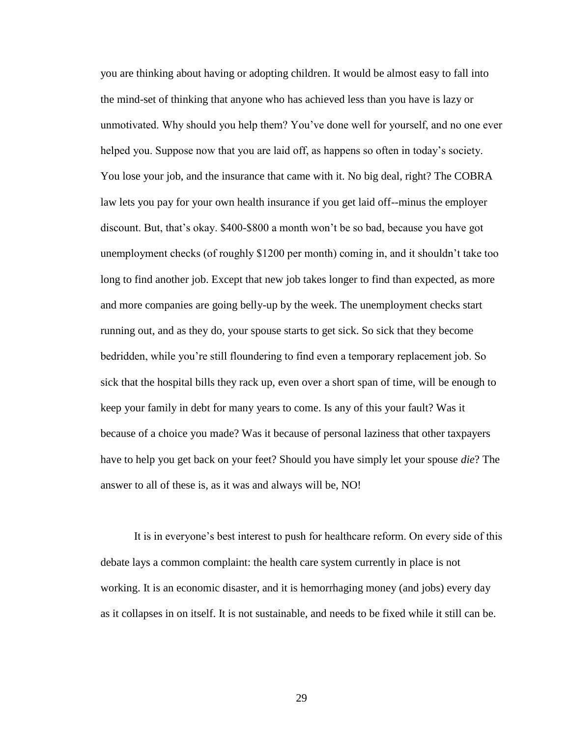you are thinking about having or adopting children. It would be almost easy to fall into the mind-set of thinking that anyone who has achieved less than you have is lazy or unmotivated. Why should you help them? You've done well for yourself, and no one ever helped you. Suppose now that you are laid off, as happens so often in today's society. You lose your job, and the insurance that came with it. No big deal, right? The COBRA law lets you pay for your own health insurance if you get laid off--minus the employer discount. But, that's okay. $400-$800 a month won't be so bad, because you have got unemployment checks (of roughly $1200 per month) coming in, and it shouldn't take too long to find another job. Except that new job takes longer to find than expected, as more and more companies are going belly-up by the week. The unemployment checks start running out, and as they do, your spouse starts to get sick. So sick that they become bedridden, while you're still floundering to find even a temporary replacement job. So sick that the hospital bills they rack up, even over a short span of time, will be enough to keep your family in debt for many years to come. Is any of this your fault? Was it because of a choice you made? Was it because of personal laziness that other taxpayers have to help you get back on your feet? Should you have simply let your spouse *die*? The answer to all of these is, as it was and always will be, NO!

It is in everyone's best interest to push for healthcare reform. On every side of this debate lays a common complaint: the health care system currently in place is not working. It is an economic disaster, and it is hemorrhaging money (and jobs) every day as it collapses in on itself. It is not sustainable, and needs to be fixed while it still can be.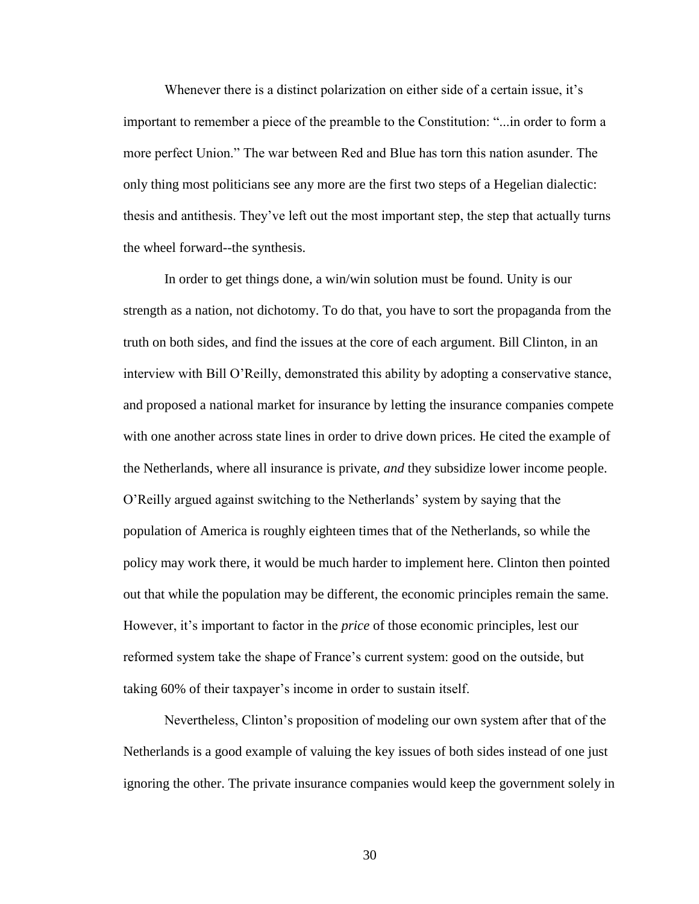Whenever there is a distinct polarization on either side of a certain issue, it's important to remember a piece of the preamble to the Constitution: "...in order to form a more perfect Union." The war between Red and Blue has torn this nation asunder. The only thing most politicians see any more are the first two steps of a Hegelian dialectic: thesis and antithesis. They've left out the most important step, the step that actually turns the wheel forward--the synthesis.

In order to get things done, a win/win solution must be found. Unity is our strength as a nation, not dichotomy. To do that, you have to sort the propaganda from the truth on both sides, and find the issues at the core of each argument. Bill Clinton, in an interview with Bill O'Reilly, demonstrated this ability by adopting a conservative stance, and proposed a national market for insurance by letting the insurance companies compete with one another across state lines in order to drive down prices. He cited the example of the Netherlands, where all insurance is private, *and* they subsidize lower income people. O'Reilly argued against switching to the Netherlands' system by saying that the population of America is roughly eighteen times that of the Netherlands, so while the policy may work there, it would be much harder to implement here. Clinton then pointed out that while the population may be different, the economic principles remain the same. However, it's important to factor in the *price* of those economic principles, lest our reformed system take the shape of France's current system: good on the outside, but taking 60% of their taxpayer's income in order to sustain itself.

Nevertheless, Clinton's proposition of modeling our own system after that of the Netherlands is a good example of valuing the key issues of both sides instead of one just ignoring the other. The private insurance companies would keep the government solely in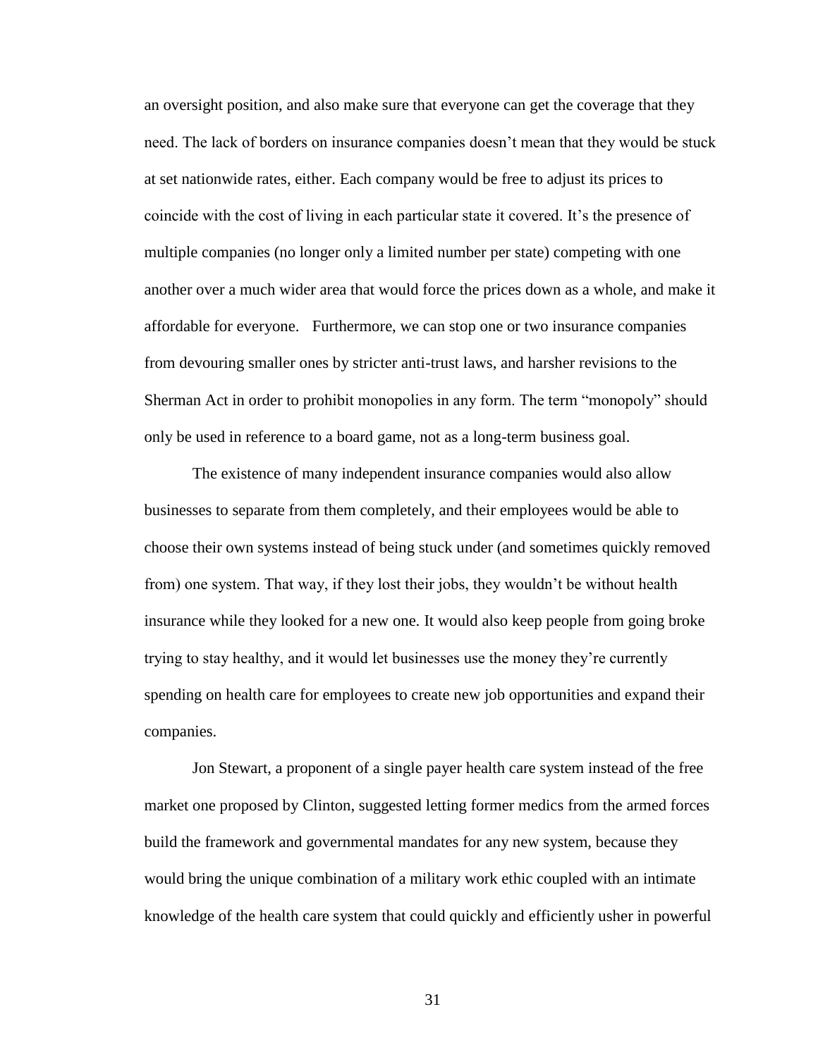an oversight position, and also make sure that everyone can get the coverage that they need. The lack of borders on insurance companies doesn't mean that they would be stuck at set nationwide rates, either. Each company would be free to adjust its prices to coincide with the cost of living in each particular state it covered. It's the presence of multiple companies (no longer only a limited number per state) competing with one another over a much wider area that would force the prices down as a whole, and make it affordable for everyone. Furthermore, we can stop one or two insurance companies from devouring smaller ones by stricter anti-trust laws, and harsher revisions to the Sherman Act in order to prohibit monopolies in any form. The term "monopoly" should only be used in reference to a board game, not as a long-term business goal.

The existence of many independent insurance companies would also allow businesses to separate from them completely, and their employees would be able to choose their own systems instead of being stuck under (and sometimes quickly removed from) one system. That way, if they lost their jobs, they wouldn't be without health insurance while they looked for a new one. It would also keep people from going broke trying to stay healthy, and it would let businesses use the money they're currently spending on health care for employees to create new job opportunities and expand their companies.

Jon Stewart, a proponent of a single payer health care system instead of the free market one proposed by Clinton, suggested letting former medics from the armed forces build the framework and governmental mandates for any new system, because they would bring the unique combination of a military work ethic coupled with an intimate knowledge of the health care system that could quickly and efficiently usher in powerful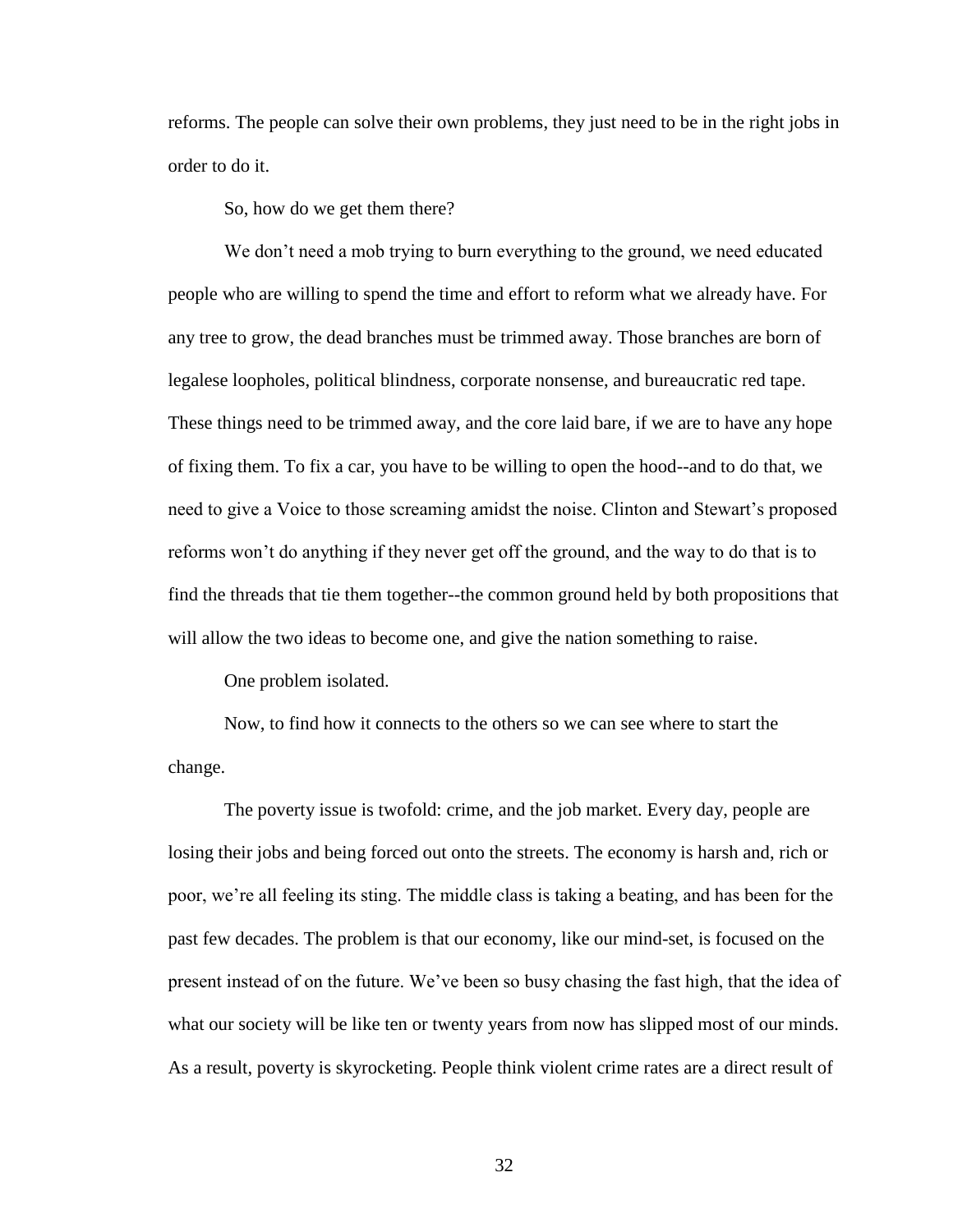reforms. The people can solve their own problems, they just need to be in the right jobs in order to do it.

So, how do we get them there?

We don't need a mob trying to burn everything to the ground, we need educated people who are willing to spend the time and effort to reform what we already have. For any tree to grow, the dead branches must be trimmed away. Those branches are born of legalese loopholes, political blindness, corporate nonsense, and bureaucratic red tape. These things need to be trimmed away, and the core laid bare, if we are to have any hope of fixing them. To fix a car, you have to be willing to open the hood--and to do that, we need to give a Voice to those screaming amidst the noise. Clinton and Stewart's proposed reforms won't do anything if they never get off the ground, and the way to do that is to find the threads that tie them together--the common ground held by both propositions that will allow the two ideas to become one, and give the nation something to raise.

One problem isolated.

Now, to find how it connects to the others so we can see where to start the change.

The poverty issue is twofold: crime, and the job market. Every day, people are losing their jobs and being forced out onto the streets. The economy is harsh and, rich or poor, we're all feeling its sting. The middle class is taking a beating, and has been for the past few decades. The problem is that our economy, like our mind-set, is focused on the present instead of on the future. We've been so busy chasing the fast high, that the idea of what our society will be like ten or twenty years from now has slipped most of our minds. As a result, poverty is skyrocketing. People think violent crime rates are a direct result of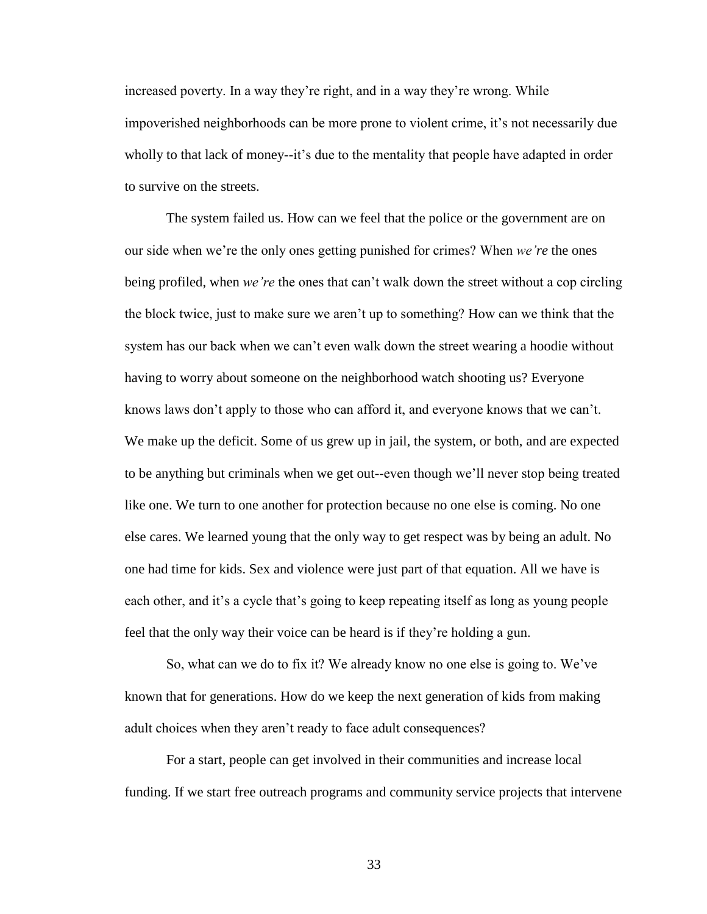increased poverty. In a way they're right, and in a way they're wrong. While impoverished neighborhoods can be more prone to violent crime, it's not necessarily due wholly to that lack of money--it's due to the mentality that people have adapted in order to survive on the streets.

The system failed us. How can we feel that the police or the government are on our side when we're the only ones getting punished for crimes? When *we're* the ones being profiled, when *we're* the ones that can't walk down the street without a cop circling the block twice, just to make sure we aren't up to something? How can we think that the system has our back when we can't even walk down the street wearing a hoodie without having to worry about someone on the neighborhood watch shooting us? Everyone knows laws don't apply to those who can afford it, and everyone knows that we can't. We make up the deficit. Some of us grew up in jail, the system, or both, and are expected to be anything but criminals when we get out--even though we'll never stop being treated like one. We turn to one another for protection because no one else is coming. No one else cares. We learned young that the only way to get respect was by being an adult. No one had time for kids. Sex and violence were just part of that equation. All we have is each other, and it's a cycle that's going to keep repeating itself as long as young people feel that the only way their voice can be heard is if they're holding a gun.

So, what can we do to fix it? We already know no one else is going to. We've known that for generations. How do we keep the next generation of kids from making adult choices when they aren't ready to face adult consequences?

For a start, people can get involved in their communities and increase local funding. If we start free outreach programs and community service projects that intervene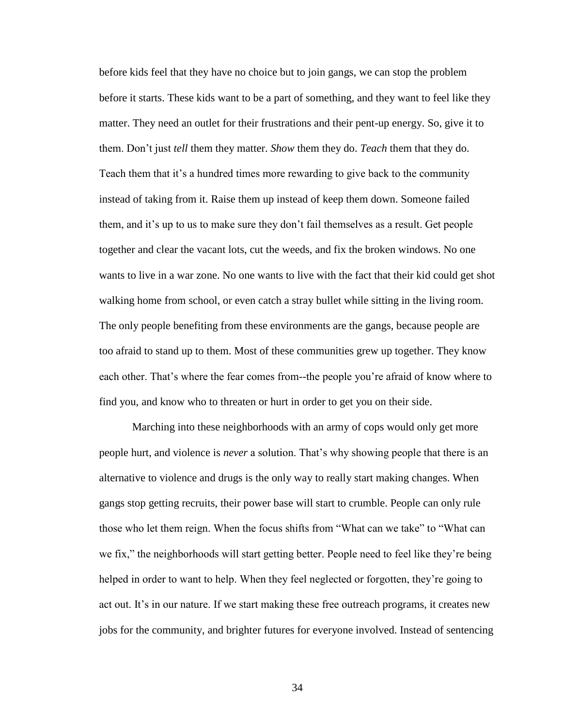before kids feel that they have no choice but to join gangs, we can stop the problem before it starts. These kids want to be a part of something, and they want to feel like they matter. They need an outlet for their frustrations and their pent-up energy. So, give it to them. Don't just *tell* them they matter. *Show* them they do. *Teach* them that they do. Teach them that it's a hundred times more rewarding to give back to the community instead of taking from it. Raise them up instead of keep them down. Someone failed them, and it's up to us to make sure they don't fail themselves as a result. Get people together and clear the vacant lots, cut the weeds, and fix the broken windows. No one wants to live in a war zone. No one wants to live with the fact that their kid could get shot walking home from school, or even catch a stray bullet while sitting in the living room. The only people benefiting from these environments are the gangs, because people are too afraid to stand up to them. Most of these communities grew up together. They know each other. That's where the fear comes from--the people you're afraid of know where to find you, and know who to threaten or hurt in order to get you on their side.

Marching into these neighborhoods with an army of cops would only get more people hurt, and violence is *never* a solution. That's why showing people that there is an alternative to violence and drugs is the only way to really start making changes. When gangs stop getting recruits, their power base will start to crumble. People can only rule those who let them reign. When the focus shifts from "What can we take" to "What can we fix," the neighborhoods will start getting better. People need to feel like they're being helped in order to want to help. When they feel neglected or forgotten, they're going to act out. It's in our nature. If we start making these free outreach programs, it creates new jobs for the community, and brighter futures for everyone involved. Instead of sentencing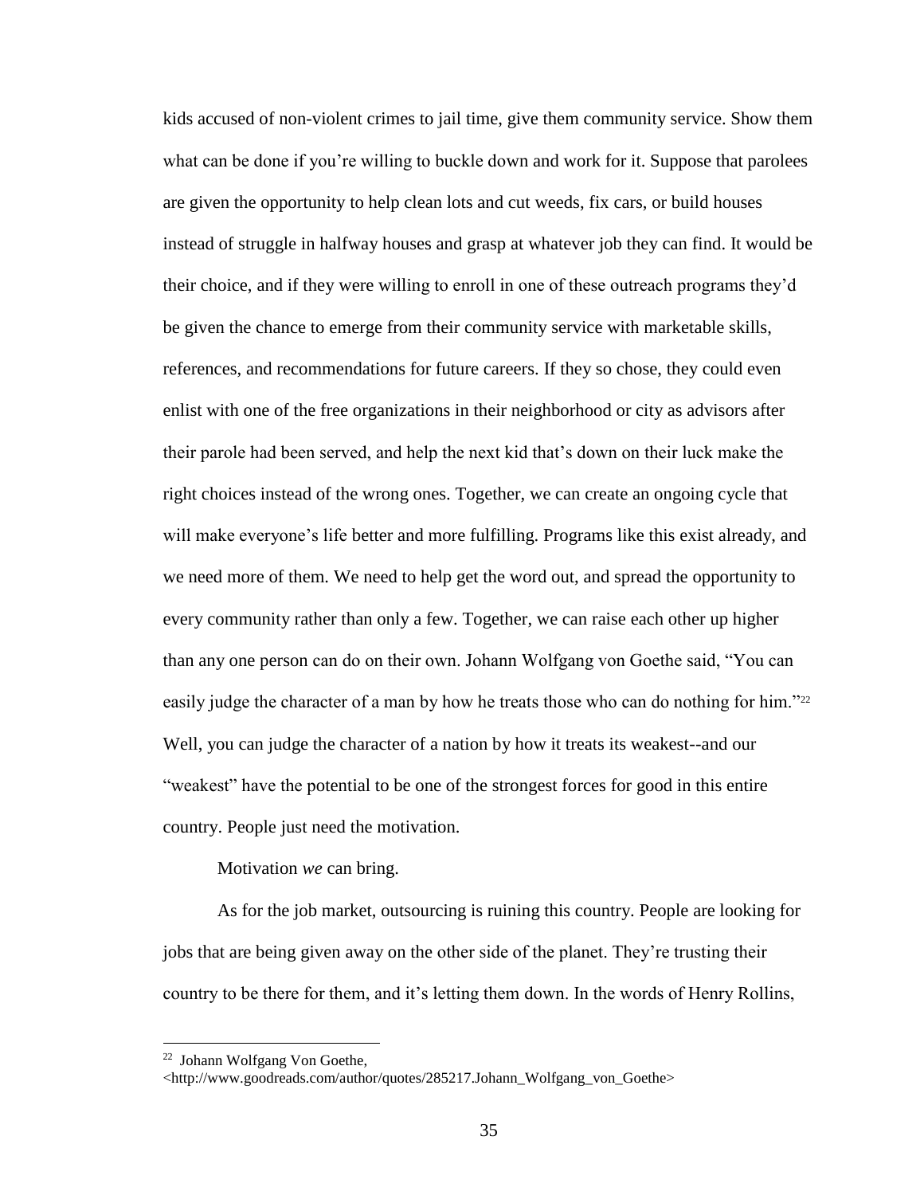kids accused of non-violent crimes to jail time, give them community service. Show them what can be done if you're willing to buckle down and work for it. Suppose that parolees are given the opportunity to help clean lots and cut weeds, fix cars, or build houses instead of struggle in halfway houses and grasp at whatever job they can find. It would be their choice, and if they were willing to enroll in one of these outreach programs they'd be given the chance to emerge from their community service with marketable skills, references, and recommendations for future careers. If they so chose, they could even enlist with one of the free organizations in their neighborhood or city as advisors after their parole had been served, and help the next kid that's down on their luck make the right choices instead of the wrong ones. Together, we can create an ongoing cycle that will make everyone's life better and more fulfilling. Programs like this exist already, and we need more of them. We need to help get the word out, and spread the opportunity to every community rather than only a few. Together, we can raise each other up higher than any one person can do on their own. Johann Wolfgang von Goethe said, "You can easily judge the character of a man by how he treats those who can do nothing for him."[22] Well, you can judge the character of a nation by how it treats its weakest--and our "weakest" have the potential to be one of the strongest forces for good in this entire country. People just need the motivation.

Motivation *we* can bring.

As for the job market, outsourcing is ruining this country. People are looking for jobs that are being given away on the other side of the planet. They're trusting their country to be there for them, and it's letting them down. In the words of Henry Rollins,

---

[22] Johann Wolfgang Von Goethe, <http://www.goodreads.com/author/quotes/285217.Johann_Wolfgang_von_Goethe>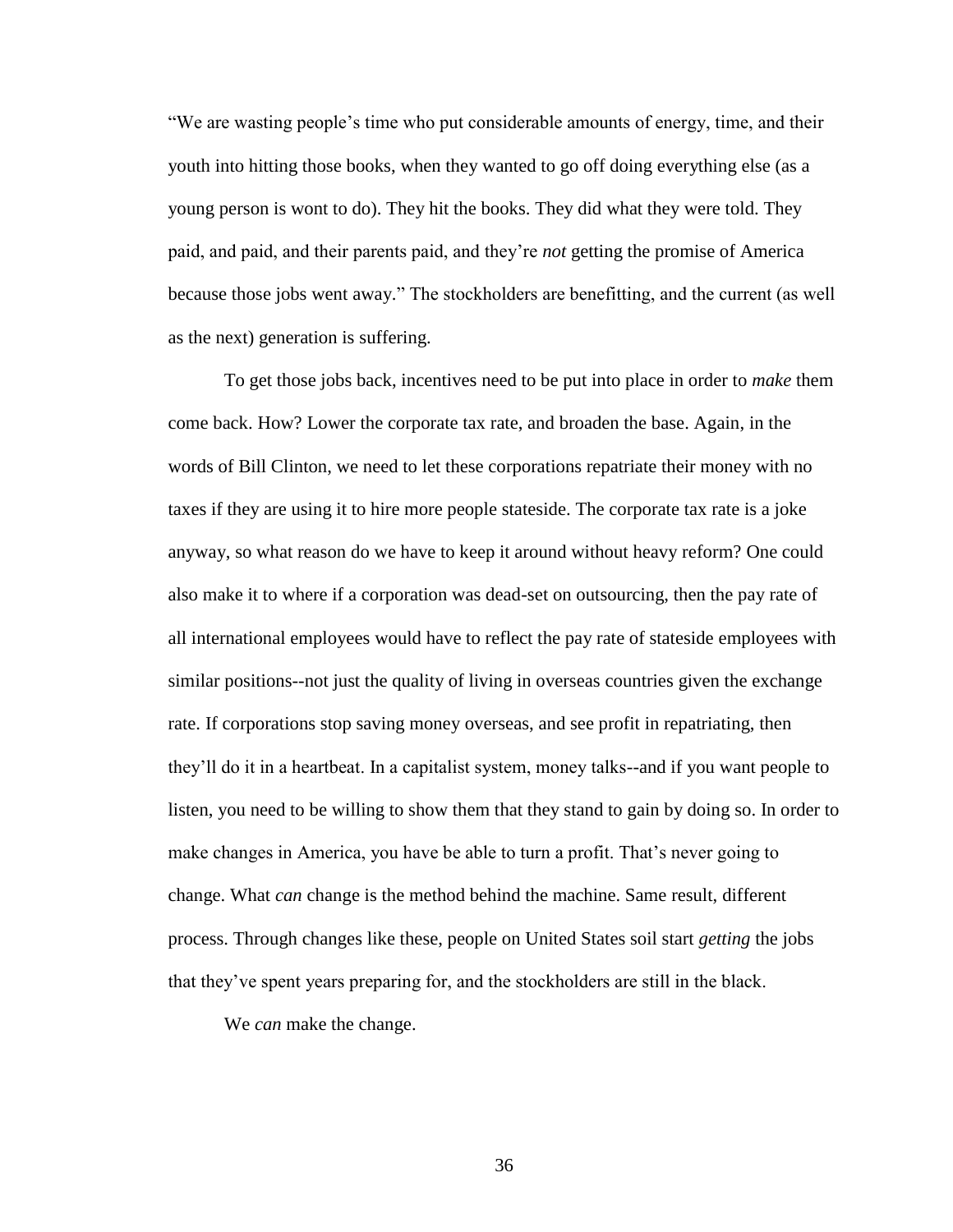"We are wasting people's time who put considerable amounts of energy, time, and their youth into hitting those books, when they wanted to go off doing everything else (as a young person is wont to do). They hit the books. They did what they were told. They paid, and paid, and their parents paid, and they're *not* getting the promise of America because those jobs went away." The stockholders are benefitting, and the current (as well as the next) generation is suffering.

To get those jobs back, incentives need to be put into place in order to *make* them come back. How? Lower the corporate tax rate, and broaden the base. Again, in the words of Bill Clinton, we need to let these corporations repatriate their money with no taxes if they are using it to hire more people stateside. The corporate tax rate is a joke anyway, so what reason do we have to keep it around without heavy reform? One could also make it to where if a corporation was dead-set on outsourcing, then the pay rate of all international employees would have to reflect the pay rate of stateside employees with similar positions--not just the quality of living in overseas countries given the exchange rate. If corporations stop saving money overseas, and see profit in repatriating, then they'll do it in a heartbeat. In a capitalist system, money talks--and if you want people to listen, you need to be willing to show them that they stand to gain by doing so. In order to make changes in America, you have be able to turn a profit. That's never going to change. What *can* change is the method behind the machine. Same result, different process. Through changes like these, people on United States soil start *getting* the jobs that they've spent years preparing for, and the stockholders are still in the black.

We *can* make the change.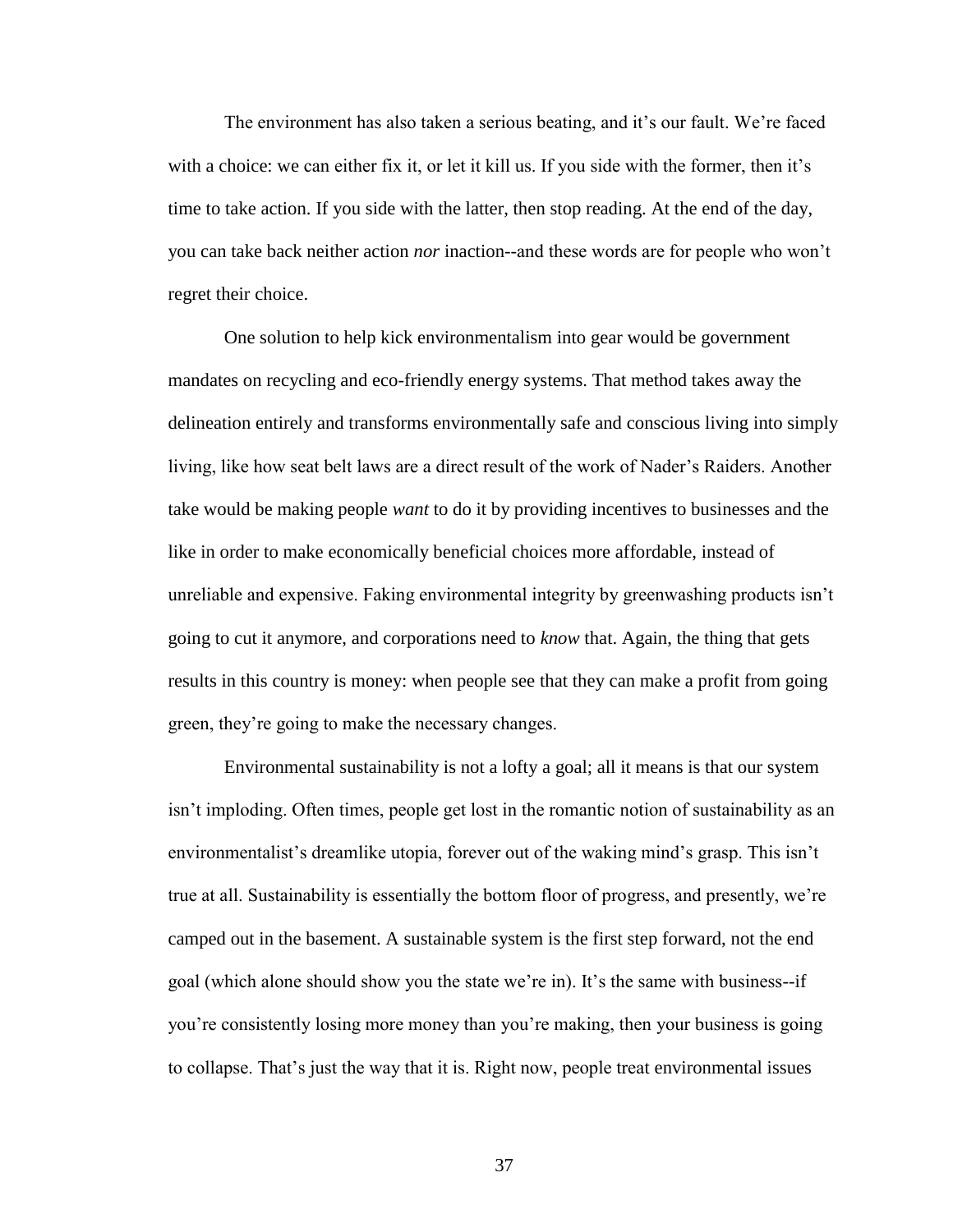The environment has also taken a serious beating, and it's our fault. We're faced with a choice: we can either fix it, or let it kill us. If you side with the former, then it's time to take action. If you side with the latter, then stop reading. At the end of the day, you can take back neither action *nor* inaction--and these words are for people who won't regret their choice.

One solution to help kick environmentalism into gear would be government mandates on recycling and eco-friendly energy systems. That method takes away the delineation entirely and transforms environmentally safe and conscious living into simply living, like how seat belt laws are a direct result of the work of Nader's Raiders. Another take would be making people *want* to do it by providing incentives to businesses and the like in order to make economically beneficial choices more affordable, instead of unreliable and expensive. Faking environmental integrity by greenwashing products isn't going to cut it anymore, and corporations need to *know* that. Again, the thing that gets results in this country is money: when people see that they can make a profit from going green, they're going to make the necessary changes.

Environmental sustainability is not a lofty a goal; all it means is that our system isn't imploding. Often times, people get lost in the romantic notion of sustainability as an environmentalist's dreamlike utopia, forever out of the waking mind's grasp. This isn't true at all. Sustainability is essentially the bottom floor of progress, and presently, we're camped out in the basement. A sustainable system is the first step forward, not the end goal (which alone should show you the state we're in). It's the same with business--if you're consistently losing more money than you're making, then your business is going to collapse. That's just the way that it is. Right now, people treat environmental issues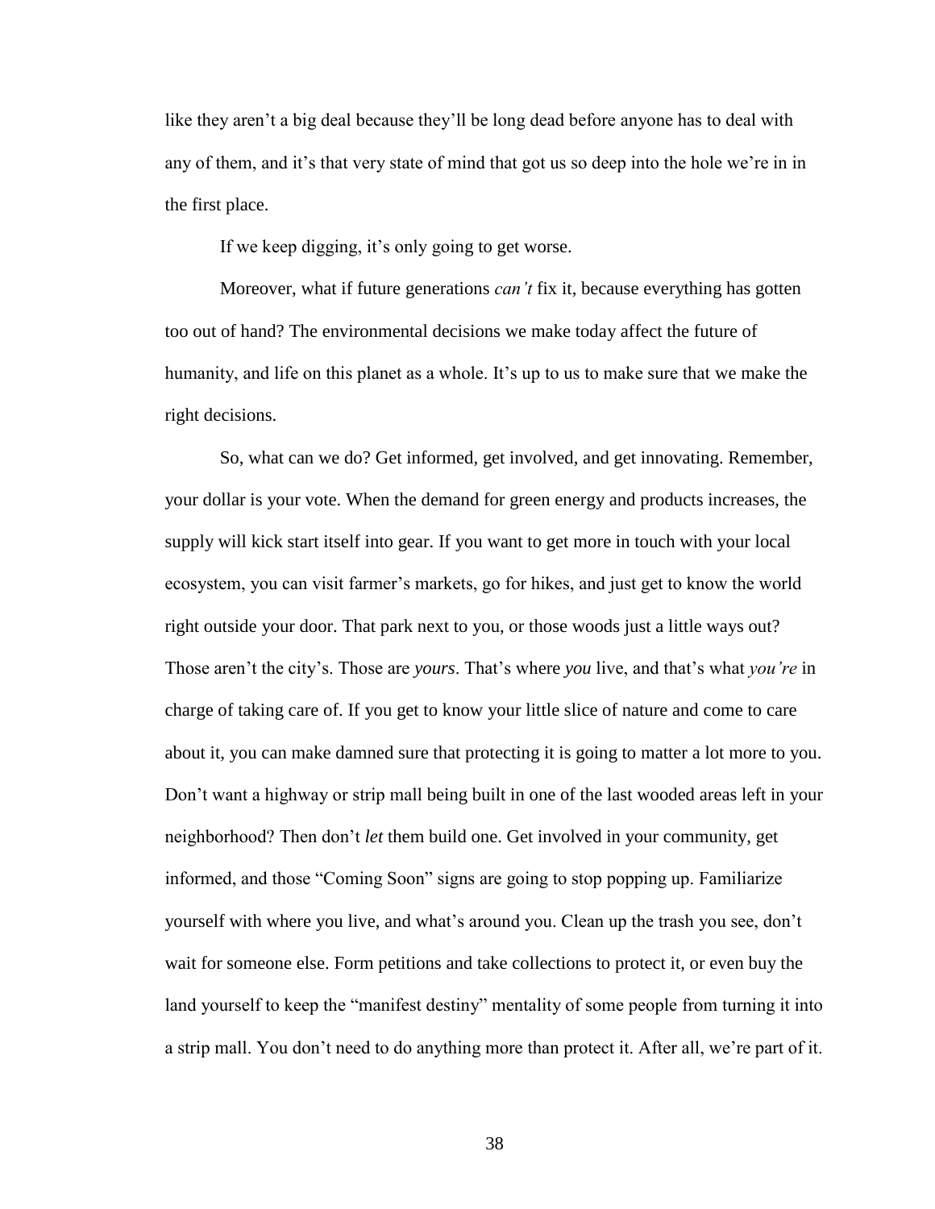like they aren't a big deal because they'll be long dead before anyone has to deal with any of them, and it's that very state of mind that got us so deep into the hole we're in in the first place.

If we keep digging, it's only going to get worse.

Moreover, what if future generations *can't* fix it, because everything has gotten too out of hand? The environmental decisions we make today affect the future of humanity, and life on this planet as a whole. It's up to us to make sure that we make the right decisions.

So, what can we do? Get informed, get involved, and get innovating. Remember, your dollar is your vote. When the demand for green energy and products increases, the supply will kick start itself into gear. If you want to get more in touch with your local ecosystem, you can visit farmer's markets, go for hikes, and just get to know the world right outside your door. That park next to you, or those woods just a little ways out? Those aren't the city's. Those are *yours*. That's where *you* live, and that's what *you're* in charge of taking care of. If you get to know your little slice of nature and come to care about it, you can make damned sure that protecting it is going to matter a lot more to you. Don't want a highway or strip mall being built in one of the last wooded areas left in your neighborhood? Then don't *let* them build one. Get involved in your community, get informed, and those "Coming Soon" signs are going to stop popping up. Familiarize yourself with where you live, and what's around you. Clean up the trash you see, don't wait for someone else. Form petitions and take collections to protect it, or even buy the land yourself to keep the "manifest destiny" mentality of some people from turning it into a strip mall. You don't need to do anything more than protect it. After all, we're part of it.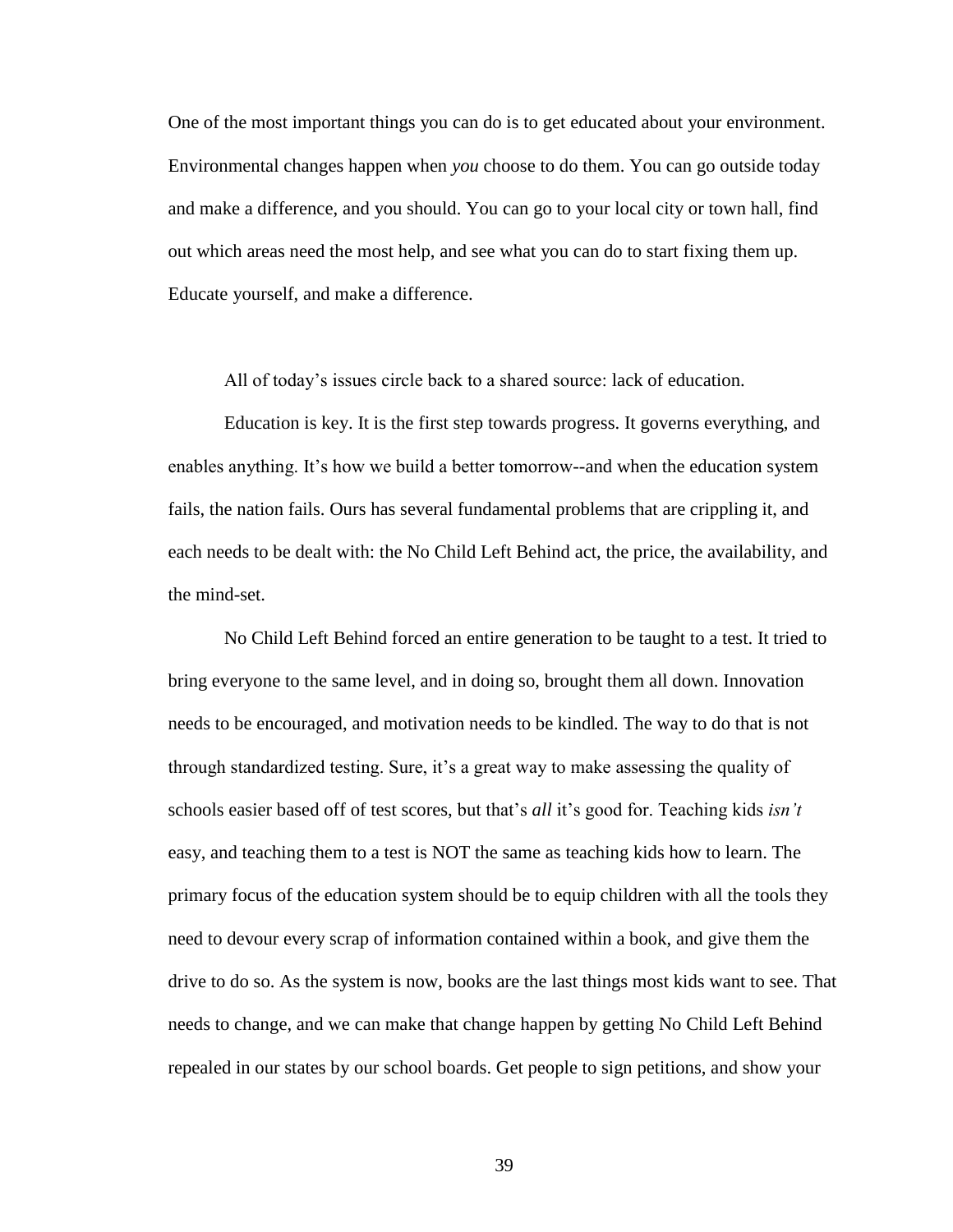One of the most important things you can do is to get educated about your environment. Environmental changes happen when *you* choose to do them. You can go outside today and make a difference, and you should. You can go to your local city or town hall, find out which areas need the most help, and see what you can do to start fixing them up. Educate yourself, and make a difference.

All of today's issues circle back to a shared source: lack of education.

Education is key. It is the first step towards progress. It governs everything, and enables anything. It's how we build a better tomorrow--and when the education system fails, the nation fails. Ours has several fundamental problems that are crippling it, and each needs to be dealt with: the No Child Left Behind act, the price, the availability, and the mind-set.

No Child Left Behind forced an entire generation to be taught to a test. It tried to bring everyone to the same level, and in doing so, brought them all down. Innovation needs to be encouraged, and motivation needs to be kindled. The way to do that is not through standardized testing. Sure, it's a great way to make assessing the quality of schools easier based off of test scores, but that's *all* it's good for. Teaching kids *isn't* easy, and teaching them to a test is NOT the same as teaching kids how to learn. The primary focus of the education system should be to equip children with all the tools they need to devour every scrap of information contained within a book, and give them the drive to do so. As the system is now, books are the last things most kids want to see. That needs to change, and we can make that change happen by getting No Child Left Behind repealed in our states by our school boards. Get people to sign petitions, and show your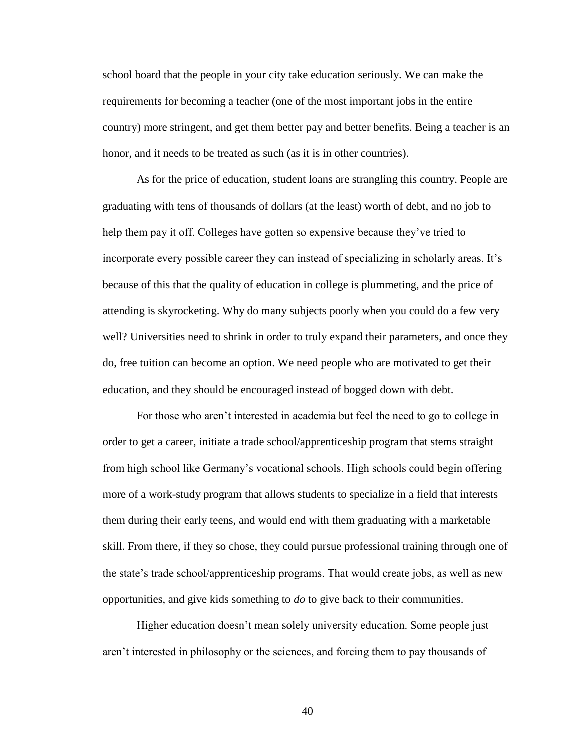school board that the people in your city take education seriously. We can make the requirements for becoming a teacher (one of the most important jobs in the entire country) more stringent, and get them better pay and better benefits. Being a teacher is an honor, and it needs to be treated as such (as it is in other countries).

As for the price of education, student loans are strangling this country. People are graduating with tens of thousands of dollars (at the least) worth of debt, and no job to help them pay it off. Colleges have gotten so expensive because they've tried to incorporate every possible career they can instead of specializing in scholarly areas. It's because of this that the quality of education in college is plummeting, and the price of attending is skyrocketing. Why do many subjects poorly when you could do a few very well? Universities need to shrink in order to truly expand their parameters, and once they do, free tuition can become an option. We need people who are motivated to get their education, and they should be encouraged instead of bogged down with debt.

For those who aren't interested in academia but feel the need to go to college in order to get a career, initiate a trade school/apprenticeship program that stems straight from high school like Germany's vocational schools. High schools could begin offering more of a work-study program that allows students to specialize in a field that interests them during their early teens, and would end with them graduating with a marketable skill. From there, if they so chose, they could pursue professional training through one of the state's trade school/apprenticeship programs. That would create jobs, as well as new opportunities, and give kids something to *do* to give back to their communities.

Higher education doesn't mean solely university education. Some people just aren't interested in philosophy or the sciences, and forcing them to pay thousands of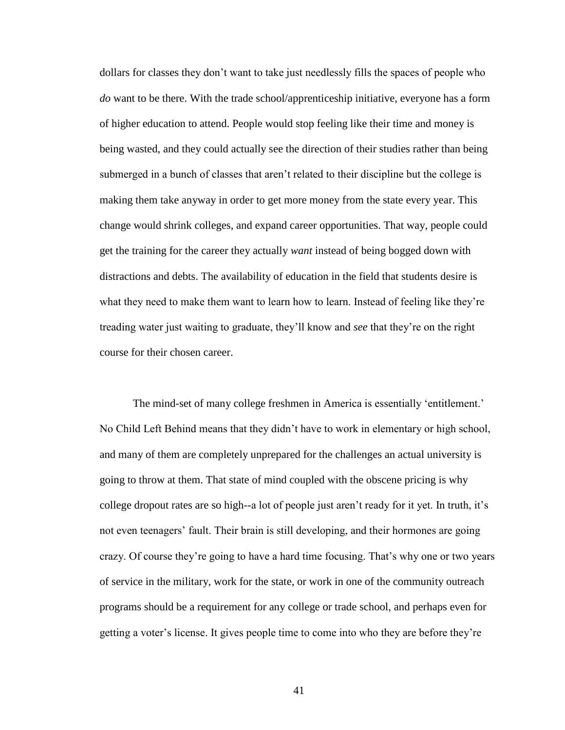dollars for classes they don't want to take just needlessly fills the spaces of people who *do* want to be there. With the trade school/apprenticeship initiative, everyone has a form of higher education to attend. People would stop feeling like their time and money is being wasted, and they could actually see the direction of their studies rather than being submerged in a bunch of classes that aren't related to their discipline but the college is making them take anyway in order to get more money from the state every year. This change would shrink colleges, and expand career opportunities. That way, people could get the training for the career they actually *want* instead of being bogged down with distractions and debts. The availability of education in the field that students desire is what they need to make them want to learn how to learn. Instead of feeling like they're treading water just waiting to graduate, they'll know and *see* that they're on the right course for their chosen career.

The mind-set of many college freshmen in America is essentially 'entitlement.' No Child Left Behind means that they didn't have to work in elementary or high school, and many of them are completely unprepared for the challenges an actual university is going to throw at them. That state of mind coupled with the obscene pricing is why college dropout rates are so high--a lot of people just aren't ready for it yet. In truth, it's not even teenagers' fault. Their brain is still developing, and their hormones are going crazy. Of course they're going to have a hard time focusing. That's why one or two years of service in the military, work for the state, or work in one of the community outreach programs should be a requirement for any college or trade school, and perhaps even for getting a voter's license. It gives people time to come into who they are before they're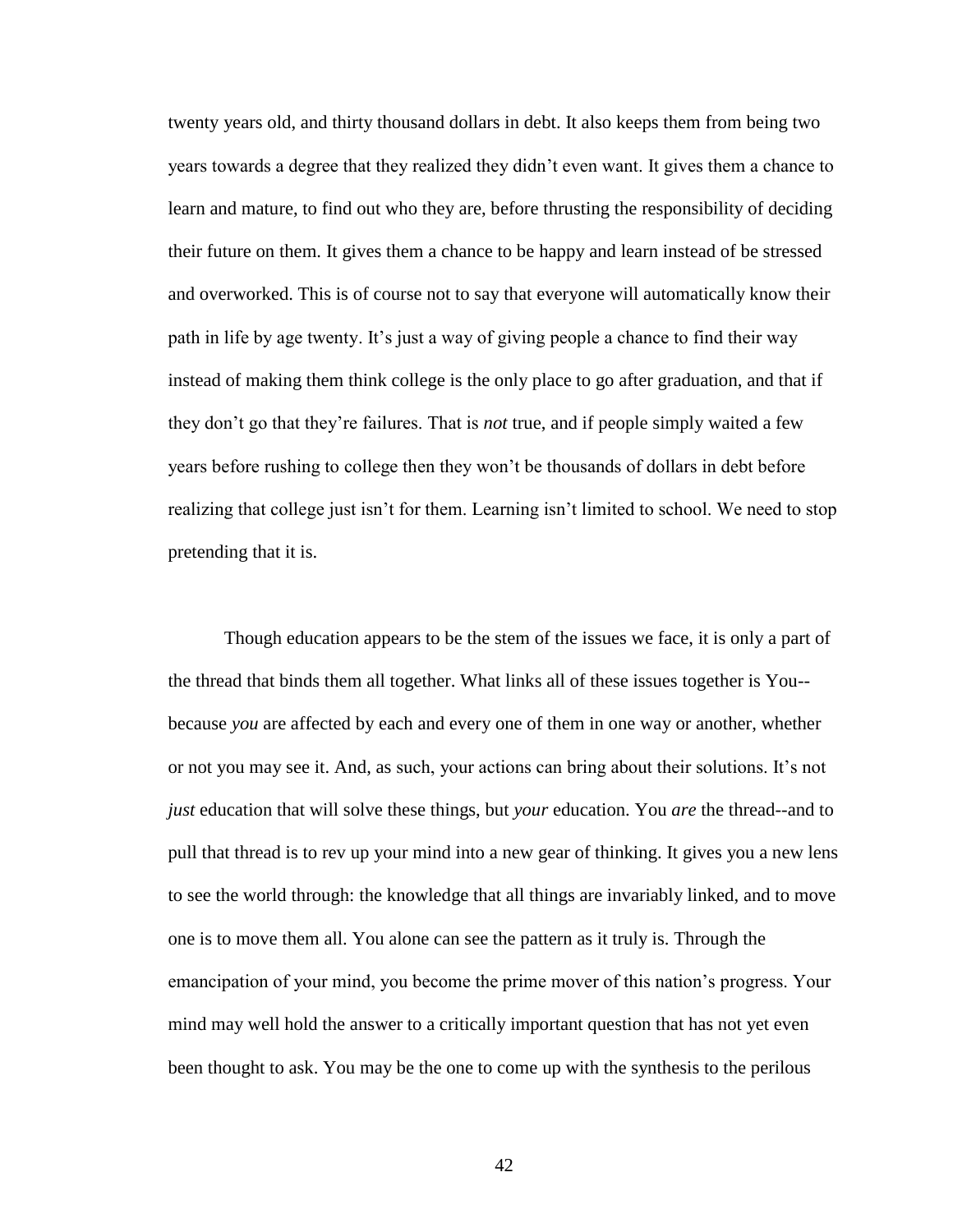twenty years old, and thirty thousand dollars in debt. It also keeps them from being two years towards a degree that they realized they didn't even want. It gives them a chance to learn and mature, to find out who they are, before thrusting the responsibility of deciding their future on them. It gives them a chance to be happy and learn instead of be stressed and overworked. This is of course not to say that everyone will automatically know their path in life by age twenty. It's just a way of giving people a chance to find their way instead of making them think college is the only place to go after graduation, and that if they don't go that they're failures. That is *not* true, and if people simply waited a few years before rushing to college then they won't be thousands of dollars in debt before realizing that college just isn't for them. Learning isn't limited to school. We need to stop pretending that it is.

Though education appears to be the stem of the issues we face, it is only a part of the thread that binds them all together. What links all of these issues together is You--because *you* are affected by each and every one of them in one way or another, whether or not you may see it. And, as such, your actions can bring about their solutions. It's not *just* education that will solve these things, but *your* education. You *are* the thread--and to pull that thread is to rev up your mind into a new gear of thinking. It gives you a new lens to see the world through: the knowledge that all things are invariably linked, and to move one is to move them all. You alone can see the pattern as it truly is. Through the emancipation of your mind, you become the prime mover of this nation's progress. Your mind may well hold the answer to a critically important question that has not yet even been thought to ask. You may be the one to come up with the synthesis to the perilous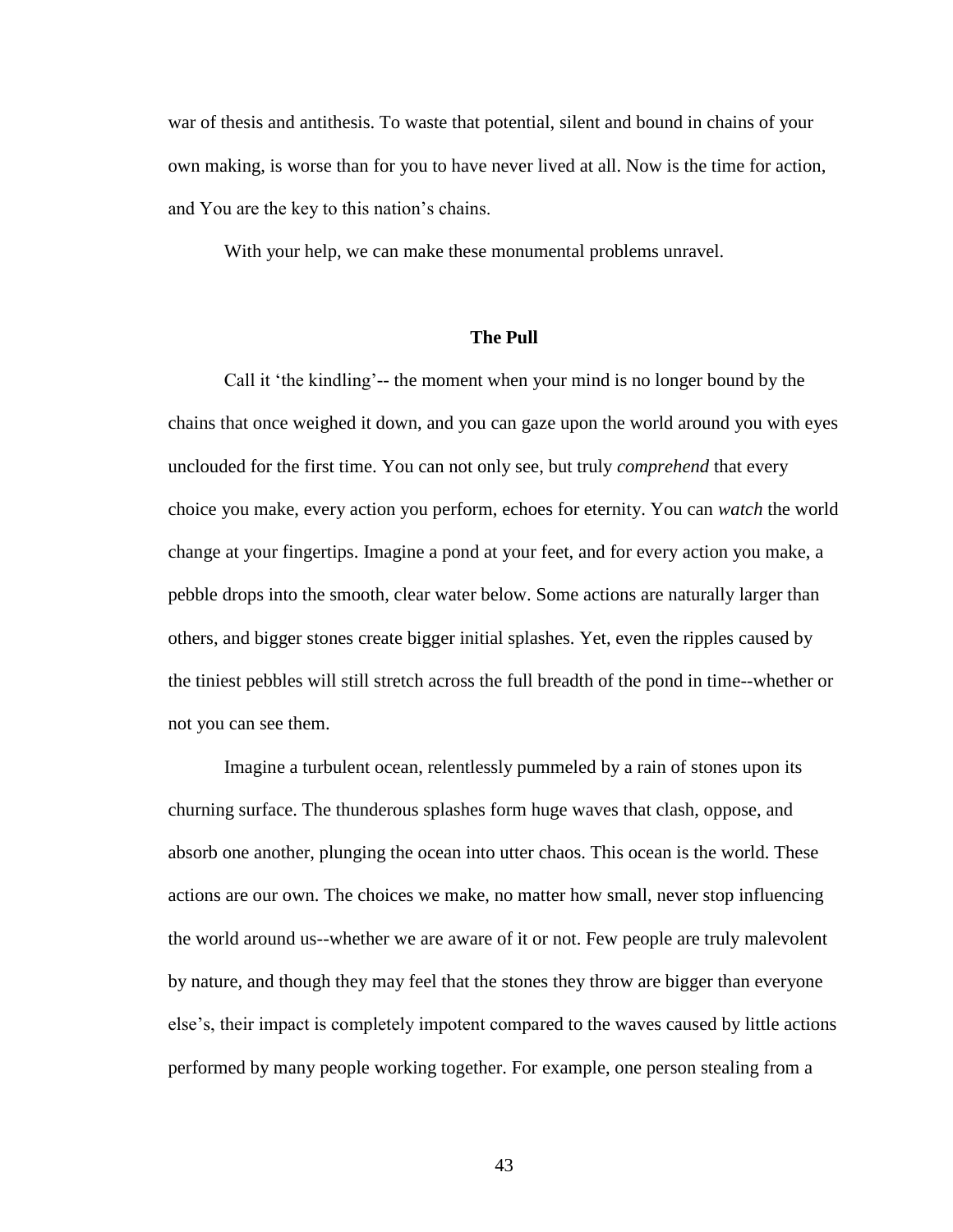war of thesis and antithesis. To waste that potential, silent and bound in chains of your own making, is worse than for you to have never lived at all. Now is the time for action, and You are the key to this nation's chains.

With your help, we can make these monumental problems unravel.

## The Pull

Call it 'the kindling'-- the moment when your mind is no longer bound by the chains that once weighed it down, and you can gaze upon the world around you with eyes unclouded for the first time. You can not only see, but truly *comprehend* that every choice you make, every action you perform, echoes for eternity. You can *watch* the world change at your fingertips. Imagine a pond at your feet, and for every action you make, a pebble drops into the smooth, clear water below. Some actions are naturally larger than others, and bigger stones create bigger initial splashes. Yet, even the ripples caused by the tiniest pebbles will still stretch across the full breadth of the pond in time--whether or not you can see them.

Imagine a turbulent ocean, relentlessly pummeled by a rain of stones upon its churning surface. The thunderous splashes form huge waves that clash, oppose, and absorb one another, plunging the ocean into utter chaos. This ocean is the world. These actions are our own. The choices we make, no matter how small, never stop influencing the world around us--whether we are aware of it or not. Few people are truly malevolent by nature, and though they may feel that the stones they throw are bigger than everyone else's, their impact is completely impotent compared to the waves caused by little actions performed by many people working together. For example, one person stealing from a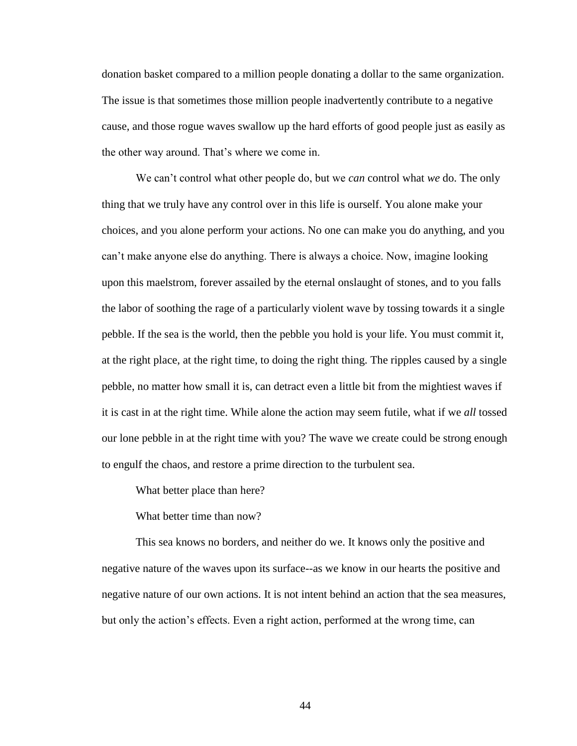donation basket compared to a million people donating a dollar to the same organization. The issue is that sometimes those million people inadvertently contribute to a negative cause, and those rogue waves swallow up the hard efforts of good people just as easily as the other way around. That's where we come in.

We can't control what other people do, but we *can* control what *we* do. The only thing that we truly have any control over in this life is ourself. You alone make your choices, and you alone perform your actions. No one can make you do anything, and you can't make anyone else do anything. There is always a choice. Now, imagine looking upon this maelstrom, forever assailed by the eternal onslaught of stones, and to you falls the labor of soothing the rage of a particularly violent wave by tossing towards it a single pebble. If the sea is the world, then the pebble you hold is your life. You must commit it, at the right place, at the right time, to doing the right thing. The ripples caused by a single pebble, no matter how small it is, can detract even a little bit from the mightiest waves if it is cast in at the right time. While alone the action may seem futile, what if we *all* tossed our lone pebble in at the right time with you? The wave we create could be strong enough to engulf the chaos, and restore a prime direction to the turbulent sea.

What better place than here?

What better time than now?

This sea knows no borders, and neither do we. It knows only the positive and negative nature of the waves upon its surface--as we know in our hearts the positive and negative nature of our own actions. It is not intent behind an action that the sea measures, but only the action's effects. Even a right action, performed at the wrong time, can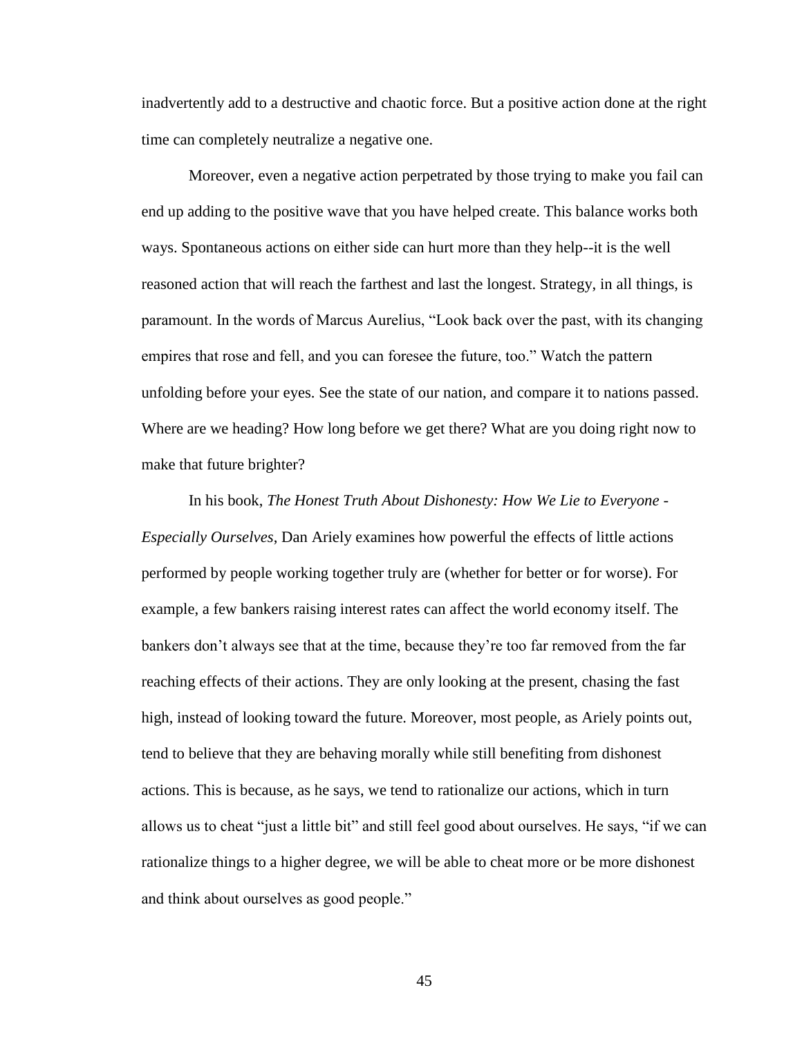inadvertently add to a destructive and chaotic force. But a positive action done at the right time can completely neutralize a negative one.

Moreover, even a negative action perpetrated by those trying to make you fail can end up adding to the positive wave that you have helped create. This balance works both ways. Spontaneous actions on either side can hurt more than they help--it is the well reasoned action that will reach the farthest and last the longest. Strategy, in all things, is paramount. In the words of Marcus Aurelius, "Look back over the past, with its changing empires that rose and fell, and you can foresee the future, too." Watch the pattern unfolding before your eyes. See the state of our nation, and compare it to nations passed. Where are we heading? How long before we get there? What are you doing right now to make that future brighter?

In his book, *The Honest Truth About Dishonesty: How We Lie to Everyone - Especially Ourselves*, Dan Ariely examines how powerful the effects of little actions performed by people working together truly are (whether for better or for worse). For example, a few bankers raising interest rates can affect the world economy itself. The bankers don't always see that at the time, because they're too far removed from the far reaching effects of their actions. They are only looking at the present, chasing the fast high, instead of looking toward the future. Moreover, most people, as Ariely points out, tend to believe that they are behaving morally while still benefiting from dishonest actions. This is because, as he says, we tend to rationalize our actions, which in turn allows us to cheat "just a little bit" and still feel good about ourselves. He says, "if we can rationalize things to a higher degree, we will be able to cheat more or be more dishonest and think about ourselves as good people."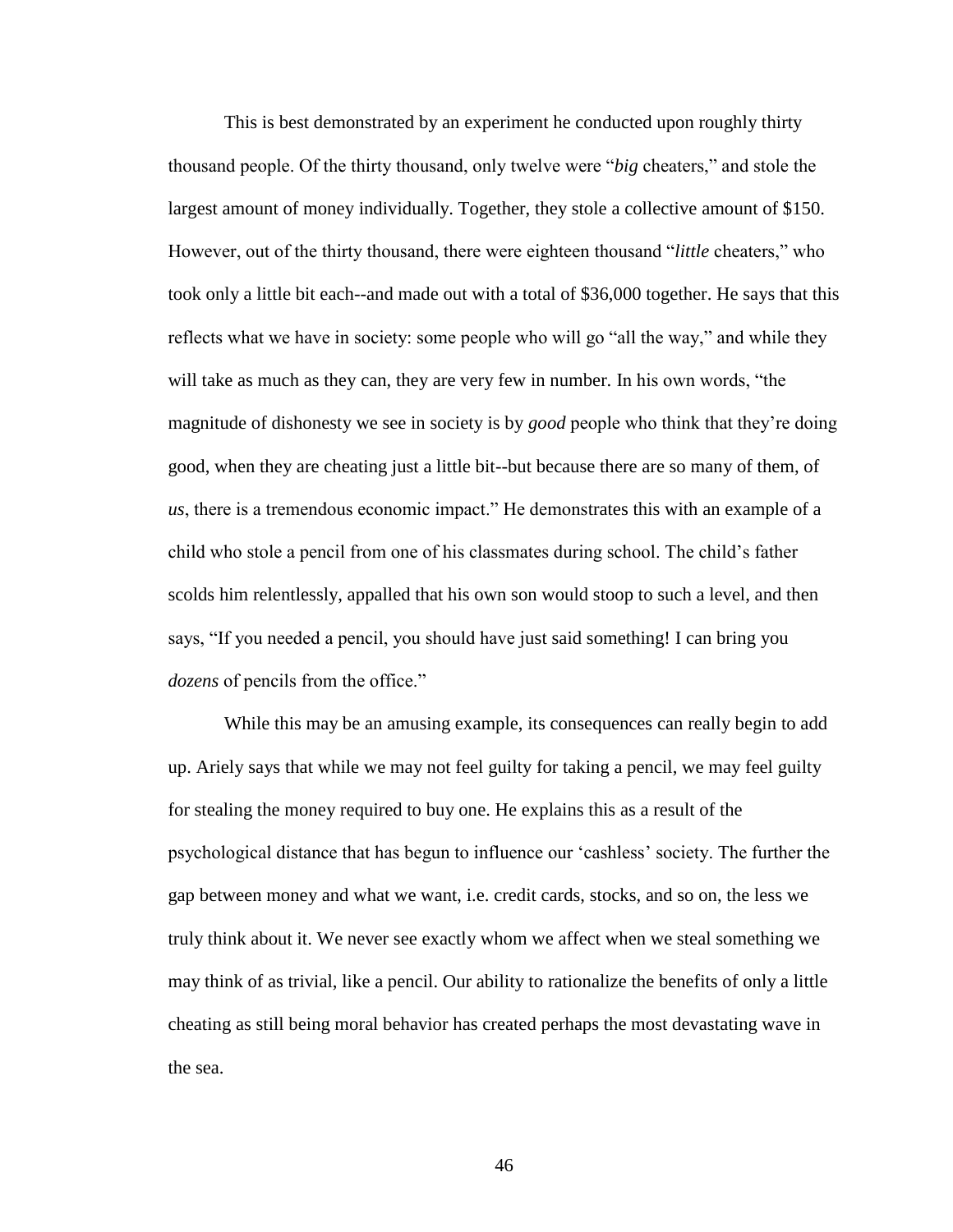This is best demonstrated by an experiment he conducted upon roughly thirty thousand people. Of the thirty thousand, only twelve were "*big* cheaters," and stole the largest amount of money individually. Together, they stole a collective amount of $150. However, out of the thirty thousand, there were eighteen thousand "*little* cheaters," who took only a little bit each--and made out with a total of $36,000 together. He says that this reflects what we have in society: some people who will go "all the way," and while they will take as much as they can, they are very few in number. In his own words, "the magnitude of dishonesty we see in society is by *good* people who think that they're doing good, when they are cheating just a little bit--but because there are so many of them, of *us*, there is a tremendous economic impact." He demonstrates this with an example of a child who stole a pencil from one of his classmates during school. The child's father scolds him relentlessly, appalled that his own son would stoop to such a level, and then says, "If you needed a pencil, you should have just said something! I can bring you *dozens* of pencils from the office."

While this may be an amusing example, its consequences can really begin to add up. Ariely says that while we may not feel guilty for taking a pencil, we may feel guilty for stealing the money required to buy one. He explains this as a result of the psychological distance that has begun to influence our 'cashless' society. The further the gap between money and what we want, i.e. credit cards, stocks, and so on, the less we truly think about it. We never see exactly whom we affect when we steal something we may think of as trivial, like a pencil. Our ability to rationalize the benefits of only a little cheating as still being moral behavior has created perhaps the most devastating wave in the sea.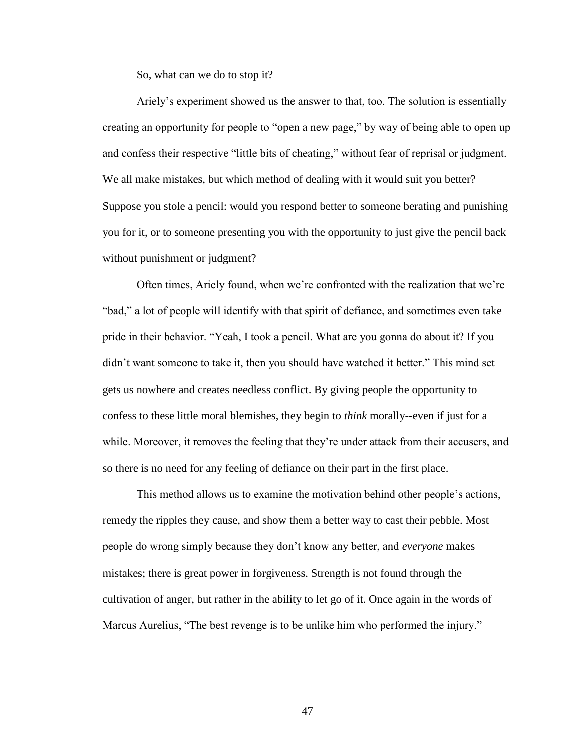So, what can we do to stop it?

Ariely's experiment showed us the answer to that, too. The solution is essentially creating an opportunity for people to "open a new page," by way of being able to open up and confess their respective "little bits of cheating," without fear of reprisal or judgment. We all make mistakes, but which method of dealing with it would suit you better? Suppose you stole a pencil: would you respond better to someone berating and punishing you for it, or to someone presenting you with the opportunity to just give the pencil back without punishment or judgment?

Often times, Ariely found, when we're confronted with the realization that we're "bad," a lot of people will identify with that spirit of defiance, and sometimes even take pride in their behavior. "Yeah, I took a pencil. What are you gonna do about it? If you didn't want someone to take it, then you should have watched it better." This mind set gets us nowhere and creates needless conflict. By giving people the opportunity to confess to these little moral blemishes, they begin to *think* morally--even if just for a while. Moreover, it removes the feeling that they're under attack from their accusers, and so there is no need for any feeling of defiance on their part in the first place.

This method allows us to examine the motivation behind other people's actions, remedy the ripples they cause, and show them a better way to cast their pebble. Most people do wrong simply because they don't know any better, and *everyone* makes mistakes; there is great power in forgiveness. Strength is not found through the cultivation of anger, but rather in the ability to let go of it. Once again in the words of Marcus Aurelius, "The best revenge is to be unlike him who performed the injury."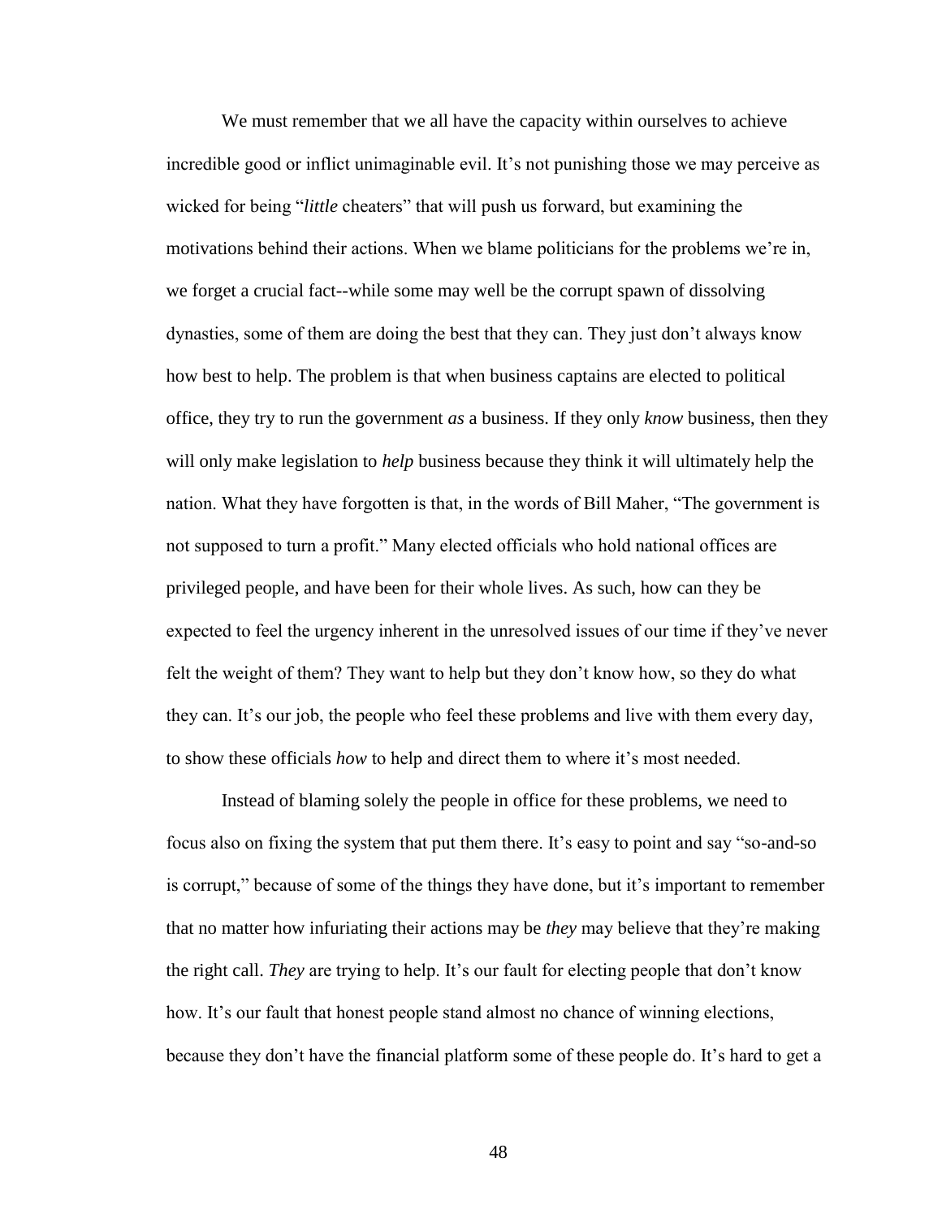We must remember that we all have the capacity within ourselves to achieve incredible good or inflict unimaginable evil. It's not punishing those we may perceive as wicked for being "*little* cheaters" that will push us forward, but examining the motivations behind their actions. When we blame politicians for the problems we're in, we forget a crucial fact--while some may well be the corrupt spawn of dissolving dynasties, some of them are doing the best that they can. They just don't always know how best to help. The problem is that when business captains are elected to political office, they try to run the government *as* a business. If they only *know* business, then they will only make legislation to *help* business because they think it will ultimately help the nation. What they have forgotten is that, in the words of Bill Maher, "The government is not supposed to turn a profit." Many elected officials who hold national offices are privileged people, and have been for their whole lives. As such, how can they be expected to feel the urgency inherent in the unresolved issues of our time if they've never felt the weight of them? They want to help but they don't know how, so they do what they can. It's our job, the people who feel these problems and live with them every day, to show these officials *how* to help and direct them to where it's most needed.

Instead of blaming solely the people in office for these problems, we need to focus also on fixing the system that put them there. It's easy to point and say "so-and-so is corrupt," because of some of the things they have done, but it's important to remember that no matter how infuriating their actions may be *they* may believe that they're making the right call. *They* are trying to help. It's our fault for electing people that don't know how. It's our fault that honest people stand almost no chance of winning elections, because they don't have the financial platform some of these people do. It's hard to get a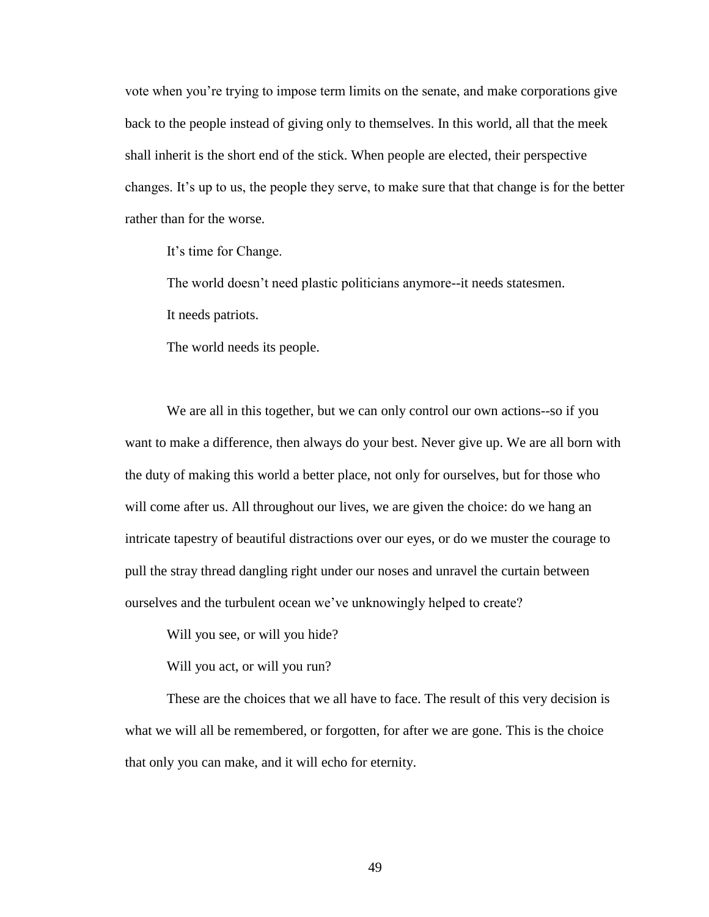vote when you're trying to impose term limits on the senate, and make corporations give back to the people instead of giving only to themselves. In this world, all that the meek shall inherit is the short end of the stick. When people are elected, their perspective changes. It's up to us, the people they serve, to make sure that that change is for the better rather than for the worse.

It's time for Change.

The world doesn't need plastic politicians anymore--it needs statesmen.

It needs patriots.

The world needs its people.

We are all in this together, but we can only control our own actions--so if you want to make a difference, then always do your best. Never give up. We are all born with the duty of making this world a better place, not only for ourselves, but for those who will come after us. All throughout our lives, we are given the choice: do we hang an intricate tapestry of beautiful distractions over our eyes, or do we muster the courage to pull the stray thread dangling right under our noses and unravel the curtain between ourselves and the turbulent ocean we've unknowingly helped to create?

Will you see, or will you hide?

Will you act, or will you run?

These are the choices that we all have to face. The result of this very decision is what we will all be remembered, or forgotten, for after we are gone. This is the choice that only you can make, and it will echo for eternity.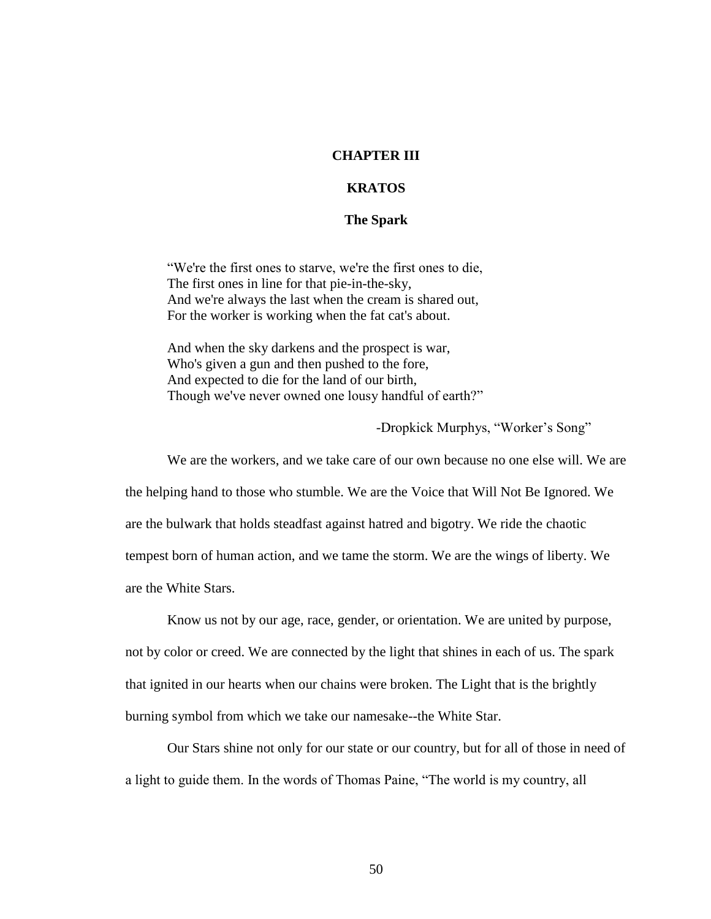# CHAPTER III

## KRATOS

### The Spark

> "We're the first ones to starve, we're the first ones to die,
> The first ones in line for that pie-in-the-sky,
> And we're always the last when the cream is shared out,
> For the worker is working when the fat cat's about.
>
> And when the sky darkens and the prospect is war,
> Who's given a gun and then pushed to the fore,
> And expected to die for the land of our birth,
> Though we've never owned one lousy handful of earth?"
>
> -Dropkick Murphys, "Worker's Song"

We are the workers, and we take care of our own because no one else will. We are the helping hand to those who stumble. We are the Voice that Will Not Be Ignored. We are the bulwark that holds steadfast against hatred and bigotry. We ride the chaotic tempest born of human action, and we tame the storm. We are the wings of liberty. We are the White Stars.

Know us not by our age, race, gender, or orientation. We are united by purpose, not by color or creed. We are connected by the light that shines in each of us. The spark that ignited in our hearts when our chains were broken. The Light that is the brightly burning symbol from which we take our namesake--the White Star.

Our Stars shine not only for our state or our country, but for all of those in need of a light to guide them. In the words of Thomas Paine, "The world is my country, all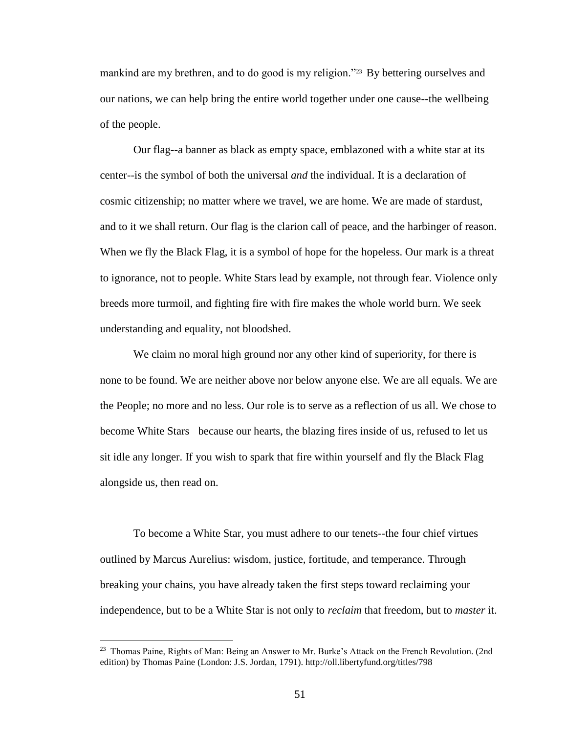mankind are my brethren, and to do good is my religion."[23] By bettering ourselves and our nations, we can help bring the entire world together under one cause--the wellbeing of the people.

Our flag--a banner as black as empty space, emblazoned with a white star at its center--is the symbol of both the universal *and* the individual. It is a declaration of cosmic citizenship; no matter where we travel, we are home. We are made of stardust, and to it we shall return. Our flag is the clarion call of peace, and the harbinger of reason. When we fly the Black Flag, it is a symbol of hope for the hopeless. Our mark is a threat to ignorance, not to people. White Stars lead by example, not through fear. Violence only breeds more turmoil, and fighting fire with fire makes the whole world burn. We seek understanding and equality, not bloodshed.

We claim no moral high ground nor any other kind of superiority, for there is none to be found. We are neither above nor below anyone else. We are all equals. We are the People; no more and no less. Our role is to serve as a reflection of us all. We chose to become White Stars because our hearts, the blazing fires inside of us, refused to let us sit idle any longer. If you wish to spark that fire within yourself and fly the Black Flag alongside us, then read on.

To become a White Star, you must adhere to our tenets--the four chief virtues outlined by Marcus Aurelius: wisdom, justice, fortitude, and temperance. Through breaking your chains, you have already taken the first steps toward reclaiming your independence, but to be a White Star is not only to *reclaim* that freedom, but to *master* it.

---

[23] Thomas Paine, Rights of Man: Being an Answer to Mr. Burke's Attack on the French Revolution. (2nd edition) by Thomas Paine (London: J.S. Jordan, 1791). http://oll.libertyfund.org/titles/798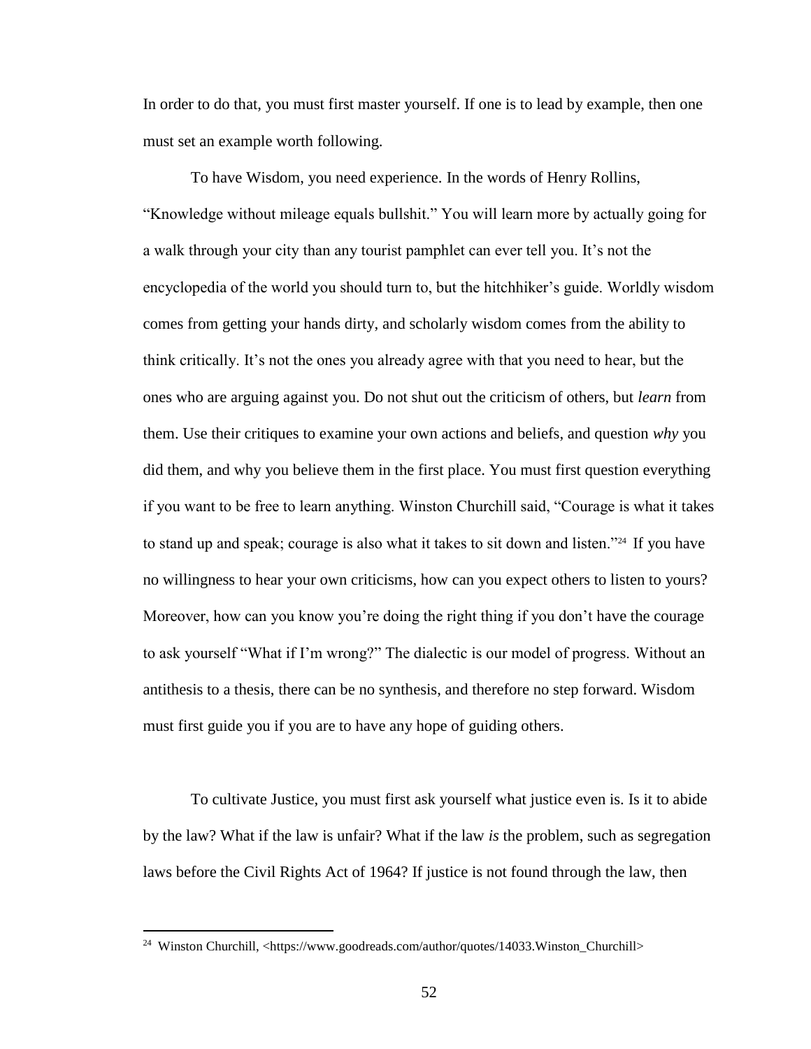In order to do that, you must first master yourself. If one is to lead by example, then one must set an example worth following.

To have Wisdom, you need experience. In the words of Henry Rollins, "Knowledge without mileage equals bullshit." You will learn more by actually going for a walk through your city than any tourist pamphlet can ever tell you. It's not the encyclopedia of the world you should turn to, but the hitchhiker's guide. Worldly wisdom comes from getting your hands dirty, and scholarly wisdom comes from the ability to think critically. It's not the ones you already agree with that you need to hear, but the ones who are arguing against you. Do not shut out the criticism of others, but *learn* from them. Use their critiques to examine your own actions and beliefs, and question *why* you did them, and why you believe them in the first place. You must first question everything if you want to be free to learn anything. Winston Churchill said, "Courage is what it takes to stand up and speak; courage is also what it takes to sit down and listen."[24] If you have no willingness to hear your own criticisms, how can you expect others to listen to yours? Moreover, how can you know you're doing the right thing if you don't have the courage to ask yourself "What if I'm wrong?" The dialectic is our model of progress. Without an antithesis to a thesis, there can be no synthesis, and therefore no step forward. Wisdom must first guide you if you are to have any hope of guiding others.

To cultivate Justice, you must first ask yourself what justice even is. Is it to abide by the law? What if the law is unfair? What if the law *is* the problem, such as segregation laws before the Civil Rights Act of 1964? If justice is not found through the law, then

---

[24] Winston Churchill, <https://www.goodreads.com/author/quotes/14033.Winston_Churchill>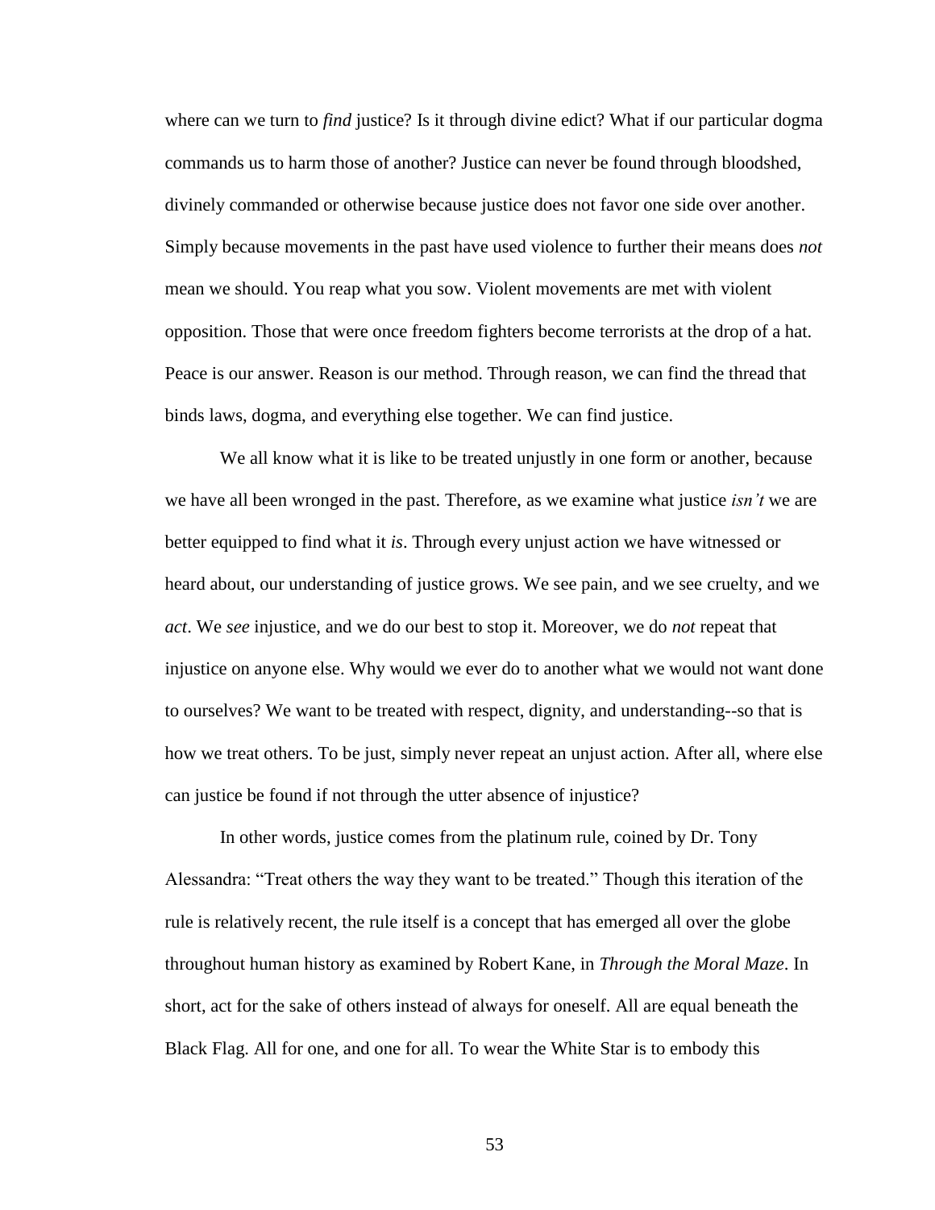where can we turn to *find* justice? Is it through divine edict? What if our particular dogma commands us to harm those of another? Justice can never be found through bloodshed, divinely commanded or otherwise because justice does not favor one side over another. Simply because movements in the past have used violence to further their means does *not* mean we should. You reap what you sow. Violent movements are met with violent opposition. Those that were once freedom fighters become terrorists at the drop of a hat. Peace is our answer. Reason is our method. Through reason, we can find the thread that binds laws, dogma, and everything else together. We can find justice.

We all know what it is like to be treated unjustly in one form or another, because we have all been wronged in the past. Therefore, as we examine what justice *isn't* we are better equipped to find what it *is*. Through every unjust action we have witnessed or heard about, our understanding of justice grows. We see pain, and we see cruelty, and we *act*. We *see* injustice, and we do our best to stop it. Moreover, we do *not* repeat that injustice on anyone else. Why would we ever do to another what we would not want done to ourselves? We want to be treated with respect, dignity, and understanding--so that is how we treat others. To be just, simply never repeat an unjust action. After all, where else can justice be found if not through the utter absence of injustice?

In other words, justice comes from the platinum rule, coined by Dr. Tony Alessandra: "Treat others the way they want to be treated." Though this iteration of the rule is relatively recent, the rule itself is a concept that has emerged all over the globe throughout human history as examined by Robert Kane, in *Through the Moral Maze*. In short, act for the sake of others instead of always for oneself. All are equal beneath the Black Flag. All for one, and one for all. To wear the White Star is to embody this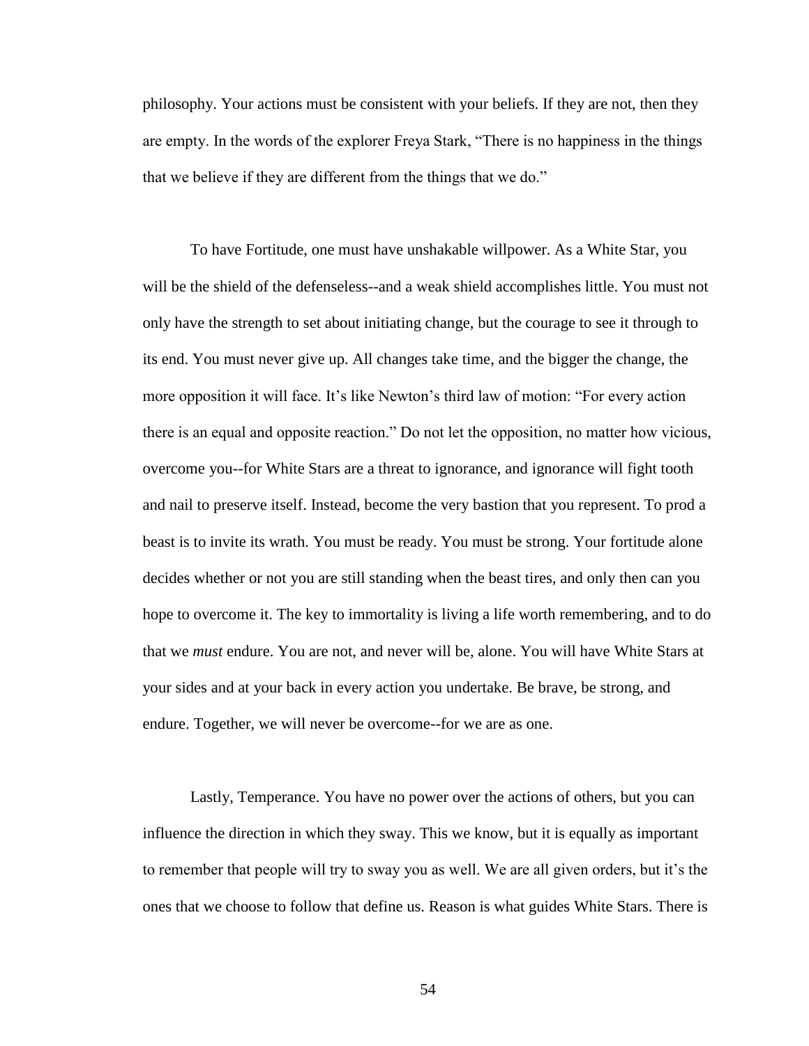philosophy. Your actions must be consistent with your beliefs. If they are not, then they are empty. In the words of the explorer Freya Stark, "There is no happiness in the things that we believe if they are different from the things that we do."

To have Fortitude, one must have unshakable willpower. As a White Star, you will be the shield of the defenseless--and a weak shield accomplishes little. You must not only have the strength to set about initiating change, but the courage to see it through to its end. You must never give up. All changes take time, and the bigger the change, the more opposition it will face. It's like Newton's third law of motion: "For every action there is an equal and opposite reaction." Do not let the opposition, no matter how vicious, overcome you--for White Stars are a threat to ignorance, and ignorance will fight tooth and nail to preserve itself. Instead, become the very bastion that you represent. To prod a beast is to invite its wrath. You must be ready. You must be strong. Your fortitude alone decides whether or not you are still standing when the beast tires, and only then can you hope to overcome it. The key to immortality is living a life worth remembering, and to do that we *must* endure. You are not, and never will be, alone. You will have White Stars at your sides and at your back in every action you undertake. Be brave, be strong, and endure. Together, we will never be overcome--for we are as one.

Lastly, Temperance. You have no power over the actions of others, but you can influence the direction in which they sway. This we know, but it is equally as important to remember that people will try to sway you as well. We are all given orders, but it's the ones that we choose to follow that define us. Reason is what guides White Stars. There is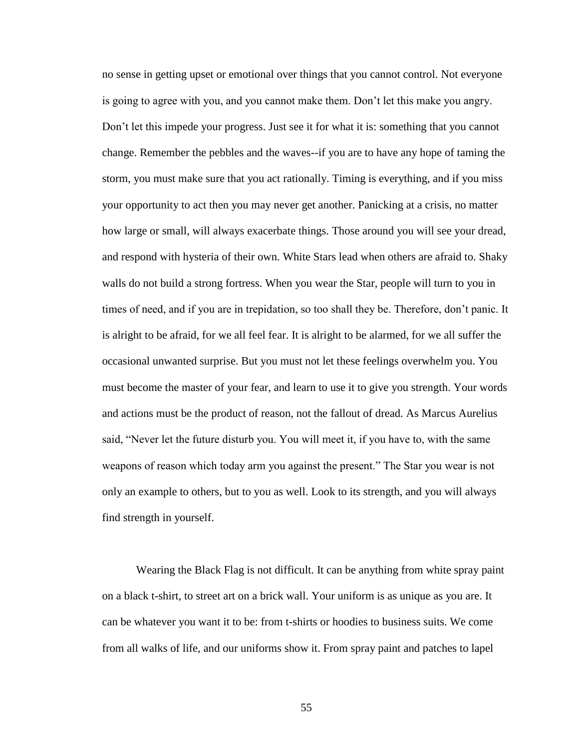no sense in getting upset or emotional over things that you cannot control. Not everyone is going to agree with you, and you cannot make them. Don't let this make you angry. Don't let this impede your progress. Just see it for what it is: something that you cannot change. Remember the pebbles and the waves--if you are to have any hope of taming the storm, you must make sure that you act rationally. Timing is everything, and if you miss your opportunity to act then you may never get another. Panicking at a crisis, no matter how large or small, will always exacerbate things. Those around you will see your dread, and respond with hysteria of their own. White Stars lead when others are afraid to. Shaky walls do not build a strong fortress. When you wear the Star, people will turn to you in times of need, and if you are in trepidation, so too shall they be. Therefore, don't panic. It is alright to be afraid, for we all feel fear. It is alright to be alarmed, for we all suffer the occasional unwanted surprise. But you must not let these feelings overwhelm you. You must become the master of your fear, and learn to use it to give you strength. Your words and actions must be the product of reason, not the fallout of dread. As Marcus Aurelius said, "Never let the future disturb you. You will meet it, if you have to, with the same weapons of reason which today arm you against the present." The Star you wear is not only an example to others, but to you as well. Look to its strength, and you will always find strength in yourself.

Wearing the Black Flag is not difficult. It can be anything from white spray paint on a black t-shirt, to street art on a brick wall. Your uniform is as unique as you are. It can be whatever you want it to be: from t-shirts or hoodies to business suits. We come from all walks of life, and our uniforms show it. From spray paint and patches to lapel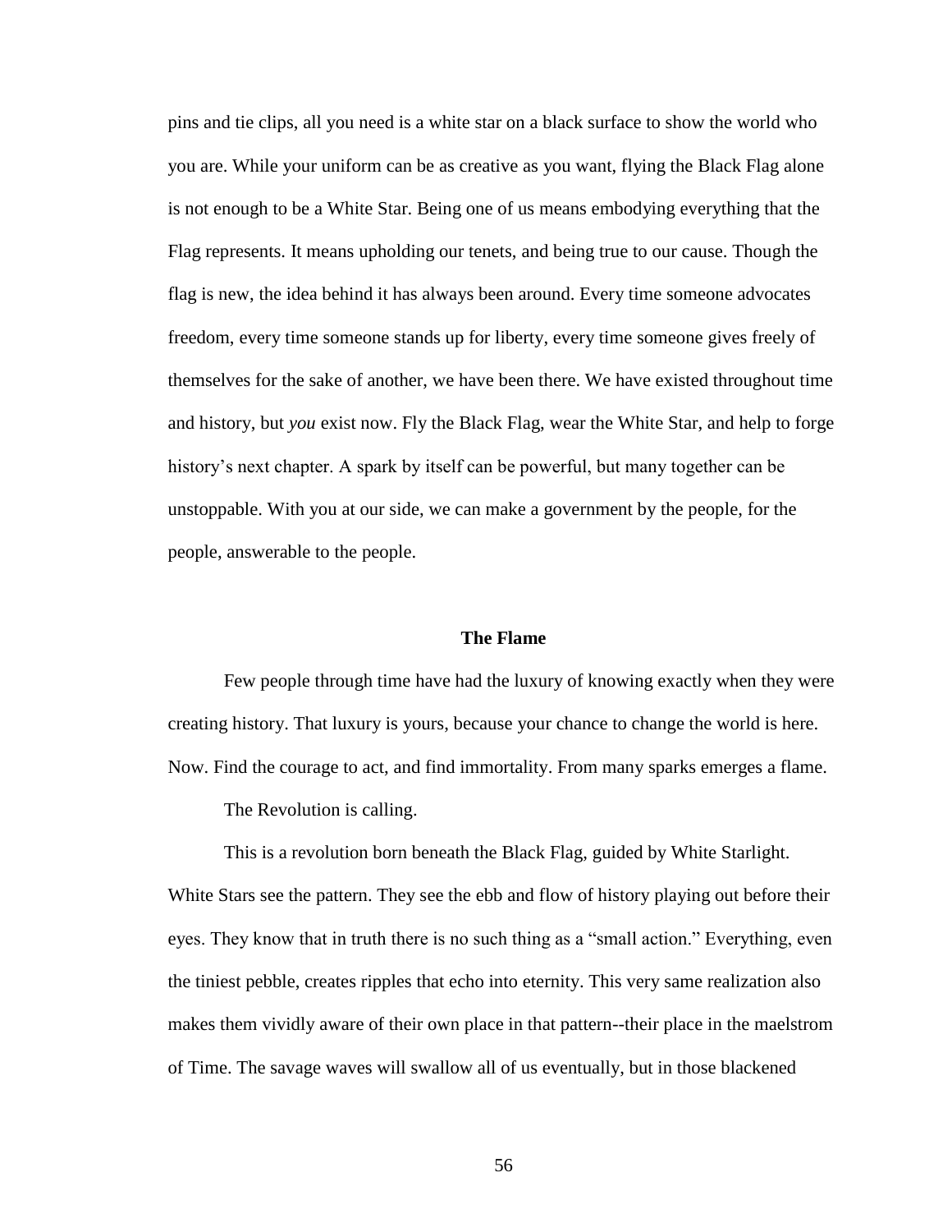pins and tie clips, all you need is a white star on a black surface to show the world who you are. While your uniform can be as creative as you want, flying the Black Flag alone is not enough to be a White Star. Being one of us means embodying everything that the Flag represents. It means upholding our tenets, and being true to our cause. Though the flag is new, the idea behind it has always been around. Every time someone advocates freedom, every time someone stands up for liberty, every time someone gives freely of themselves for the sake of another, we have been there. We have existed throughout time and history, but *you* exist now. Fly the Black Flag, wear the White Star, and help to forge history's next chapter. A spark by itself can be powerful, but many together can be unstoppable. With you at our side, we can make a government by the people, for the people, answerable to the people.

### The Flame

Few people through time have had the luxury of knowing exactly when they were creating history. That luxury is yours, because your chance to change the world is here. Now. Find the courage to act, and find immortality. From many sparks emerges a flame.

The Revolution is calling.

This is a revolution born beneath the Black Flag, guided by White Starlight. White Stars see the pattern. They see the ebb and flow of history playing out before their eyes. They know that in truth there is no such thing as a "small action." Everything, even the tiniest pebble, creates ripples that echo into eternity. This very same realization also makes them vividly aware of their own place in that pattern--their place in the maelstrom of Time. The savage waves will swallow all of us eventually, but in those blackened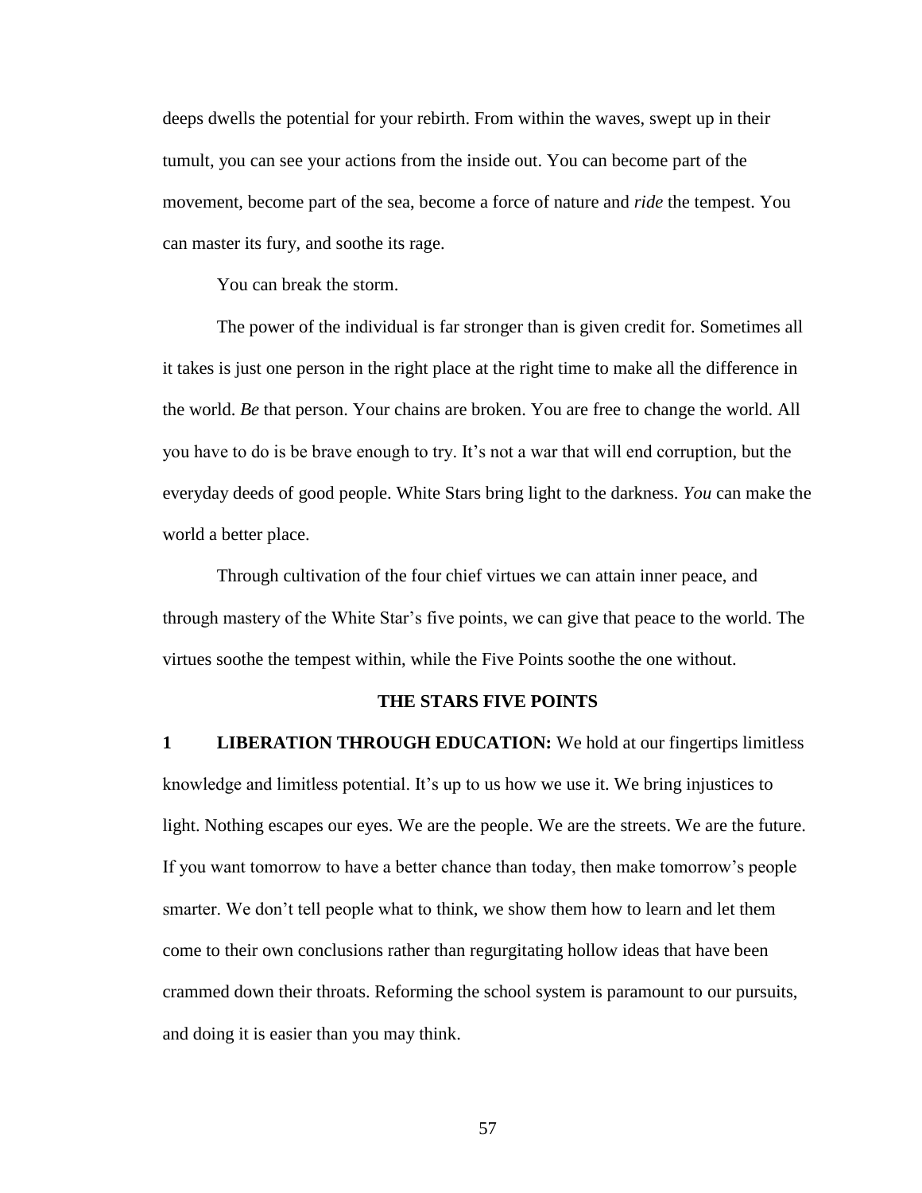deeps dwells the potential for your rebirth. From within the waves, swept up in their tumult, you can see your actions from the inside out. You can become part of the movement, become part of the sea, become a force of nature and *ride* the tempest. You can master its fury, and soothe its rage.

You can break the storm.

The power of the individual is far stronger than is given credit for. Sometimes all it takes is just one person in the right place at the right time to make all the difference in the world. *Be* that person. Your chains are broken. You are free to change the world. All you have to do is be brave enough to try. It's not a war that will end corruption, but the everyday deeds of good people. White Stars bring light to the darkness. *You* can make the world a better place.

Through cultivation of the four chief virtues we can attain inner peace, and through mastery of the White Star's five points, we can give that peace to the world. The virtues soothe the tempest within, while the Five Points soothe the one without.

### THE STARS FIVE POINTS

**1 LIBERATION THROUGH EDUCATION:** We hold at our fingertips limitless knowledge and limitless potential. It's up to us how we use it. We bring injustices to light. Nothing escapes our eyes. We are the people. We are the streets. We are the future. If you want tomorrow to have a better chance than today, then make tomorrow's people smarter. We don't tell people what to think, we show them how to learn and let them come to their own conclusions rather than regurgitating hollow ideas that have been crammed down their throats. Reforming the school system is paramount to our pursuits, and doing it is easier than you may think.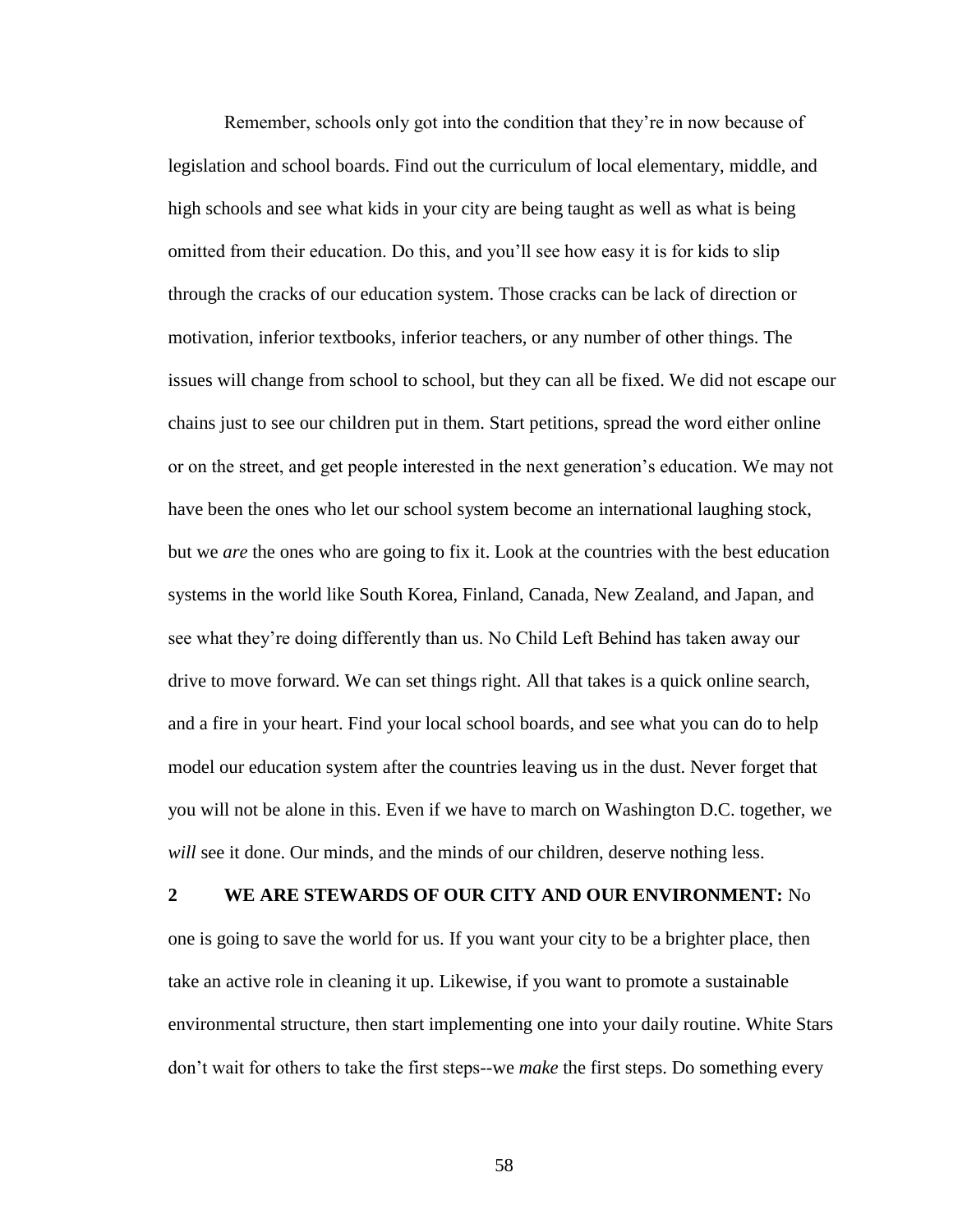Remember, schools only got into the condition that they're in now because of legislation and school boards. Find out the curriculum of local elementary, middle, and high schools and see what kids in your city are being taught as well as what is being omitted from their education. Do this, and you'll see how easy it is for kids to slip through the cracks of our education system. Those cracks can be lack of direction or motivation, inferior textbooks, inferior teachers, or any number of other things. The issues will change from school to school, but they can all be fixed. We did not escape our chains just to see our children put in them. Start petitions, spread the word either online or on the street, and get people interested in the next generation's education. We may not have been the ones who let our school system become an international laughing stock, but we *are* the ones who are going to fix it. Look at the countries with the best education systems in the world like South Korea, Finland, Canada, New Zealand, and Japan, and see what they're doing differently than us. No Child Left Behind has taken away our drive to move forward. We can set things right. All that takes is a quick online search, and a fire in your heart. Find your local school boards, and see what you can do to help model our education system after the countries leaving us in the dust. Never forget that you will not be alone in this. Even if we have to march on Washington D.C. together, we *will* see it done. Our minds, and the minds of our children, deserve nothing less.

**2 WE ARE STEWARDS OF OUR CITY AND OUR ENVIRONMENT:** No one is going to save the world for us. If you want your city to be a brighter place, then take an active role in cleaning it up. Likewise, if you want to promote a sustainable environmental structure, then start implementing one into your daily routine. White Stars don't wait for others to take the first steps--we *make* the first steps. Do something every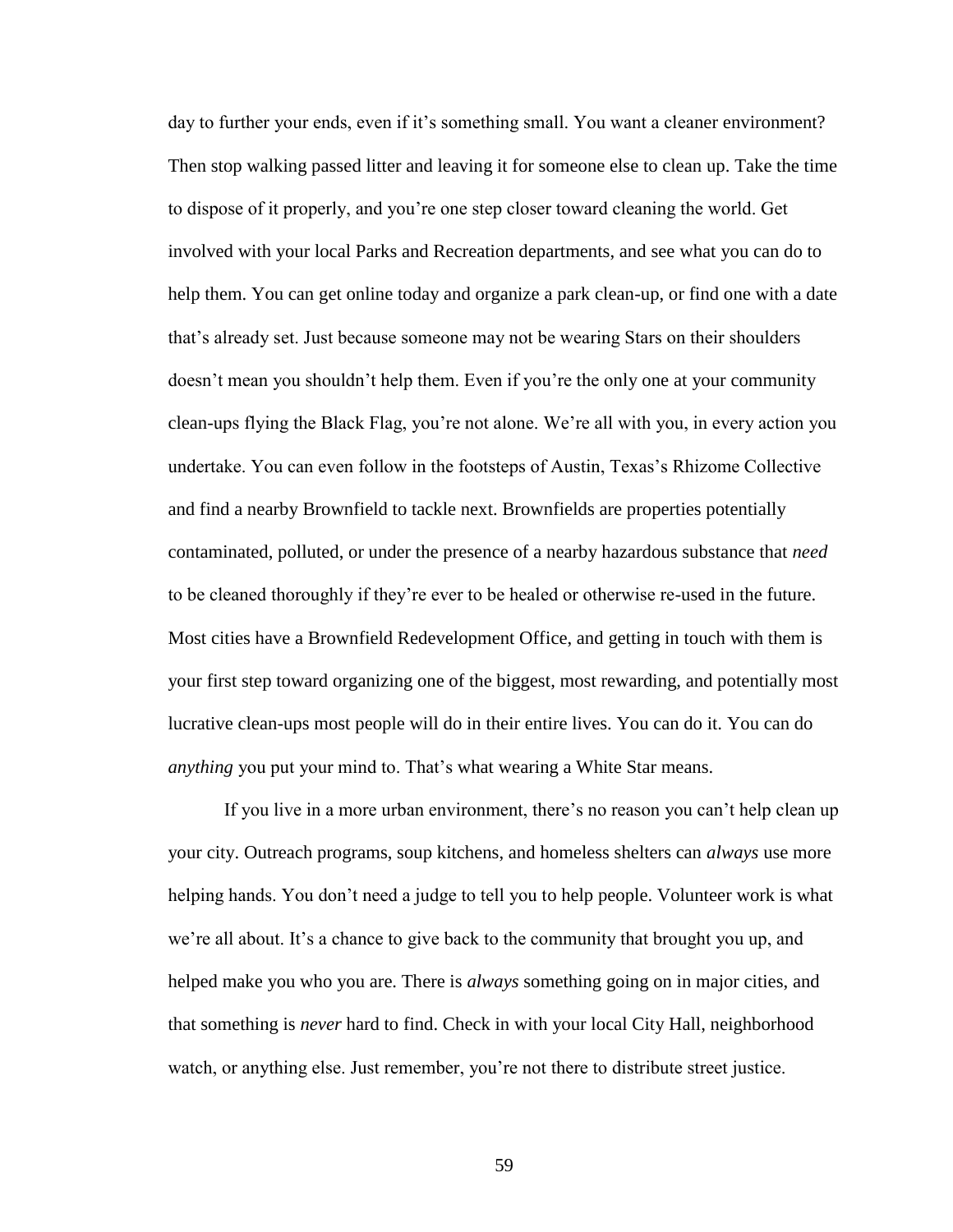day to further your ends, even if it's something small. You want a cleaner environment? Then stop walking passed litter and leaving it for someone else to clean up. Take the time to dispose of it properly, and you're one step closer toward cleaning the world. Get involved with your local Parks and Recreation departments, and see what you can do to help them. You can get online today and organize a park clean-up, or find one with a date that's already set. Just because someone may not be wearing Stars on their shoulders doesn't mean you shouldn't help them. Even if you're the only one at your community clean-ups flying the Black Flag, you're not alone. We're all with you, in every action you undertake. You can even follow in the footsteps of Austin, Texas's Rhizome Collective and find a nearby Brownfield to tackle next. Brownfields are properties potentially contaminated, polluted, or under the presence of a nearby hazardous substance that *need* to be cleaned thoroughly if they're ever to be healed or otherwise re-used in the future. Most cities have a Brownfield Redevelopment Office, and getting in touch with them is your first step toward organizing one of the biggest, most rewarding, and potentially most lucrative clean-ups most people will do in their entire lives. You can do it. You can do *anything* you put your mind to. That's what wearing a White Star means.

If you live in a more urban environment, there's no reason you can't help clean up your city. Outreach programs, soup kitchens, and homeless shelters can *always* use more helping hands. You don't need a judge to tell you to help people. Volunteer work is what we're all about. It's a chance to give back to the community that brought you up, and helped make you who you are. There is *always* something going on in major cities, and that something is *never* hard to find. Check in with your local City Hall, neighborhood watch, or anything else. Just remember, you're not there to distribute street justice.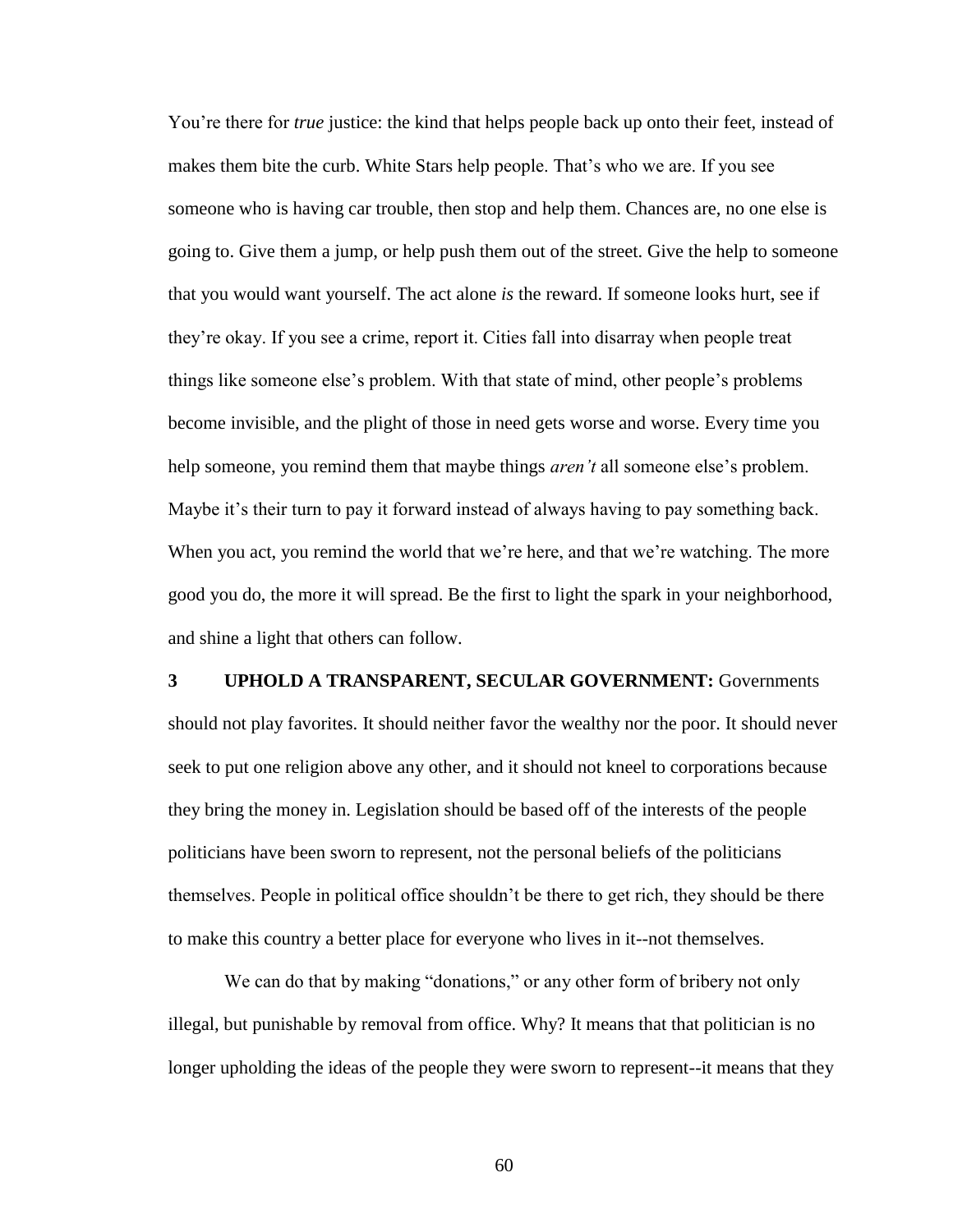You're there for *true* justice: the kind that helps people back up onto their feet, instead of makes them bite the curb. White Stars help people. That's who we are. If you see someone who is having car trouble, then stop and help them. Chances are, no one else is going to. Give them a jump, or help push them out of the street. Give the help to someone that you would want yourself. The act alone *is* the reward. If someone looks hurt, see if they're okay. If you see a crime, report it. Cities fall into disarray when people treat things like someone else's problem. With that state of mind, other people's problems become invisible, and the plight of those in need gets worse and worse. Every time you help someone, you remind them that maybe things *aren't* all someone else's problem. Maybe it's their turn to pay it forward instead of always having to pay something back. When you act, you remind the world that we're here, and that we're watching. The more good you do, the more it will spread. Be the first to light the spark in your neighborhood, and shine a light that others can follow.

**3 UPHOLD A TRANSPARENT, SECULAR GOVERNMENT:** Governments should not play favorites. It should neither favor the wealthy nor the poor. It should never seek to put one religion above any other, and it should not kneel to corporations because they bring the money in. Legislation should be based off of the interests of the people politicians have been sworn to represent, not the personal beliefs of the politicians themselves. People in political office shouldn't be there to get rich, they should be there to make this country a better place for everyone who lives in it--not themselves.

We can do that by making "donations," or any other form of bribery not only illegal, but punishable by removal from office. Why? It means that that politician is no longer upholding the ideas of the people they were sworn to represent--it means that they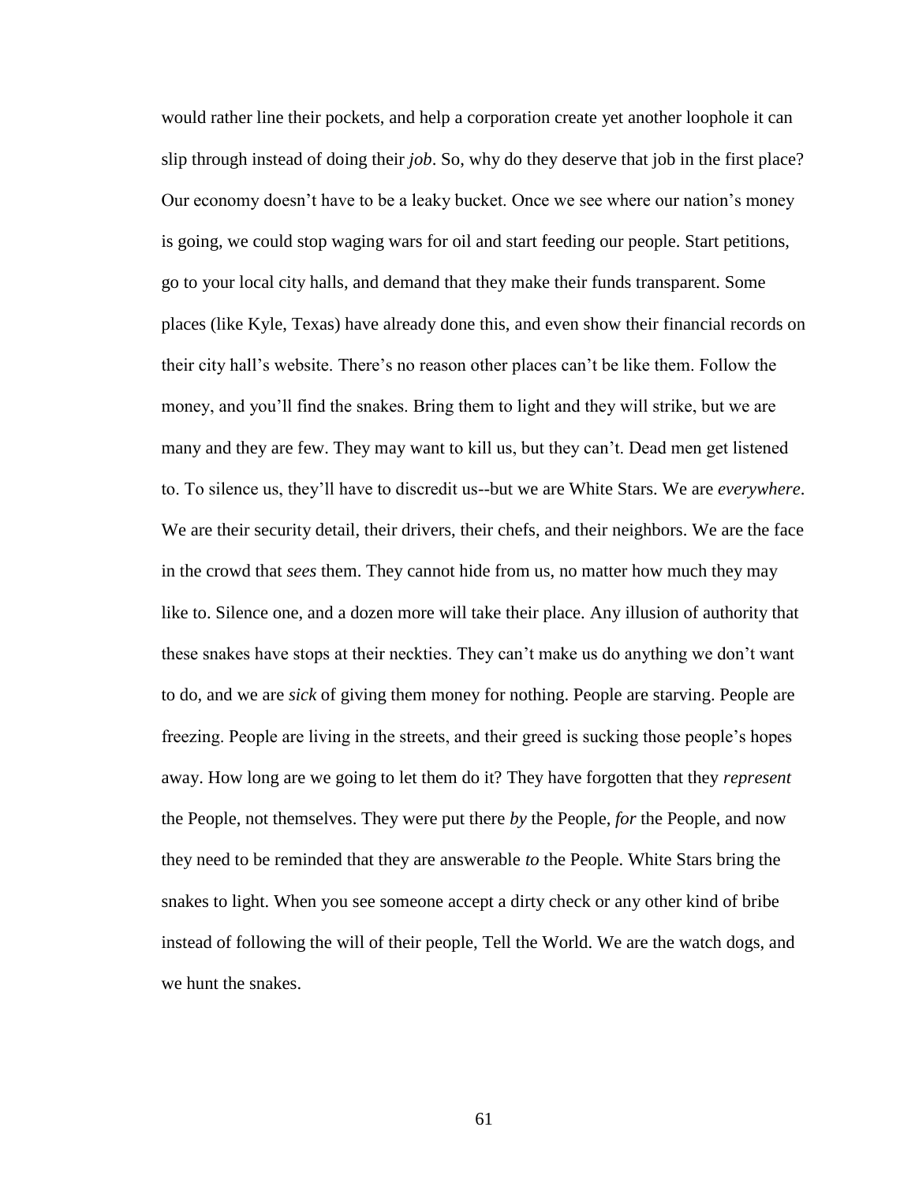would rather line their pockets, and help a corporation create yet another loophole it can slip through instead of doing their *job*. So, why do they deserve that job in the first place? Our economy doesn't have to be a leaky bucket. Once we see where our nation's money is going, we could stop waging wars for oil and start feeding our people. Start petitions, go to your local city halls, and demand that they make their funds transparent. Some places (like Kyle, Texas) have already done this, and even show their financial records on their city hall's website. There's no reason other places can't be like them. Follow the money, and you'll find the snakes. Bring them to light and they will strike, but we are many and they are few. They may want to kill us, but they can't. Dead men get listened to. To silence us, they'll have to discredit us--but we are White Stars. We are *everywhere*. We are their security detail, their drivers, their chefs, and their neighbors. We are the face in the crowd that *sees* them. They cannot hide from us, no matter how much they may like to. Silence one, and a dozen more will take their place. Any illusion of authority that these snakes have stops at their neckties. They can't make us do anything we don't want to do, and we are *sick* of giving them money for nothing. People are starving. People are freezing. People are living in the streets, and their greed is sucking those people's hopes away. How long are we going to let them do it? They have forgotten that they *represent* the People, not themselves. They were put there *by* the People, *for* the People, and now they need to be reminded that they are answerable *to* the People. White Stars bring the snakes to light. When you see someone accept a dirty check or any other kind of bribe instead of following the will of their people, Tell the World. We are the watch dogs, and we hunt the snakes.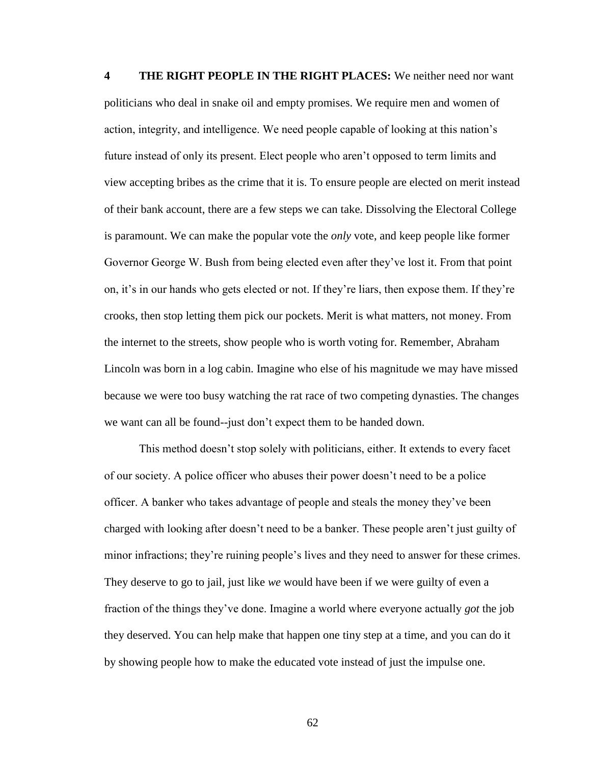**4 THE RIGHT PEOPLE IN THE RIGHT PLACES:** We neither need nor want politicians who deal in snake oil and empty promises. We require men and women of action, integrity, and intelligence. We need people capable of looking at this nation's future instead of only its present. Elect people who aren't opposed to term limits and view accepting bribes as the crime that it is. To ensure people are elected on merit instead of their bank account, there are a few steps we can take. Dissolving the Electoral College is paramount. We can make the popular vote the *only* vote, and keep people like former Governor George W. Bush from being elected even after they've lost it. From that point on, it's in our hands who gets elected or not. If they're liars, then expose them. If they're crooks, then stop letting them pick our pockets. Merit is what matters, not money. From the internet to the streets, show people who is worth voting for. Remember, Abraham Lincoln was born in a log cabin. Imagine who else of his magnitude we may have missed because we were too busy watching the rat race of two competing dynasties. The changes we want can all be found--just don't expect them to be handed down.

This method doesn't stop solely with politicians, either. It extends to every facet of our society. A police officer who abuses their power doesn't need to be a police officer. A banker who takes advantage of people and steals the money they've been charged with looking after doesn't need to be a banker. These people aren't just guilty of minor infractions; they're ruining people's lives and they need to answer for these crimes. They deserve to go to jail, just like *we* would have been if we were guilty of even a fraction of the things they've done. Imagine a world where everyone actually *got* the job they deserved. You can help make that happen one tiny step at a time, and you can do it by showing people how to make the educated vote instead of just the impulse one.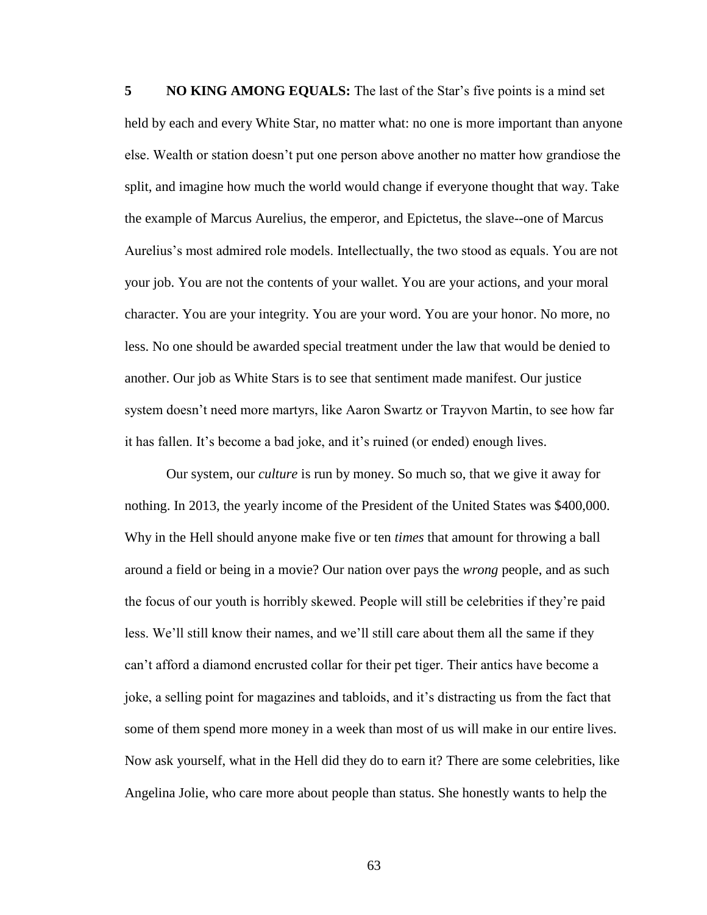**5 NO KING AMONG EQUALS:** The last of the Star's five points is a mind set held by each and every White Star, no matter what: no one is more important than anyone else. Wealth or station doesn't put one person above another no matter how grandiose the split, and imagine how much the world would change if everyone thought that way. Take the example of Marcus Aurelius, the emperor, and Epictetus, the slave--one of Marcus Aurelius's most admired role models. Intellectually, the two stood as equals. You are not your job. You are not the contents of your wallet. You are your actions, and your moral character. You are your integrity. You are your word. You are your honor. No more, no less. No one should be awarded special treatment under the law that would be denied to another. Our job as White Stars is to see that sentiment made manifest. Our justice system doesn't need more martyrs, like Aaron Swartz or Trayvon Martin, to see how far it has fallen. It's become a bad joke, and it's ruined (or ended) enough lives.

Our system, our *culture* is run by money. So much so, that we give it away for nothing. In 2013, the yearly income of the President of the United States was $400,000. Why in the Hell should anyone make five or ten *times* that amount for throwing a ball around a field or being in a movie? Our nation over pays the *wrong* people, and as such the focus of our youth is horribly skewed. People will still be celebrities if they're paid less. We'll still know their names, and we'll still care about them all the same if they can't afford a diamond encrusted collar for their pet tiger. Their antics have become a joke, a selling point for magazines and tabloids, and it's distracting us from the fact that some of them spend more money in a week than most of us will make in our entire lives. Now ask yourself, what in the Hell did they do to earn it? There are some celebrities, like Angelina Jolie, who care more about people than status. She honestly wants to help the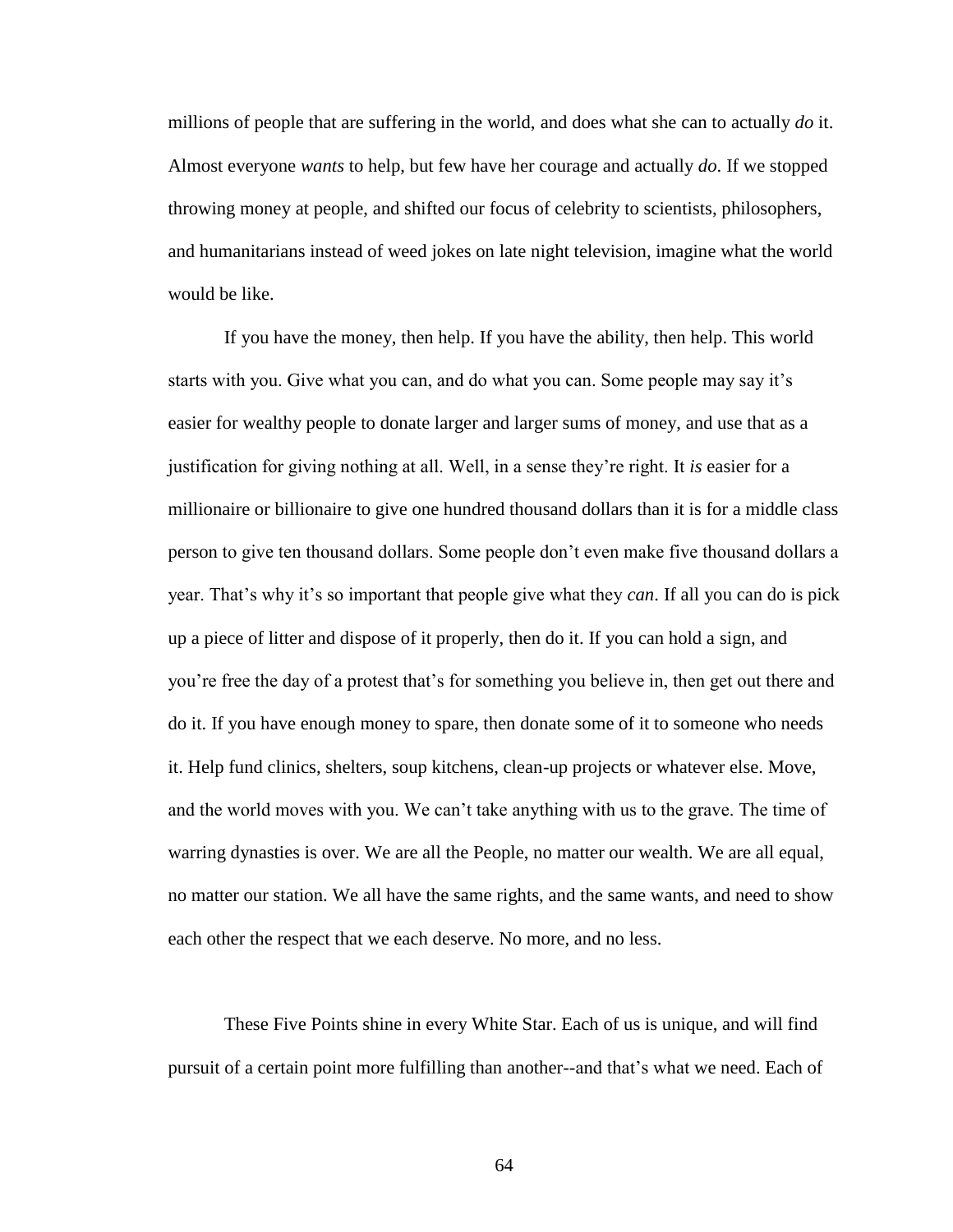millions of people that are suffering in the world, and does what she can to actually *do* it. Almost everyone *wants* to help, but few have her courage and actually *do*. If we stopped throwing money at people, and shifted our focus of celebrity to scientists, philosophers, and humanitarians instead of weed jokes on late night television, imagine what the world would be like.

If you have the money, then help. If you have the ability, then help. This world starts with you. Give what you can, and do what you can. Some people may say it's easier for wealthy people to donate larger and larger sums of money, and use that as a justification for giving nothing at all. Well, in a sense they're right. It *is* easier for a millionaire or billionaire to give one hundred thousand dollars than it is for a middle class person to give ten thousand dollars. Some people don't even make five thousand dollars a year. That's why it's so important that people give what they *can*. If all you can do is pick up a piece of litter and dispose of it properly, then do it. If you can hold a sign, and you're free the day of a protest that's for something you believe in, then get out there and do it. If you have enough money to spare, then donate some of it to someone who needs it. Help fund clinics, shelters, soup kitchens, clean-up projects or whatever else. Move, and the world moves with you. We can't take anything with us to the grave. The time of warring dynasties is over. We are all the People, no matter our wealth. We are all equal, no matter our station. We all have the same rights, and the same wants, and need to show each other the respect that we each deserve. No more, and no less.

These Five Points shine in every White Star. Each of us is unique, and will find pursuit of a certain point more fulfilling than another--and that's what we need. Each of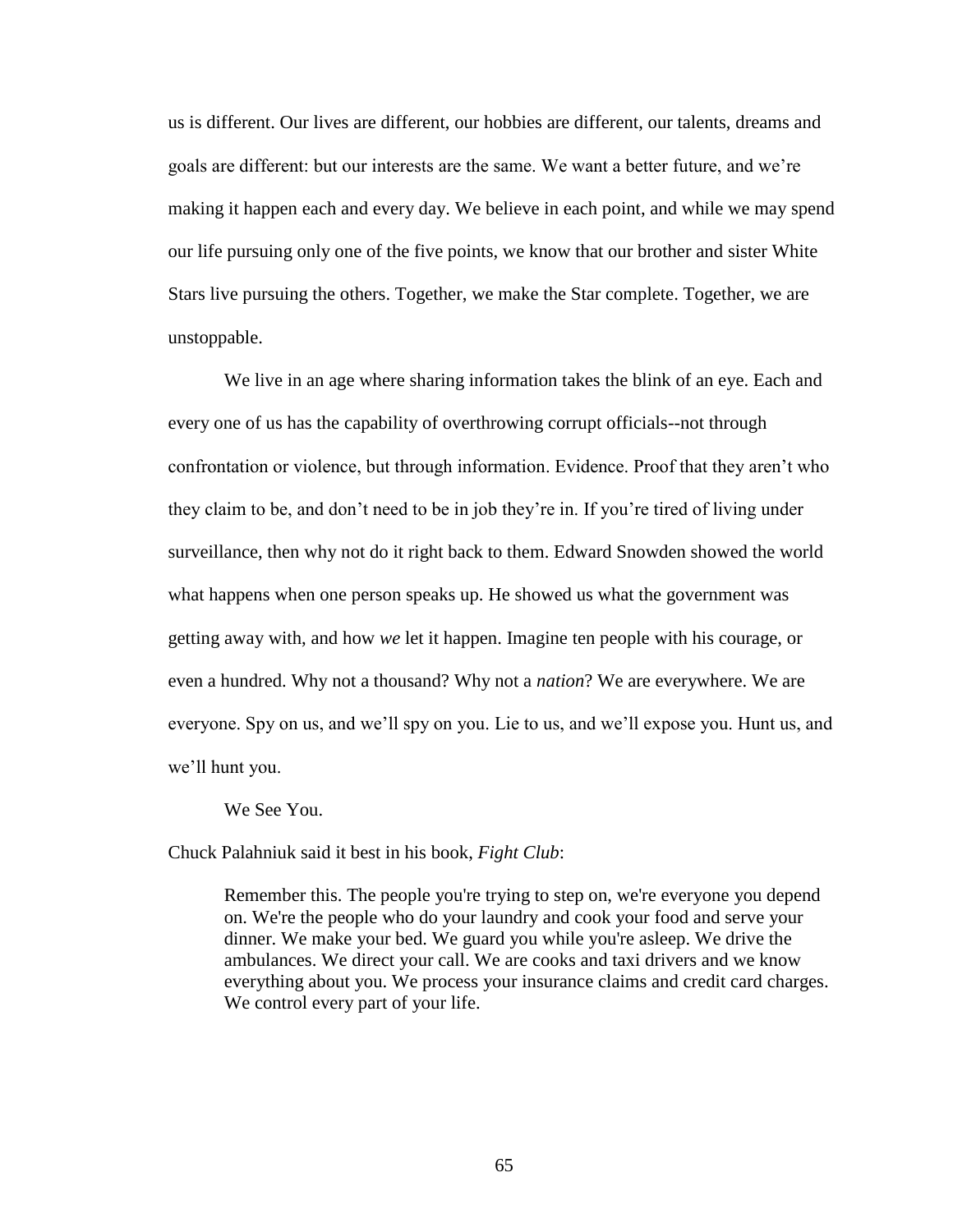us is different. Our lives are different, our hobbies are different, our talents, dreams and goals are different: but our interests are the same. We want a better future, and we're making it happen each and every day. We believe in each point, and while we may spend our life pursuing only one of the five points, we know that our brother and sister White Stars live pursuing the others. Together, we make the Star complete. Together, we are unstoppable.

We live in an age where sharing information takes the blink of an eye. Each and every one of us has the capability of overthrowing corrupt officials--not through confrontation or violence, but through information. Evidence. Proof that they aren't who they claim to be, and don't need to be in job they're in. If you're tired of living under surveillance, then why not do it right back to them. Edward Snowden showed the world what happens when one person speaks up. He showed us what the government was getting away with, and how *we* let it happen. Imagine ten people with his courage, or even a hundred. Why not a thousand? Why not a *nation*? We are everywhere. We are everyone. Spy on us, and we'll spy on you. Lie to us, and we'll expose you. Hunt us, and we'll hunt you.

We See You.

Chuck Palahniuk said it best in his book, *Fight Club*:

> Remember this. The people you're trying to step on, we're everyone you depend on. We're the people who do your laundry and cook your food and serve your dinner. We make your bed. We guard you while you're asleep. We drive the ambulances. We direct your call. We are cooks and taxi drivers and we know everything about you. We process your insurance claims and credit card charges. We control every part of your life.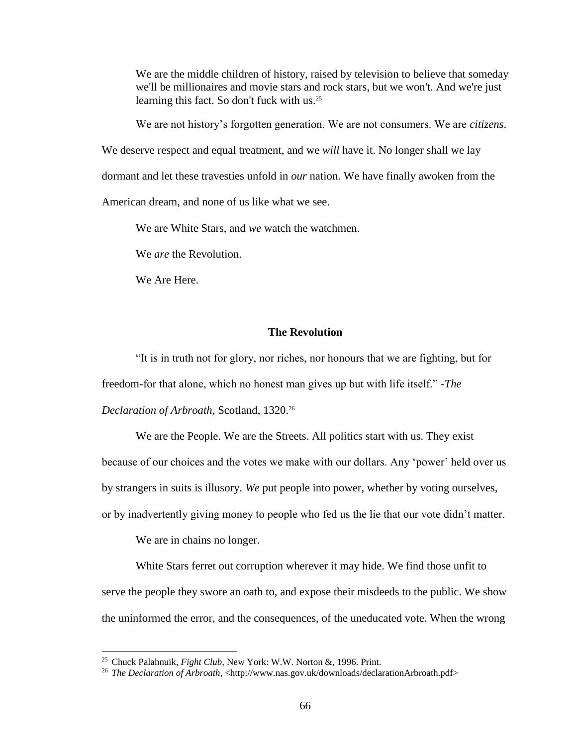> We are the middle children of history, raised by television to believe that someday we'll be millionaires and movie stars and rock stars, but we won't. And we're just learning this fact. So don't fuck with us.[25]

We are not history's forgotten generation. We are not consumers. We are *citizens*. We deserve respect and equal treatment, and we *will* have it. No longer shall we lay dormant and let these travesties unfold in *our* nation. We have finally awoken from the American dream, and none of us like what we see.

We are White Stars, and *we* watch the watchmen.

We *are* the Revolution.

We Are Here.

## The Revolution

"It is in truth not for glory, nor riches, nor honours that we are fighting, but for freedom-for that alone, which no honest man gives up but with life itself." -*The Declaration of Arbroath*, Scotland, 1320.[26]

We are the People. We are the Streets. All politics start with us. They exist because of our choices and the votes we make with our dollars. Any 'power' held over us by strangers in suits is illusory. *We* put people into power, whether by voting ourselves, or by inadvertently giving money to people who fed us the lie that our vote didn't matter.

We are in chains no longer.

White Stars ferret out corruption wherever it may hide. We find those unfit to serve the people they swore an oath to, and expose their misdeeds to the public. We show the uninformed the error, and the consequences, of the uneducated vote. When the wrong

---

[25] Chuck Palahnuik, *Fight Club,* New York: W.W. Norton &, 1996. Print.

[26] *The Declaration of Arbroath*, <http://www.nas.gov.uk/downloads/declarationArbroath.pdf>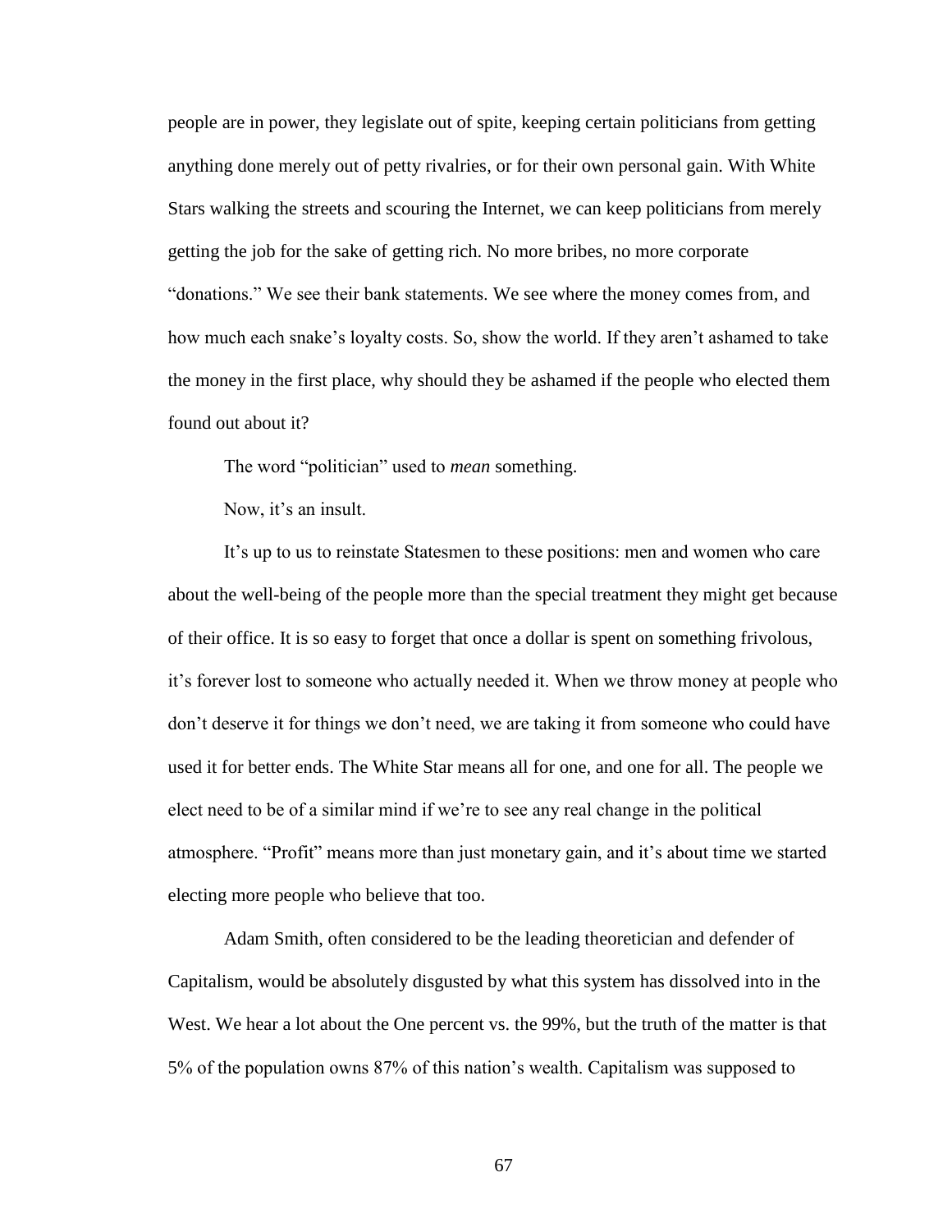people are in power, they legislate out of spite, keeping certain politicians from getting anything done merely out of petty rivalries, or for their own personal gain. With White Stars walking the streets and scouring the Internet, we can keep politicians from merely getting the job for the sake of getting rich. No more bribes, no more corporate "donations." We see their bank statements. We see where the money comes from, and how much each snake's loyalty costs. So, show the world. If they aren't ashamed to take the money in the first place, why should they be ashamed if the people who elected them found out about it?

The word "politician" used to *mean* something.

Now, it's an insult.

It's up to us to reinstate Statesmen to these positions: men and women who care about the well-being of the people more than the special treatment they might get because of their office. It is so easy to forget that once a dollar is spent on something frivolous, it's forever lost to someone who actually needed it. When we throw money at people who don't deserve it for things we don't need, we are taking it from someone who could have used it for better ends. The White Star means all for one, and one for all. The people we elect need to be of a similar mind if we're to see any real change in the political atmosphere. "Profit" means more than just monetary gain, and it's about time we started electing more people who believe that too.

Adam Smith, often considered to be the leading theoretician and defender of Capitalism, would be absolutely disgusted by what this system has dissolved into in the West. We hear a lot about the One percent vs. the 99%, but the truth of the matter is that 5% of the population owns 87% of this nation's wealth. Capitalism was supposed to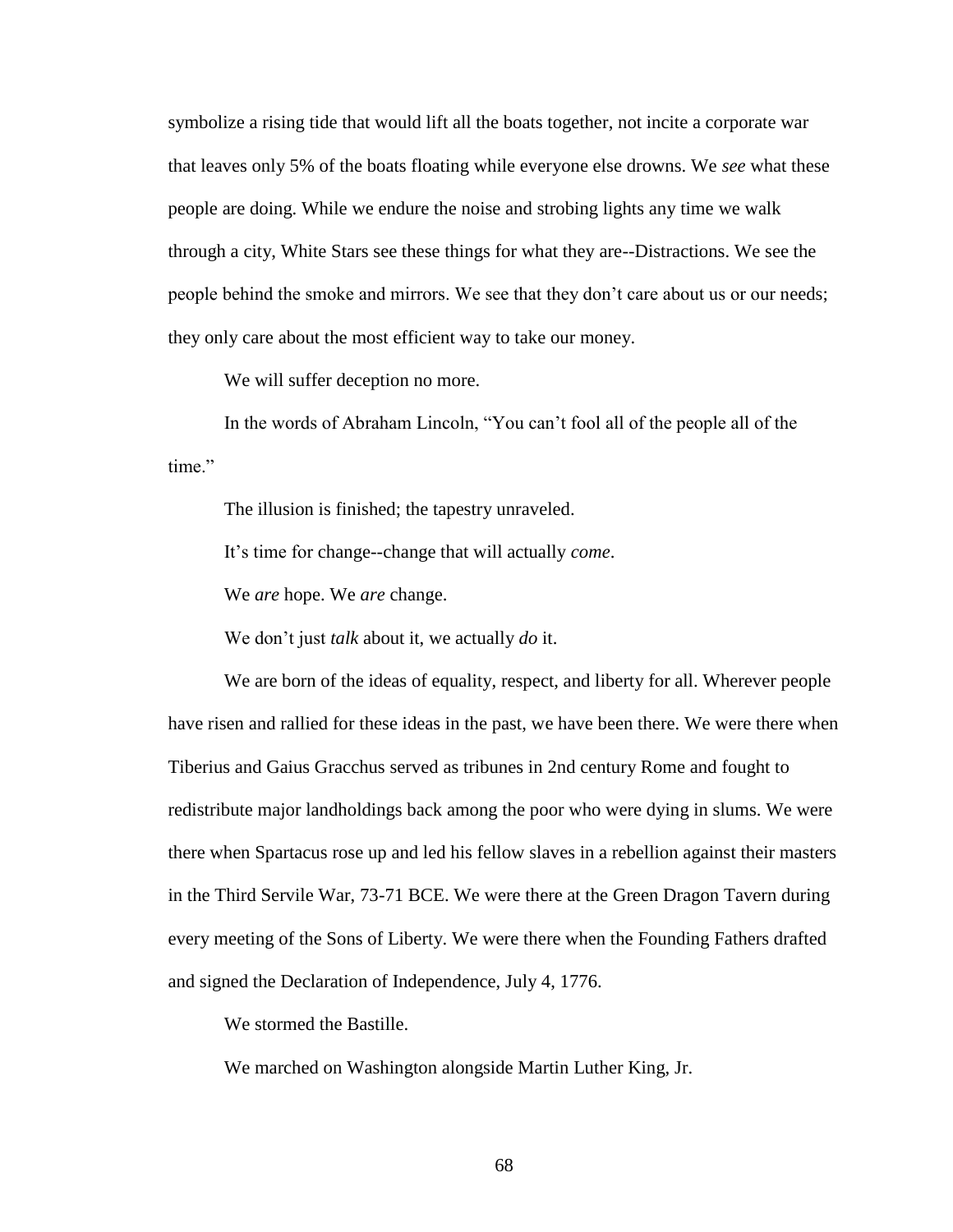symbolize a rising tide that would lift all the boats together, not incite a corporate war that leaves only 5% of the boats floating while everyone else drowns. We *see* what these people are doing. While we endure the noise and strobing lights any time we walk through a city, White Stars see these things for what they are--Distractions. We see the people behind the smoke and mirrors. We see that they don't care about us or our needs; they only care about the most efficient way to take our money.

We will suffer deception no more.

In the words of Abraham Lincoln, "You can't fool all of the people all of the time."

The illusion is finished; the tapestry unraveled.

It's time for change--change that will actually *come*.

We *are* hope. We *are* change.

We don't just *talk* about it, we actually *do* it.

We are born of the ideas of equality, respect, and liberty for all. Wherever people have risen and rallied for these ideas in the past, we have been there. We were there when Tiberius and Gaius Gracchus served as tribunes in 2nd century Rome and fought to redistribute major landholdings back among the poor who were dying in slums. We were there when Spartacus rose up and led his fellow slaves in a rebellion against their masters in the Third Servile War, 73-71 BCE. We were there at the Green Dragon Tavern during every meeting of the Sons of Liberty. We were there when the Founding Fathers drafted and signed the Declaration of Independence, July 4, 1776.

We stormed the Bastille.

We marched on Washington alongside Martin Luther King, Jr.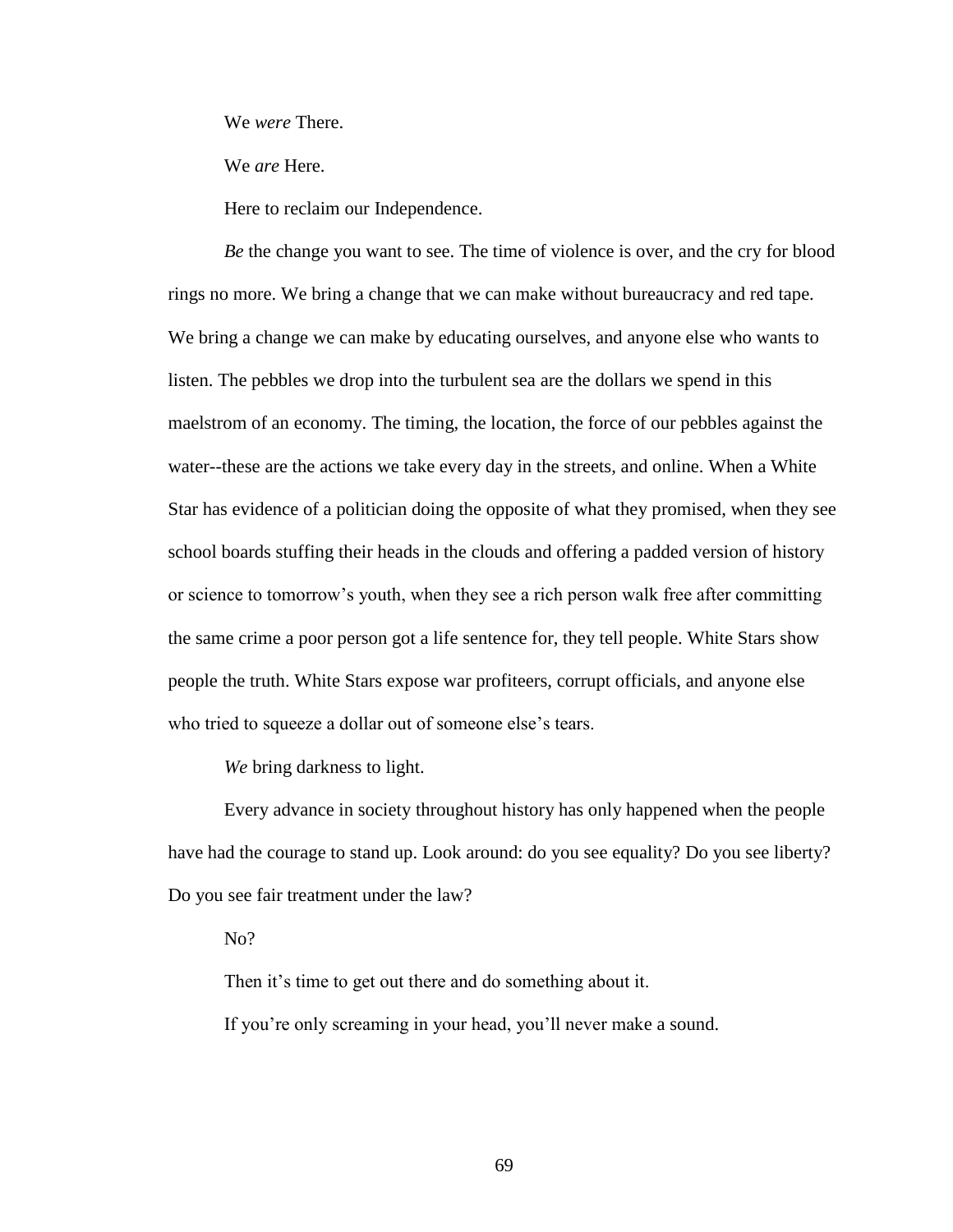We *were* There.

We *are* Here.

Here to reclaim our Independence.

*Be* the change you want to see. The time of violence is over, and the cry for blood rings no more. We bring a change that we can make without bureaucracy and red tape. We bring a change we can make by educating ourselves, and anyone else who wants to listen. The pebbles we drop into the turbulent sea are the dollars we spend in this maelstrom of an economy. The timing, the location, the force of our pebbles against the water--these are the actions we take every day in the streets, and online. When a White Star has evidence of a politician doing the opposite of what they promised, when they see school boards stuffing their heads in the clouds and offering a padded version of history or science to tomorrow's youth, when they see a rich person walk free after committing the same crime a poor person got a life sentence for, they tell people. White Stars show people the truth. White Stars expose war profiteers, corrupt officials, and anyone else who tried to squeeze a dollar out of someone else's tears.

*We* bring darkness to light.

Every advance in society throughout history has only happened when the people have had the courage to stand up. Look around: do you see equality? Do you see liberty? Do you see fair treatment under the law?

No?

Then it's time to get out there and do something about it.

If you're only screaming in your head, you'll never make a sound.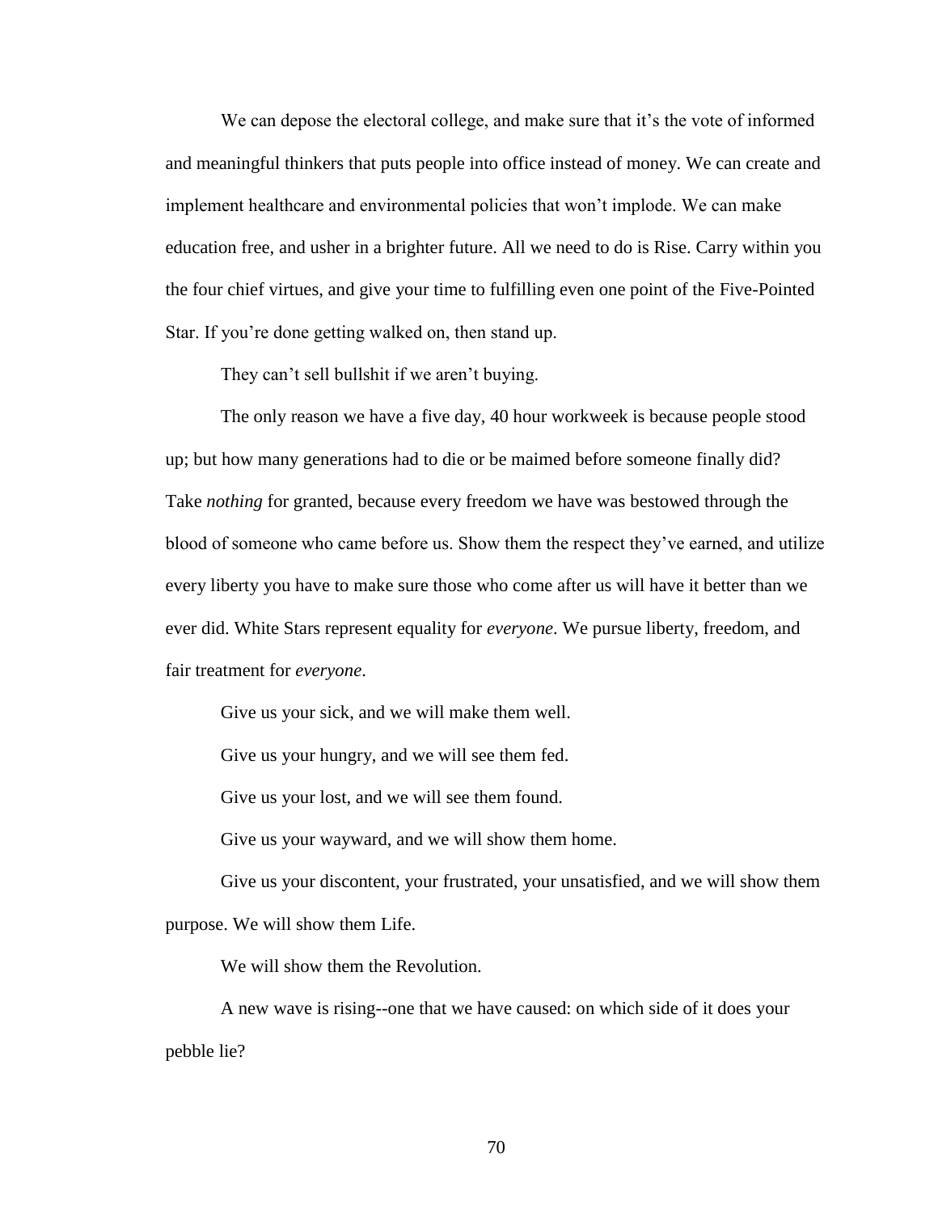We can depose the electoral college, and make sure that it's the vote of informed and meaningful thinkers that puts people into office instead of money. We can create and implement healthcare and environmental policies that won't implode. We can make education free, and usher in a brighter future. All we need to do is Rise. Carry within you the four chief virtues, and give your time to fulfilling even one point of the Five-Pointed Star. If you're done getting walked on, then stand up.

They can't sell bullshit if we aren't buying.

The only reason we have a five day, 40 hour workweek is because people stood up; but how many generations had to die or be maimed before someone finally did? Take *nothing* for granted, because every freedom we have was bestowed through the blood of someone who came before us. Show them the respect they've earned, and utilize every liberty you have to make sure those who come after us will have it better than we ever did. White Stars represent equality for *everyone*. We pursue liberty, freedom, and fair treatment for *everyone*.

Give us your sick, and we will make them well.

Give us your hungry, and we will see them fed.

Give us your lost, and we will see them found.

Give us your wayward, and we will show them home.

Give us your discontent, your frustrated, your unsatisfied, and we will show them purpose. We will show them Life.

We will show them the Revolution.

A new wave is rising--one that we have caused: on which side of it does your pebble lie?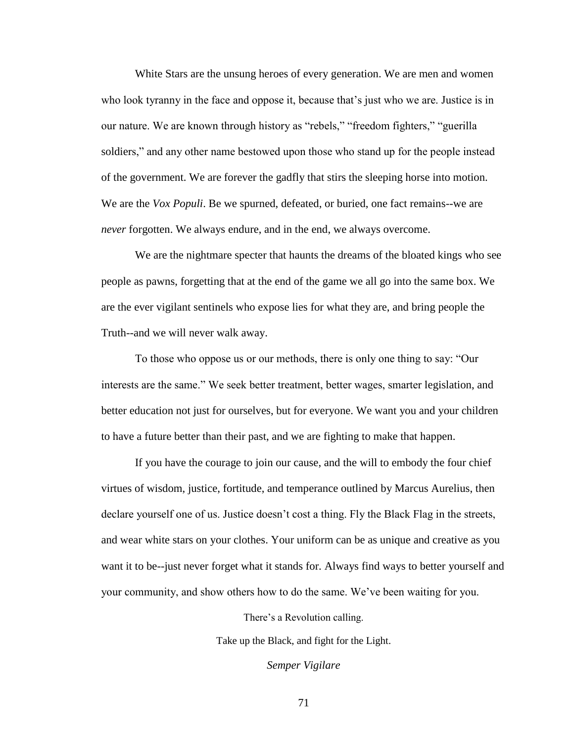White Stars are the unsung heroes of every generation. We are men and women who look tyranny in the face and oppose it, because that's just who we are. Justice is in our nature. We are known through history as "rebels," "freedom fighters," "guerilla soldiers," and any other name bestowed upon those who stand up for the people instead of the government. We are forever the gadfly that stirs the sleeping horse into motion. We are the *Vox Populi*. Be we spurned, defeated, or buried, one fact remains--we are *never* forgotten. We always endure, and in the end, we always overcome.

We are the nightmare specter that haunts the dreams of the bloated kings who see people as pawns, forgetting that at the end of the game we all go into the same box. We are the ever vigilant sentinels who expose lies for what they are, and bring people the Truth--and we will never walk away.

To those who oppose us or our methods, there is only one thing to say: "Our interests are the same." We seek better treatment, better wages, smarter legislation, and better education not just for ourselves, but for everyone. We want you and your children to have a future better than their past, and we are fighting to make that happen.

If you have the courage to join our cause, and the will to embody the four chief virtues of wisdom, justice, fortitude, and temperance outlined by Marcus Aurelius, then declare yourself one of us. Justice doesn't cost a thing. Fly the Black Flag in the streets, and wear white stars on your clothes. Your uniform can be as unique and creative as you want it to be--just never forget what it stands for. Always find ways to better yourself and your community, and show others how to do the same. We've been waiting for you.

There's a Revolution calling.

Take up the Black, and fight for the Light.

*Semper Vigilare*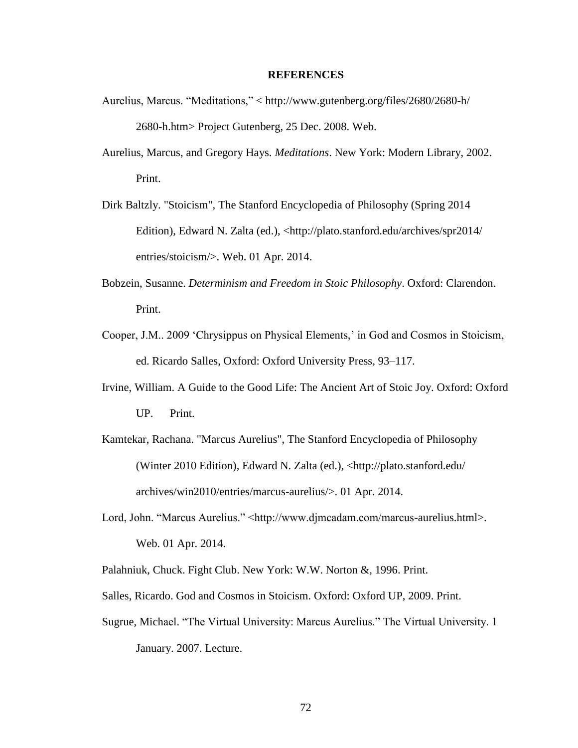# REFERENCES

Aurelius, Marcus. "Meditations," < http://www.gutenberg.org/files/2680/2680-h/2680-h.htm> Project Gutenberg, 25 Dec. 2008. Web.

Aurelius, Marcus, and Gregory Hays. *Meditations*. New York: Modern Library, 2002. Print.

Dirk Baltzly. "Stoicism", The Stanford Encyclopedia of Philosophy (Spring 2014 Edition), Edward N. Zalta (ed.), <http://plato.stanford.edu/archives/spr2014/entries/stoicism/>. Web. 01 Apr. 2014.

Bobzein, Susanne. *Determinism and Freedom in Stoic Philosophy*. Oxford: Clarendon. Print.

Cooper, J.M.. 2009 'Chrysippus on Physical Elements,' in God and Cosmos in Stoicism, ed. Ricardo Salles, Oxford: Oxford University Press, 93–117.

Irvine, William. A Guide to the Good Life: The Ancient Art of Stoic Joy. Oxford: Oxford UP. Print.

Kamtekar, Rachana. "Marcus Aurelius", The Stanford Encyclopedia of Philosophy (Winter 2010 Edition), Edward N. Zalta (ed.), <http://plato.stanford.edu/archives/win2010/entries/marcus-aurelius/>. 01 Apr. 2014.

Lord, John. "Marcus Aurelius." <http://www.djmcadam.com/marcus-aurelius.html>. Web. 01 Apr. 2014.

Palahniuk, Chuck. Fight Club. New York: W.W. Norton &, 1996. Print.

Salles, Ricardo. God and Cosmos in Stoicism. Oxford: Oxford UP, 2009. Print.

Sugrue, Michael. "The Virtual University: Marcus Aurelius." The Virtual University. 1 January. 2007. Lecture.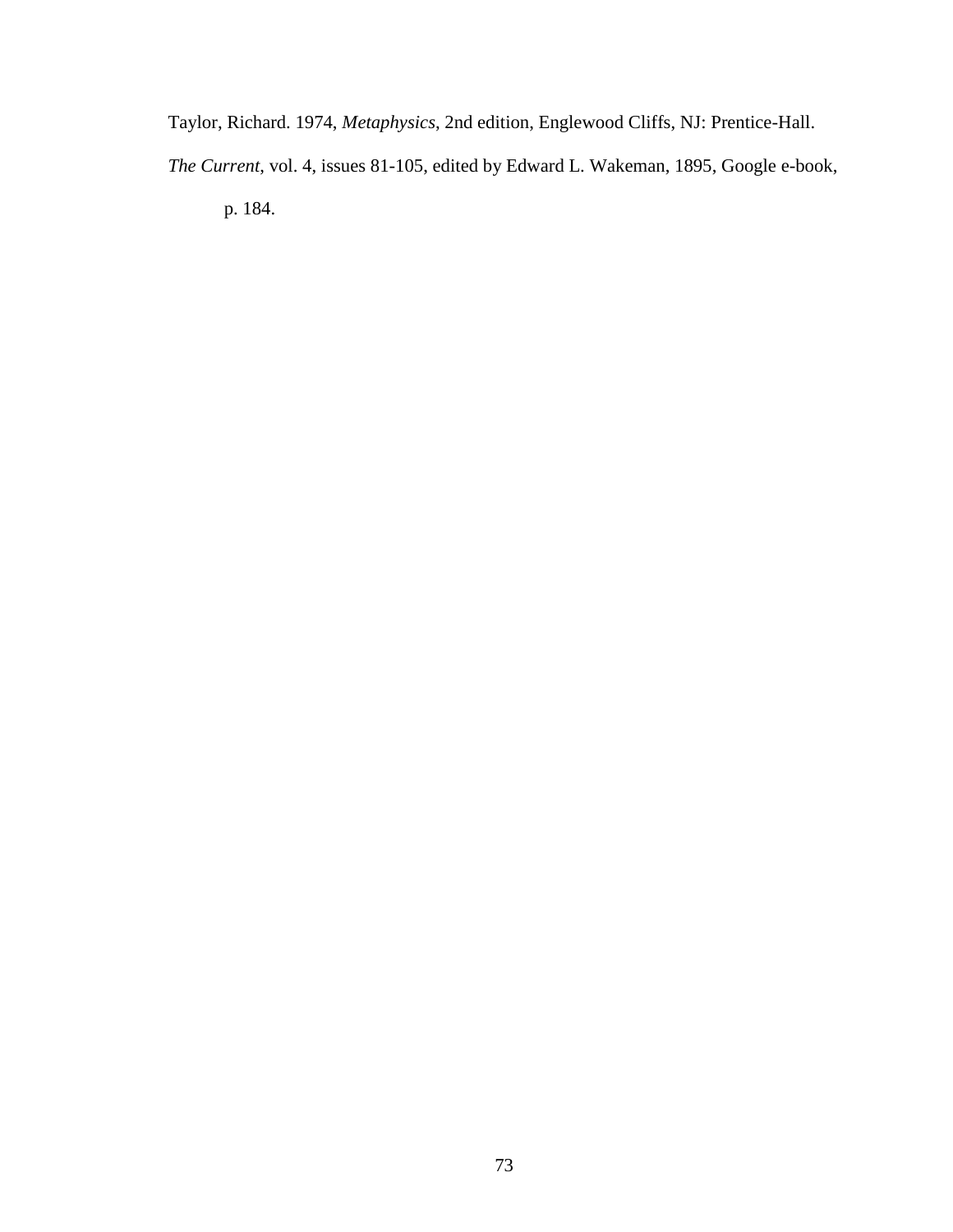Taylor, Richard. 1974, *Metaphysics*, 2nd edition, Englewood Cliffs, NJ: Prentice-Hall.

*The Current*, vol. 4, issues 81-105, edited by Edward L. Wakeman, 1895, Google e-book, p. 184.